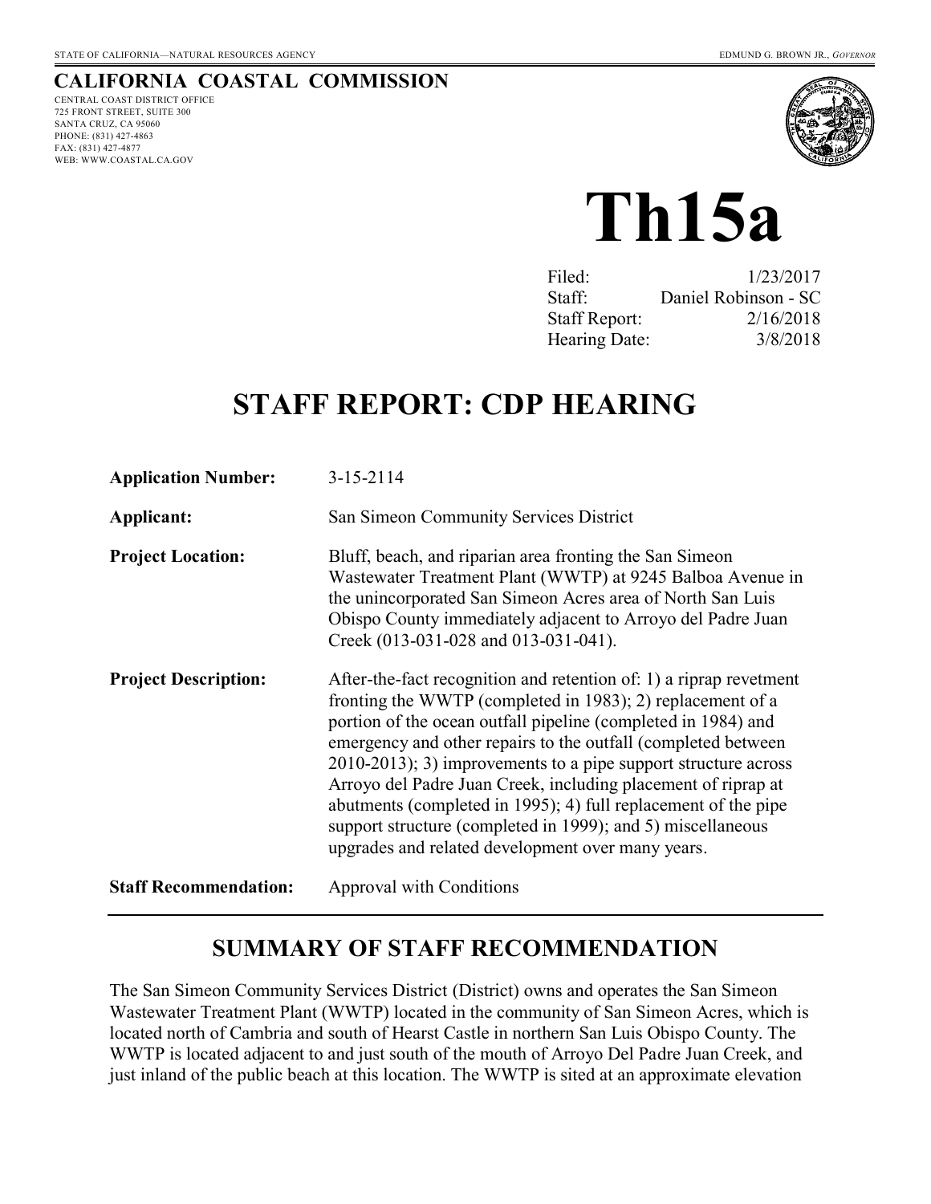STATE OF CALIFORNIA—NATURAL RESOURCES AGENCY EDMUND G. BROWN JR., *GOVERNOR*

# CALIFORNIA COASTAL COMMISSION

CENTRAL COAST DISTRICT OFFICE
725 FRONT STREET, SUITE 300
SANTA CRUZ, CA 95060
PHONE: (831) 427-4863
FAX: (831) 427-4877
WEB: WWW.COASTAL.CA.GOV

# Th15a

| | |
|---|---|
| Filed: | 1/23/2017 |
| Staff: | Daniel Robinson - SC |
| Staff Report: | 2/16/2018 |
| Hearing Date: | 3/8/2018 |

# STAFF REPORT: CDP HEARING

| | |
|---|---|
| **Application Number:** | 3-15-2114 |
| **Applicant:** | San Simeon Community Services District |
| **Project Location:** | Bluff, beach, and riparian area fronting the San Simeon Wastewater Treatment Plant (WWTP) at 9245 Balboa Avenue in the unincorporated San Simeon Acres area of North San Luis Obispo County immediately adjacent to Arroyo del Padre Juan Creek (013-031-028 and 013-031-041). |
| **Project Description:** | After-the-fact recognition and retention of: 1) a riprap revetment fronting the WWTP (completed in 1983); 2) replacement of a portion of the ocean outfall pipeline (completed in 1984) and emergency and other repairs to the outfall (completed between 2010-2013); 3) improvements to a pipe support structure across Arroyo del Padre Juan Creek, including placement of riprap at abutments (completed in 1995); 4) full replacement of the pipe support structure (completed in 1999); and 5) miscellaneous upgrades and related development over many years. |
| **Staff Recommendation:** | Approval with Conditions |

## SUMMARY OF STAFF RECOMMENDATION

The San Simeon Community Services District (District) owns and operates the San Simeon Wastewater Treatment Plant (WWTP) located in the community of San Simeon Acres, which is located north of Cambria and south of Hearst Castle in northern San Luis Obispo County. The WWTP is located adjacent to and just south of the mouth of Arroyo Del Padre Juan Creek, and just inland of the public beach at this location. The WWTP is sited at an approximate elevation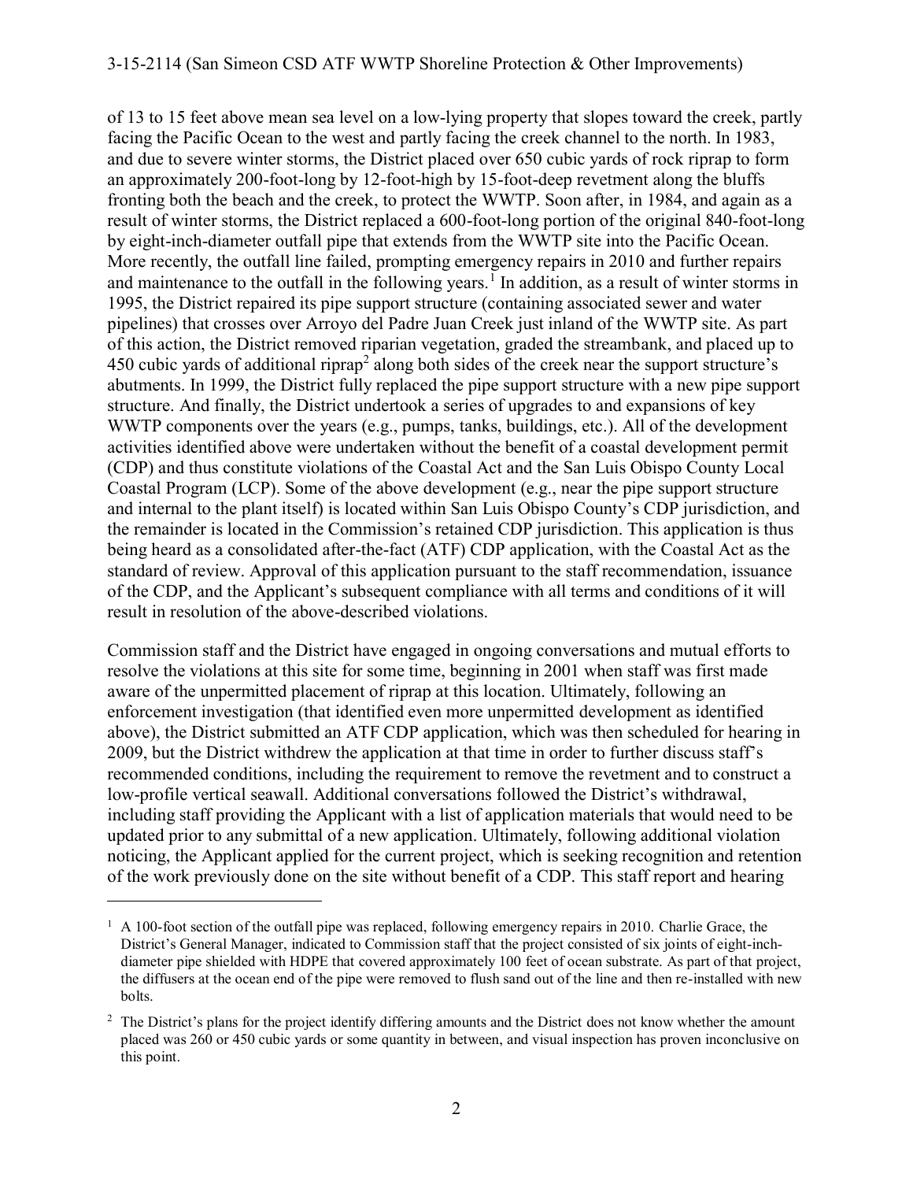of 13 to 15 feet above mean sea level on a low-lying property that slopes toward the creek, partly facing the Pacific Ocean to the west and partly facing the creek channel to the north. In 1983, and due to severe winter storms, the District placed over 650 cubic yards of rock riprap to form an approximately 200-foot-long by 12-foot-high by 15-foot-deep revetment along the bluffs fronting both the beach and the creek, to protect the WWTP. Soon after, in 1984, and again as a result of winter storms, the District replaced a 600-foot-long portion of the original 840-foot-long by eight-inch-diameter outfall pipe that extends from the WWTP site into the Pacific Ocean. More recently, the outfall line failed, prompting emergency repairs in 2010 and further repairs and maintenance to the outfall in the following years.[1] In addition, as a result of winter storms in 1995, the District repaired its pipe support structure (containing associated sewer and water pipelines) that crosses over Arroyo del Padre Juan Creek just inland of the WWTP site. As part of this action, the District removed riparian vegetation, graded the streambank, and placed up to 450 cubic yards of additional riprap[2] along both sides of the creek near the support structure's abutments. In 1999, the District fully replaced the pipe support structure with a new pipe support structure. And finally, the District undertook a series of upgrades to and expansions of key WWTP components over the years (e.g., pumps, tanks, buildings, etc.). All of the development activities identified above were undertaken without the benefit of a coastal development permit (CDP) and thus constitute violations of the Coastal Act and the San Luis Obispo County Local Coastal Program (LCP). Some of the above development (e.g., near the pipe support structure and internal to the plant itself) is located within San Luis Obispo County's CDP jurisdiction, and the remainder is located in the Commission's retained CDP jurisdiction. This application is thus being heard as a consolidated after-the-fact (ATF) CDP application, with the Coastal Act as the standard of review. Approval of this application pursuant to the staff recommendation, issuance of the CDP, and the Applicant's subsequent compliance with all terms and conditions of it will result in resolution of the above-described violations.

Commission staff and the District have engaged in ongoing conversations and mutual efforts to resolve the violations at this site for some time, beginning in 2001 when staff was first made aware of the unpermitted placement of riprap at this location. Ultimately, following an enforcement investigation (that identified even more unpermitted development as identified above), the District submitted an ATF CDP application, which was then scheduled for hearing in 2009, but the District withdrew the application at that time in order to further discuss staff's recommended conditions, including the requirement to remove the revetment and to construct a low-profile vertical seawall. Additional conversations followed the District's withdrawal, including staff providing the Applicant with a list of application materials that would need to be updated prior to any submittal of a new application. Ultimately, following additional violation noticing, the Applicant applied for the current project, which is seeking recognition and retention of the work previously done on the site without benefit of a CDP. This staff report and hearing

---

[1] A 100-foot section of the outfall pipe was replaced, following emergency repairs in 2010. Charlie Grace, the District's General Manager, indicated to Commission staff that the project consisted of six joints of eight-inch-diameter pipe shielded with HDPE that covered approximately 100 feet of ocean substrate. As part of that project, the diffusers at the ocean end of the pipe were removed to flush sand out of the line and then re-installed with new bolts.

[2] The District's plans for the project identify differing amounts and the District does not know whether the amount placed was 260 or 450 cubic yards or some quantity in between, and visual inspection has proven inconclusive on this point.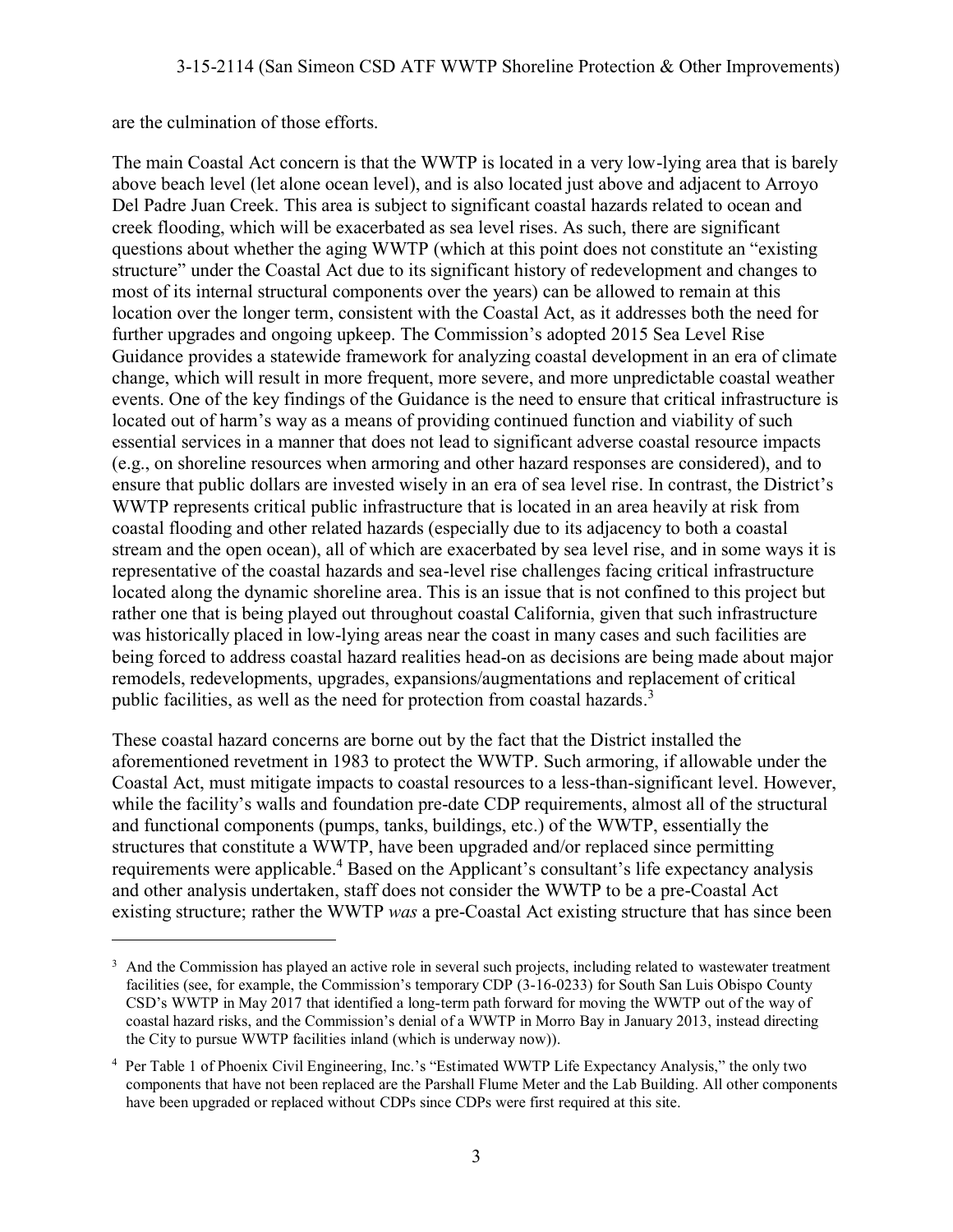are the culmination of those efforts.

The main Coastal Act concern is that the WWTP is located in a very low-lying area that is barely above beach level (let alone ocean level), and is also located just above and adjacent to Arroyo Del Padre Juan Creek. This area is subject to significant coastal hazards related to ocean and creek flooding, which will be exacerbated as sea level rises. As such, there are significant questions about whether the aging WWTP (which at this point does not constitute an "existing structure" under the Coastal Act due to its significant history of redevelopment and changes to most of its internal structural components over the years) can be allowed to remain at this location over the longer term, consistent with the Coastal Act, as it addresses both the need for further upgrades and ongoing upkeep. The Commission's adopted 2015 Sea Level Rise Guidance provides a statewide framework for analyzing coastal development in an era of climate change, which will result in more frequent, more severe, and more unpredictable coastal weather events. One of the key findings of the Guidance is the need to ensure that critical infrastructure is located out of harm's way as a means of providing continued function and viability of such essential services in a manner that does not lead to significant adverse coastal resource impacts (e.g., on shoreline resources when armoring and other hazard responses are considered), and to ensure that public dollars are invested wisely in an era of sea level rise. In contrast, the District's WWTP represents critical public infrastructure that is located in an area heavily at risk from coastal flooding and other related hazards (especially due to its adjacency to both a coastal stream and the open ocean), all of which are exacerbated by sea level rise, and in some ways it is representative of the coastal hazards and sea-level rise challenges facing critical infrastructure located along the dynamic shoreline area. This is an issue that is not confined to this project but rather one that is being played out throughout coastal California, given that such infrastructure was historically placed in low-lying areas near the coast in many cases and such facilities are being forced to address coastal hazard realities head-on as decisions are being made about major remodels, redevelopments, upgrades, expansions/augmentations and replacement of critical public facilities, as well as the need for protection from coastal hazards.[3]

These coastal hazard concerns are borne out by the fact that the District installed the aforementioned revetment in 1983 to protect the WWTP. Such armoring, if allowable under the Coastal Act, must mitigate impacts to coastal resources to a less-than-significant level. However, while the facility's walls and foundation pre-date CDP requirements, almost all of the structural and functional components (pumps, tanks, buildings, etc.) of the WWTP, essentially the structures that constitute a WWTP, have been upgraded and/or replaced since permitting requirements were applicable.[4] Based on the Applicant's consultant's life expectancy analysis and other analysis undertaken, staff does not consider the WWTP to be a pre-Coastal Act existing structure; rather the WWTP *was* a pre-Coastal Act existing structure that has since been

---

[3] And the Commission has played an active role in several such projects, including related to wastewater treatment facilities (see, for example, the Commission's temporary CDP (3-16-0233) for South San Luis Obispo County CSD's WWTP in May 2017 that identified a long-term path forward for moving the WWTP out of the way of coastal hazard risks, and the Commission's denial of a WWTP in Morro Bay in January 2013, instead directing the City to pursue WWTP facilities inland (which is underway now)).

[4] Per Table 1 of Phoenix Civil Engineering, Inc.'s "Estimated WWTP Life Expectancy Analysis," the only two components that have not been replaced are the Parshall Flume Meter and the Lab Building. All other components have been upgraded or replaced without CDPs since CDPs were first required at this site.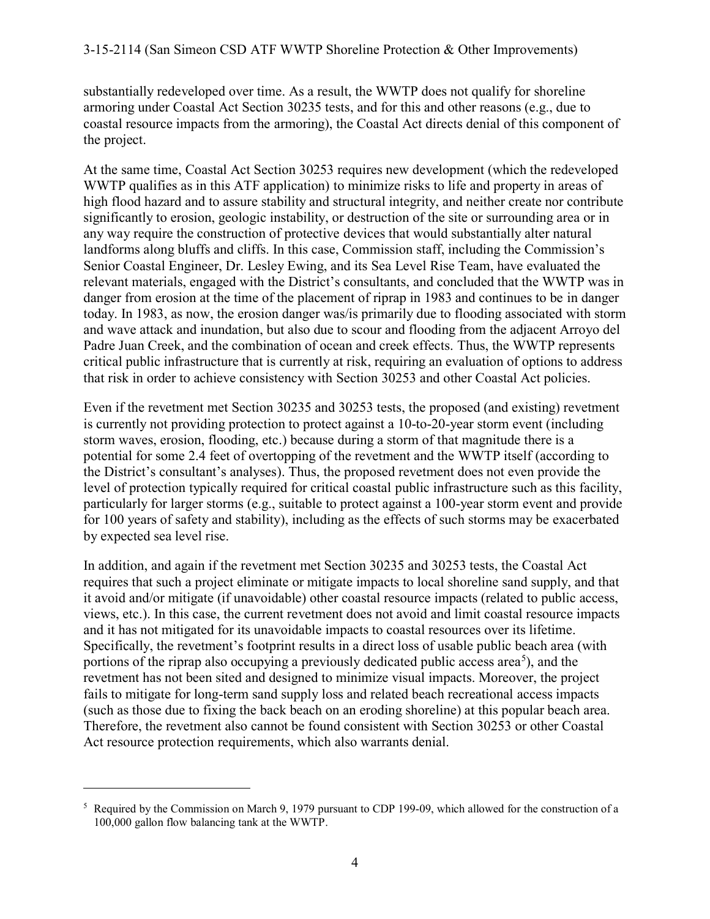substantially redeveloped over time. As a result, the WWTP does not qualify for shoreline armoring under Coastal Act Section 30235 tests, and for this and other reasons (e.g., due to coastal resource impacts from the armoring), the Coastal Act directs denial of this component of the project.

At the same time, Coastal Act Section 30253 requires new development (which the redeveloped WWTP qualifies as in this ATF application) to minimize risks to life and property in areas of high flood hazard and to assure stability and structural integrity, and neither create nor contribute significantly to erosion, geologic instability, or destruction of the site or surrounding area or in any way require the construction of protective devices that would substantially alter natural landforms along bluffs and cliffs. In this case, Commission staff, including the Commission's Senior Coastal Engineer, Dr. Lesley Ewing, and its Sea Level Rise Team, have evaluated the relevant materials, engaged with the District's consultants, and concluded that the WWTP was in danger from erosion at the time of the placement of riprap in 1983 and continues to be in danger today. In 1983, as now, the erosion danger was/is primarily due to flooding associated with storm and wave attack and inundation, but also due to scour and flooding from the adjacent Arroyo del Padre Juan Creek, and the combination of ocean and creek effects. Thus, the WWTP represents critical public infrastructure that is currently at risk, requiring an evaluation of options to address that risk in order to achieve consistency with Section 30253 and other Coastal Act policies.

Even if the revetment met Section 30235 and 30253 tests, the proposed (and existing) revetment is currently not providing protection to protect against a 10-to-20-year storm event (including storm waves, erosion, flooding, etc.) because during a storm of that magnitude there is a potential for some 2.4 feet of overtopping of the revetment and the WWTP itself (according to the District's consultant's analyses). Thus, the proposed revetment does not even provide the level of protection typically required for critical coastal public infrastructure such as this facility, particularly for larger storms (e.g., suitable to protect against a 100-year storm event and provide for 100 years of safety and stability), including as the effects of such storms may be exacerbated by expected sea level rise.

In addition, and again if the revetment met Section 30235 and 30253 tests, the Coastal Act requires that such a project eliminate or mitigate impacts to local shoreline sand supply, and that it avoid and/or mitigate (if unavoidable) other coastal resource impacts (related to public access, views, etc.). In this case, the current revetment does not avoid and limit coastal resource impacts and it has not mitigated for its unavoidable impacts to coastal resources over its lifetime. Specifically, the revetment's footprint results in a direct loss of usable public beach area (with portions of the riprap also occupying a previously dedicated public access area[5]), and the revetment has not been sited and designed to minimize visual impacts. Moreover, the project fails to mitigate for long-term sand supply loss and related beach recreational access impacts (such as those due to fixing the back beach on an eroding shoreline) at this popular beach area. Therefore, the revetment also cannot be found consistent with Section 30253 or other Coastal Act resource protection requirements, which also warrants denial.

---

[5] Required by the Commission on March 9, 1979 pursuant to CDP 199-09, which allowed for the construction of a 100,000 gallon flow balancing tank at the WWTP.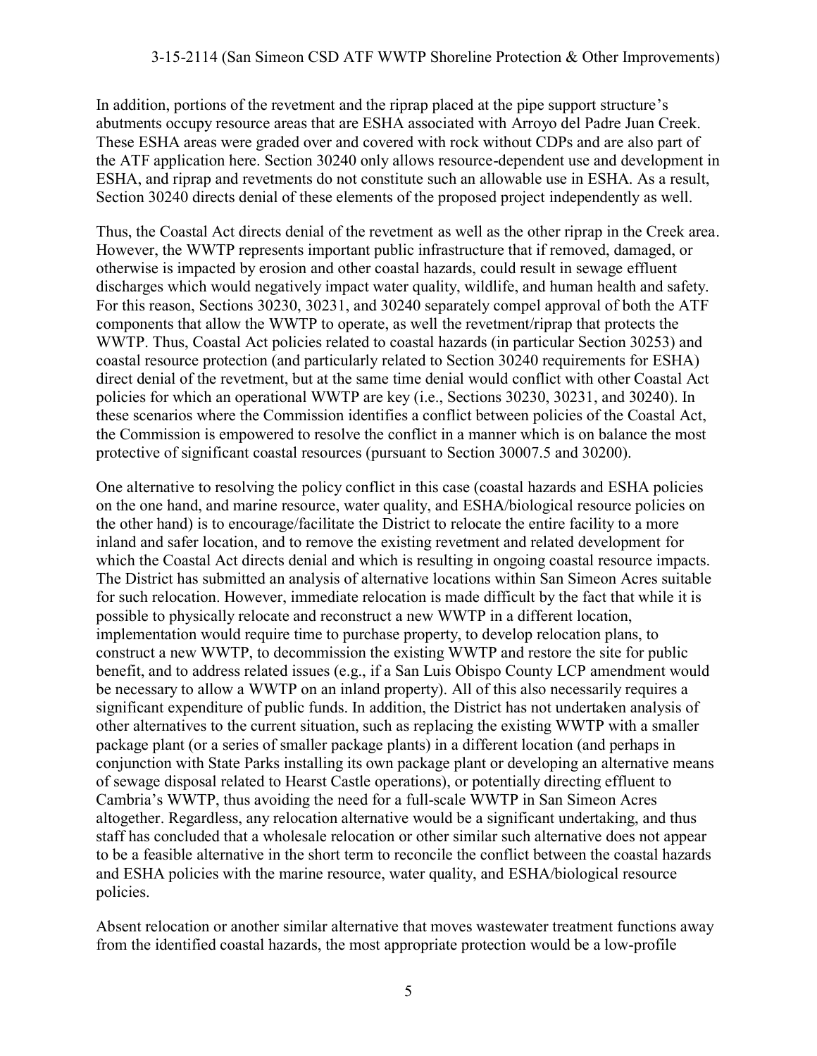In addition, portions of the revetment and the riprap placed at the pipe support structure's abutments occupy resource areas that are ESHA associated with Arroyo del Padre Juan Creek. These ESHA areas were graded over and covered with rock without CDPs and are also part of the ATF application here. Section 30240 only allows resource-dependent use and development in ESHA, and riprap and revetments do not constitute such an allowable use in ESHA. As a result, Section 30240 directs denial of these elements of the proposed project independently as well.

Thus, the Coastal Act directs denial of the revetment as well as the other riprap in the Creek area. However, the WWTP represents important public infrastructure that if removed, damaged, or otherwise is impacted by erosion and other coastal hazards, could result in sewage effluent discharges which would negatively impact water quality, wildlife, and human health and safety. For this reason, Sections 30230, 30231, and 30240 separately compel approval of both the ATF components that allow the WWTP to operate, as well the revetment/riprap that protects the WWTP. Thus, Coastal Act policies related to coastal hazards (in particular Section 30253) and coastal resource protection (and particularly related to Section 30240 requirements for ESHA) direct denial of the revetment, but at the same time denial would conflict with other Coastal Act policies for which an operational WWTP are key (i.e., Sections 30230, 30231, and 30240). In these scenarios where the Commission identifies a conflict between policies of the Coastal Act, the Commission is empowered to resolve the conflict in a manner which is on balance the most protective of significant coastal resources (pursuant to Section 30007.5 and 30200).

One alternative to resolving the policy conflict in this case (coastal hazards and ESHA policies on the one hand, and marine resource, water quality, and ESHA/biological resource policies on the other hand) is to encourage/facilitate the District to relocate the entire facility to a more inland and safer location, and to remove the existing revetment and related development for which the Coastal Act directs denial and which is resulting in ongoing coastal resource impacts. The District has submitted an analysis of alternative locations within San Simeon Acres suitable for such relocation. However, immediate relocation is made difficult by the fact that while it is possible to physically relocate and reconstruct a new WWTP in a different location, implementation would require time to purchase property, to develop relocation plans, to construct a new WWTP, to decommission the existing WWTP and restore the site for public benefit, and to address related issues (e.g., if a San Luis Obispo County LCP amendment would be necessary to allow a WWTP on an inland property). All of this also necessarily requires a significant expenditure of public funds. In addition, the District has not undertaken analysis of other alternatives to the current situation, such as replacing the existing WWTP with a smaller package plant (or a series of smaller package plants) in a different location (and perhaps in conjunction with State Parks installing its own package plant or developing an alternative means of sewage disposal related to Hearst Castle operations), or potentially directing effluent to Cambria's WWTP, thus avoiding the need for a full-scale WWTP in San Simeon Acres altogether. Regardless, any relocation alternative would be a significant undertaking, and thus staff has concluded that a wholesale relocation or other similar such alternative does not appear to be a feasible alternative in the short term to reconcile the conflict between the coastal hazards and ESHA policies with the marine resource, water quality, and ESHA/biological resource policies.

Absent relocation or another similar alternative that moves wastewater treatment functions away from the identified coastal hazards, the most appropriate protection would be a low-profile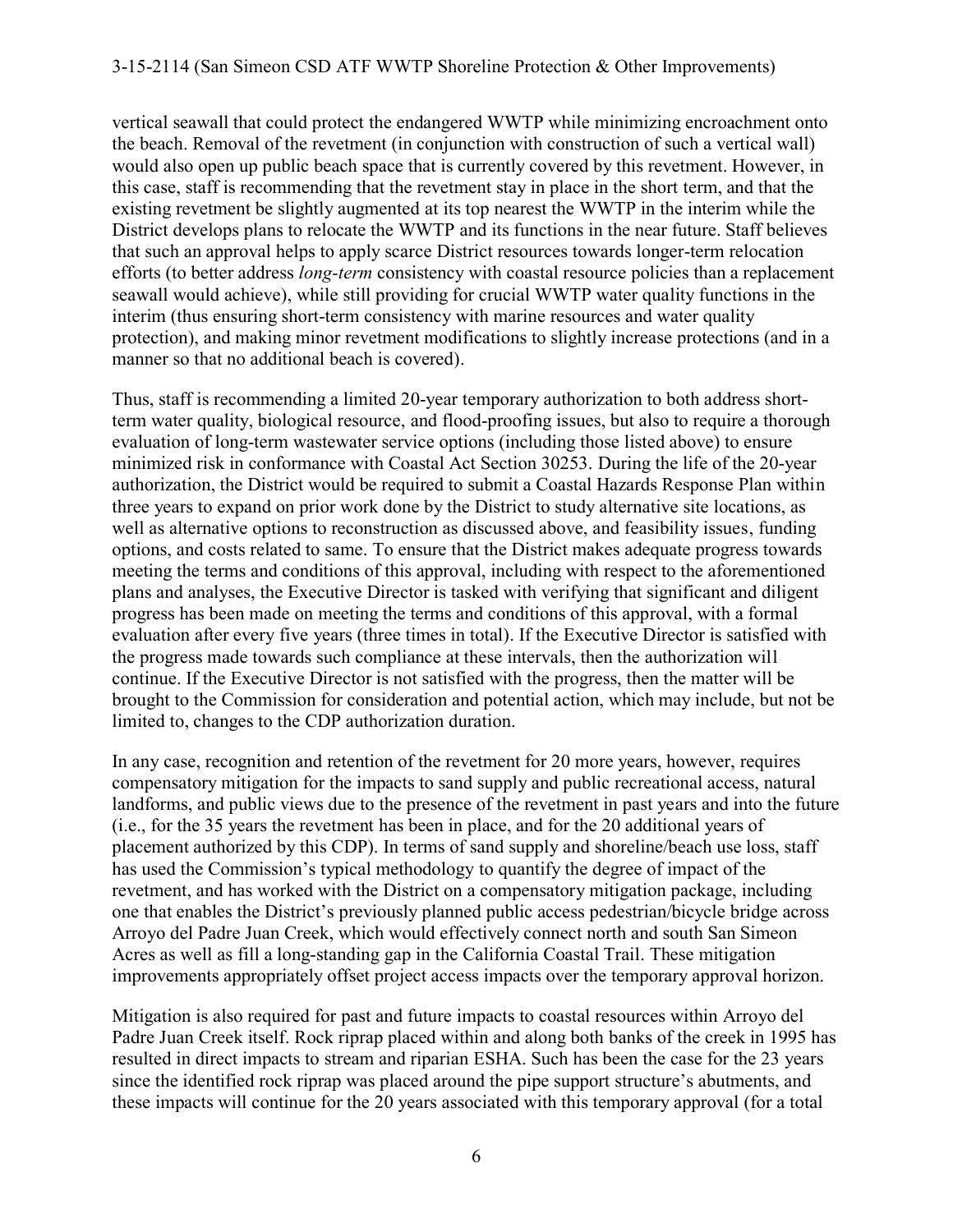vertical seawall that could protect the endangered WWTP while minimizing encroachment onto the beach. Removal of the revetment (in conjunction with construction of such a vertical wall) would also open up public beach space that is currently covered by this revetment. However, in this case, staff is recommending that the revetment stay in place in the short term, and that the existing revetment be slightly augmented at its top nearest the WWTP in the interim while the District develops plans to relocate the WWTP and its functions in the near future. Staff believes that such an approval helps to apply scarce District resources towards longer-term relocation efforts (to better address *long-term* consistency with coastal resource policies than a replacement seawall would achieve), while still providing for crucial WWTP water quality functions in the interim (thus ensuring short-term consistency with marine resources and water quality protection), and making minor revetment modifications to slightly increase protections (and in a manner so that no additional beach is covered).

Thus, staff is recommending a limited 20-year temporary authorization to both address short-term water quality, biological resource, and flood-proofing issues, but also to require a thorough evaluation of long-term wastewater service options (including those listed above) to ensure minimized risk in conformance with Coastal Act Section 30253. During the life of the 20-year authorization, the District would be required to submit a Coastal Hazards Response Plan within three years to expand on prior work done by the District to study alternative site locations, as well as alternative options to reconstruction as discussed above, and feasibility issues, funding options, and costs related to same. To ensure that the District makes adequate progress towards meeting the terms and conditions of this approval, including with respect to the aforementioned plans and analyses, the Executive Director is tasked with verifying that significant and diligent progress has been made on meeting the terms and conditions of this approval, with a formal evaluation after every five years (three times in total). If the Executive Director is satisfied with the progress made towards such compliance at these intervals, then the authorization will continue. If the Executive Director is not satisfied with the progress, then the matter will be brought to the Commission for consideration and potential action, which may include, but not be limited to, changes to the CDP authorization duration.

In any case, recognition and retention of the revetment for 20 more years, however, requires compensatory mitigation for the impacts to sand supply and public recreational access, natural landforms, and public views due to the presence of the revetment in past years and into the future (i.e., for the 35 years the revetment has been in place, and for the 20 additional years of placement authorized by this CDP). In terms of sand supply and shoreline/beach use loss, staff has used the Commission's typical methodology to quantify the degree of impact of the revetment, and has worked with the District on a compensatory mitigation package, including one that enables the District's previously planned public access pedestrian/bicycle bridge across Arroyo del Padre Juan Creek, which would effectively connect north and south San Simeon Acres as well as fill a long-standing gap in the California Coastal Trail. These mitigation improvements appropriately offset project access impacts over the temporary approval horizon.

Mitigation is also required for past and future impacts to coastal resources within Arroyo del Padre Juan Creek itself. Rock riprap placed within and along both banks of the creek in 1995 has resulted in direct impacts to stream and riparian ESHA. Such has been the case for the 23 years since the identified rock riprap was placed around the pipe support structure's abutments, and these impacts will continue for the 20 years associated with this temporary approval (for a total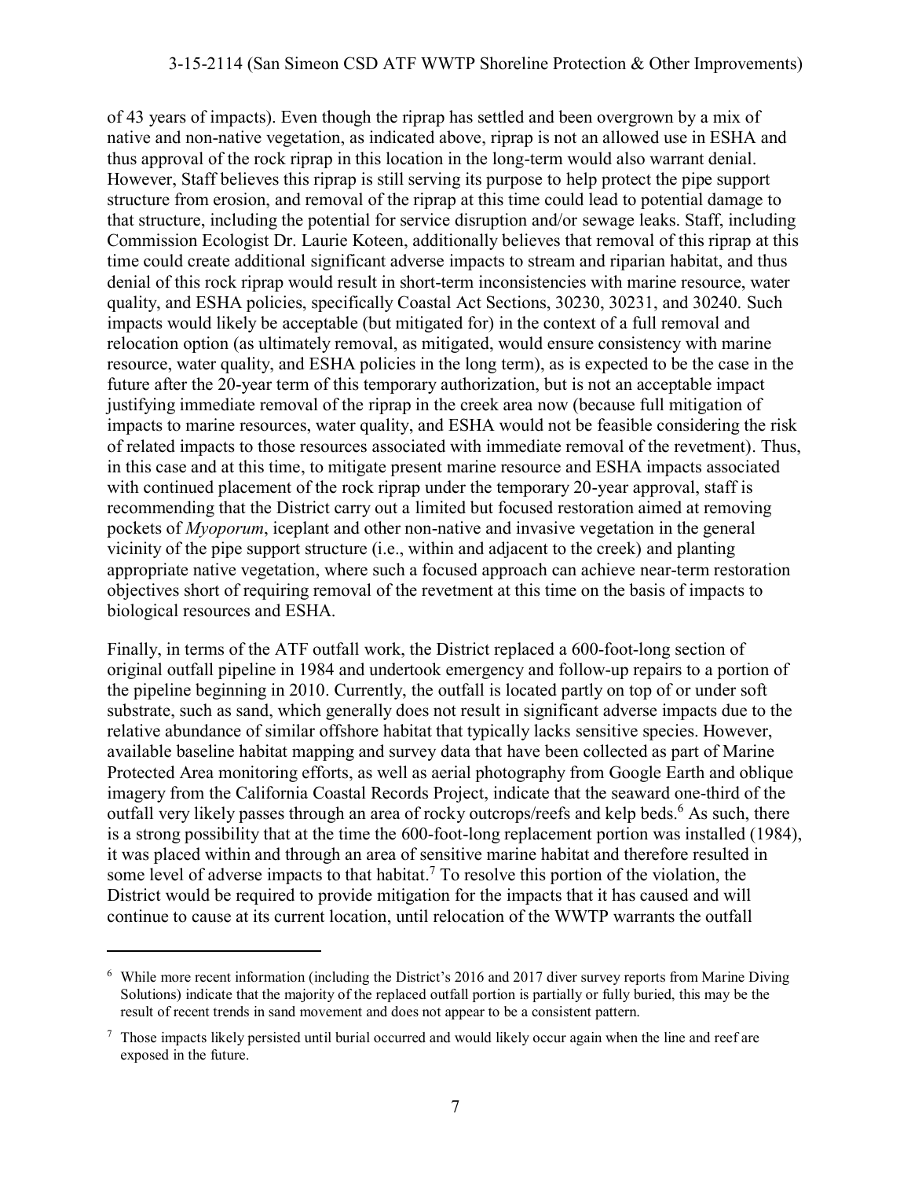of 43 years of impacts). Even though the riprap has settled and been overgrown by a mix of native and non-native vegetation, as indicated above, riprap is not an allowed use in ESHA and thus approval of the rock riprap in this location in the long-term would also warrant denial. However, Staff believes this riprap is still serving its purpose to help protect the pipe support structure from erosion, and removal of the riprap at this time could lead to potential damage to that structure, including the potential for service disruption and/or sewage leaks. Staff, including Commission Ecologist Dr. Laurie Koteen, additionally believes that removal of this riprap at this time could create additional significant adverse impacts to stream and riparian habitat, and thus denial of this rock riprap would result in short-term inconsistencies with marine resource, water quality, and ESHA policies, specifically Coastal Act Sections, 30230, 30231, and 30240. Such impacts would likely be acceptable (but mitigated for) in the context of a full removal and relocation option (as ultimately removal, as mitigated, would ensure consistency with marine resource, water quality, and ESHA policies in the long term), as is expected to be the case in the future after the 20-year term of this temporary authorization, but is not an acceptable impact justifying immediate removal of the riprap in the creek area now (because full mitigation of impacts to marine resources, water quality, and ESHA would not be feasible considering the risk of related impacts to those resources associated with immediate removal of the revetment). Thus, in this case and at this time, to mitigate present marine resource and ESHA impacts associated with continued placement of the rock riprap under the temporary 20-year approval, staff is recommending that the District carry out a limited but focused restoration aimed at removing pockets of *Myoporum*, iceplant and other non-native and invasive vegetation in the general vicinity of the pipe support structure (i.e., within and adjacent to the creek) and planting appropriate native vegetation, where such a focused approach can achieve near-term restoration objectives short of requiring removal of the revetment at this time on the basis of impacts to biological resources and ESHA.

Finally, in terms of the ATF outfall work, the District replaced a 600-foot-long section of original outfall pipeline in 1984 and undertook emergency and follow-up repairs to a portion of the pipeline beginning in 2010. Currently, the outfall is located partly on top of or under soft substrate, such as sand, which generally does not result in significant adverse impacts due to the relative abundance of similar offshore habitat that typically lacks sensitive species. However, available baseline habitat mapping and survey data that have been collected as part of Marine Protected Area monitoring efforts, as well as aerial photography from Google Earth and oblique imagery from the California Coastal Records Project, indicate that the seaward one-third of the outfall very likely passes through an area of rocky outcrops/reefs and kelp beds.[6] As such, there is a strong possibility that at the time the 600-foot-long replacement portion was installed (1984), it was placed within and through an area of sensitive marine habitat and therefore resulted in some level of adverse impacts to that habitat.[7] To resolve this portion of the violation, the District would be required to provide mitigation for the impacts that it has caused and will continue to cause at its current location, until relocation of the WWTP warrants the outfall

---

[6] While more recent information (including the District's 2016 and 2017 diver survey reports from Marine Diving Solutions) indicate that the majority of the replaced outfall portion is partially or fully buried, this may be the result of recent trends in sand movement and does not appear to be a consistent pattern.

[7] Those impacts likely persisted until burial occurred and would likely occur again when the line and reef are exposed in the future.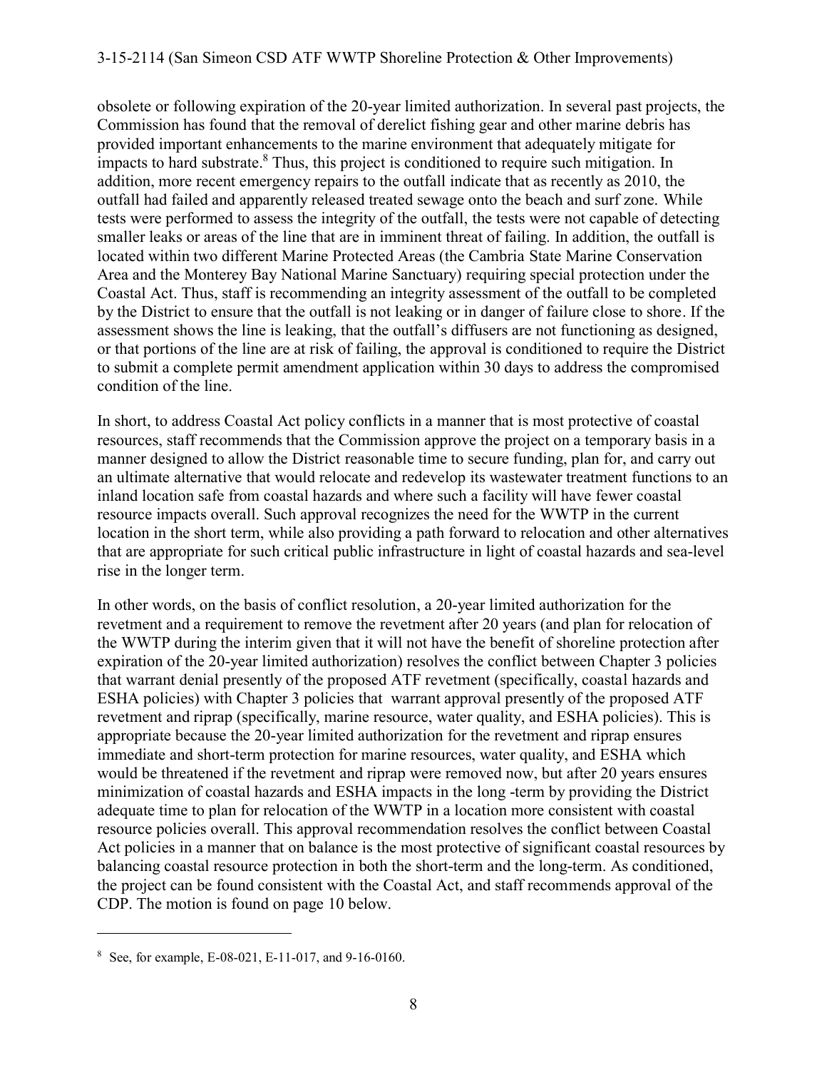obsolete or following expiration of the 20-year limited authorization. In several past projects, the Commission has found that the removal of derelict fishing gear and other marine debris has provided important enhancements to the marine environment that adequately mitigate for impacts to hard substrate.[8] Thus, this project is conditioned to require such mitigation. In addition, more recent emergency repairs to the outfall indicate that as recently as 2010, the outfall had failed and apparently released treated sewage onto the beach and surf zone. While tests were performed to assess the integrity of the outfall, the tests were not capable of detecting smaller leaks or areas of the line that are in imminent threat of failing. In addition, the outfall is located within two different Marine Protected Areas (the Cambria State Marine Conservation Area and the Monterey Bay National Marine Sanctuary) requiring special protection under the Coastal Act. Thus, staff is recommending an integrity assessment of the outfall to be completed by the District to ensure that the outfall is not leaking or in danger of failure close to shore. If the assessment shows the line is leaking, that the outfall's diffusers are not functioning as designed, or that portions of the line are at risk of failing, the approval is conditioned to require the District to submit a complete permit amendment application within 30 days to address the compromised condition of the line.

In short, to address Coastal Act policy conflicts in a manner that is most protective of coastal resources, staff recommends that the Commission approve the project on a temporary basis in a manner designed to allow the District reasonable time to secure funding, plan for, and carry out an ultimate alternative that would relocate and redevelop its wastewater treatment functions to an inland location safe from coastal hazards and where such a facility will have fewer coastal resource impacts overall. Such approval recognizes the need for the WWTP in the current location in the short term, while also providing a path forward to relocation and other alternatives that are appropriate for such critical public infrastructure in light of coastal hazards and sea-level rise in the longer term.

In other words, on the basis of conflict resolution, a 20-year limited authorization for the revetment and a requirement to remove the revetment after 20 years (and plan for relocation of the WWTP during the interim given that it will not have the benefit of shoreline protection after expiration of the 20-year limited authorization) resolves the conflict between Chapter 3 policies that warrant denial presently of the proposed ATF revetment (specifically, coastal hazards and ESHA policies) with Chapter 3 policies that warrant approval presently of the proposed ATF revetment and riprap (specifically, marine resource, water quality, and ESHA policies). This is appropriate because the 20-year limited authorization for the revetment and riprap ensures immediate and short-term protection for marine resources, water quality, and ESHA which would be threatened if the revetment and riprap were removed now, but after 20 years ensures minimization of coastal hazards and ESHA impacts in the long -term by providing the District adequate time to plan for relocation of the WWTP in a location more consistent with coastal resource policies overall. This approval recommendation resolves the conflict between Coastal Act policies in a manner that on balance is the most protective of significant coastal resources by balancing coastal resource protection in both the short-term and the long-term. As conditioned, the project can be found consistent with the Coastal Act, and staff recommends approval of the CDP. The motion is found on page 10 below.

---

[8] See, for example, E-08-021, E-11-017, and 9-16-0160.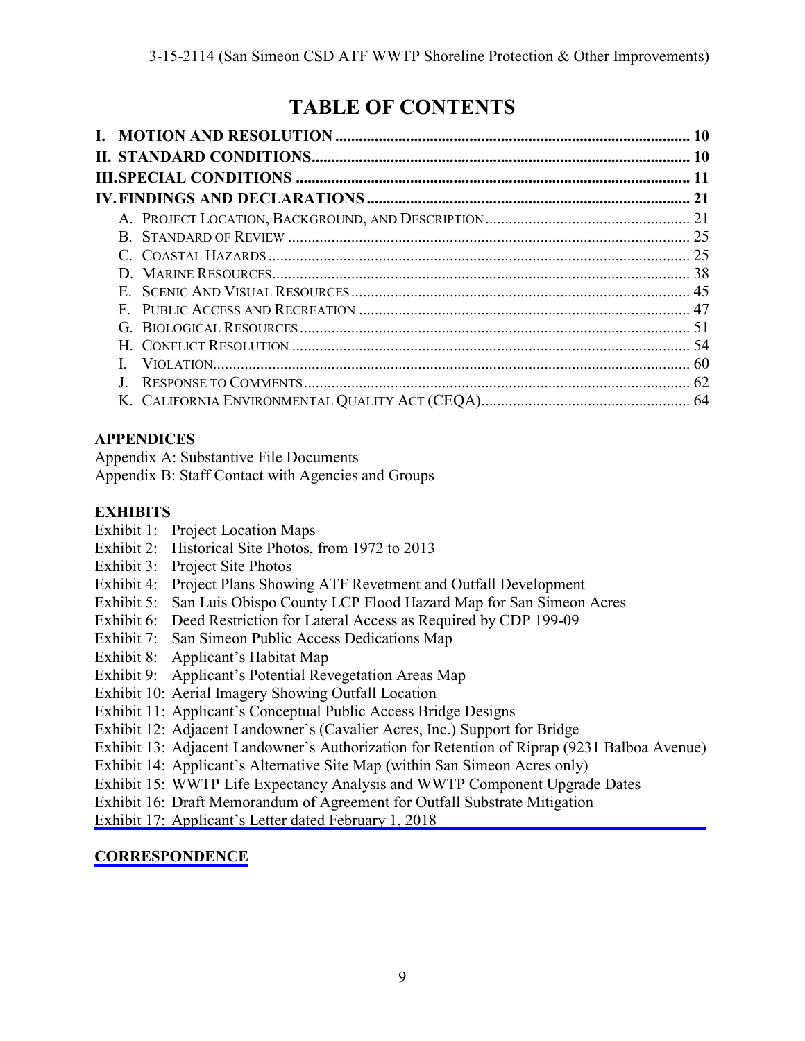# TABLE OF CONTENTS

**I. MOTION AND RESOLUTION** ........................................................................................ **10**
**II. STANDARD CONDITIONS** ............................................................................................... **10**
**III. SPECIAL CONDITIONS** .................................................................................................. **11**
**IV. FINDINGS AND DECLARATIONS** ................................................................................. **21**

- A. PROJECT LOCATION, BACKGROUND, AND DESCRIPTION .................................................. 21
- B. STANDARD OF REVIEW ..................................................................................................... 25
- C. COASTAL HAZARDS .......................................................................................................... 25
- D. MARINE RESOURCES ......................................................................................................... 38
- E. SCENIC AND VISUAL RESOURCES ..................................................................................... 45
- F. PUBLIC ACCESS AND RECREATION ................................................................................... 47
- G. BIOLOGICAL RESOURCES .................................................................................................. 51
- H. CONFLICT RESOLUTION .................................................................................................... 54
- I. VIOLATION ........................................................................................................................ 60
- J. RESPONSE TO COMMENTS ................................................................................................. 62
- K. CALIFORNIA ENVIRONMENTAL QUALITY ACT (CEQA) ..................................................... 64

**APPENDICES**

Appendix A: Substantive File Documents
Appendix B: Staff Contact with Agencies and Groups

**EXHIBITS**

Exhibit 1: Project Location Maps
Exhibit 2: Historical Site Photos, from 1972 to 2013
Exhibit 3: Project Site Photos
Exhibit 4: Project Plans Showing ATF Revetment and Outfall Development
Exhibit 5: San Luis Obispo County LCP Flood Hazard Map for San Simeon Acres
Exhibit 6: Deed Restriction for Lateral Access as Required by CDP 199-09
Exhibit 7: San Simeon Public Access Dedications Map
Exhibit 8: Applicant's Habitat Map
Exhibit 9: Applicant's Potential Revegetation Areas Map
Exhibit 10: Aerial Imagery Showing Outfall Location
Exhibit 11: Applicant's Conceptual Public Access Bridge Designs
Exhibit 12: Adjacent Landowner's (Cavalier Acres, Inc.) Support for Bridge
Exhibit 13: Adjacent Landowner's Authorization for Retention of Riprap (9231 Balboa Avenue)
Exhibit 14: Applicant's Alternative Site Map (within San Simeon Acres only)
Exhibit 15: WWTP Life Expectancy Analysis and WWTP Component Upgrade Dates
Exhibit 16: Draft Memorandum of Agreement for Outfall Substrate Mitigation
Exhibit 17: Applicant's Letter dated February 1, 2018

**CORRESPONDENCE**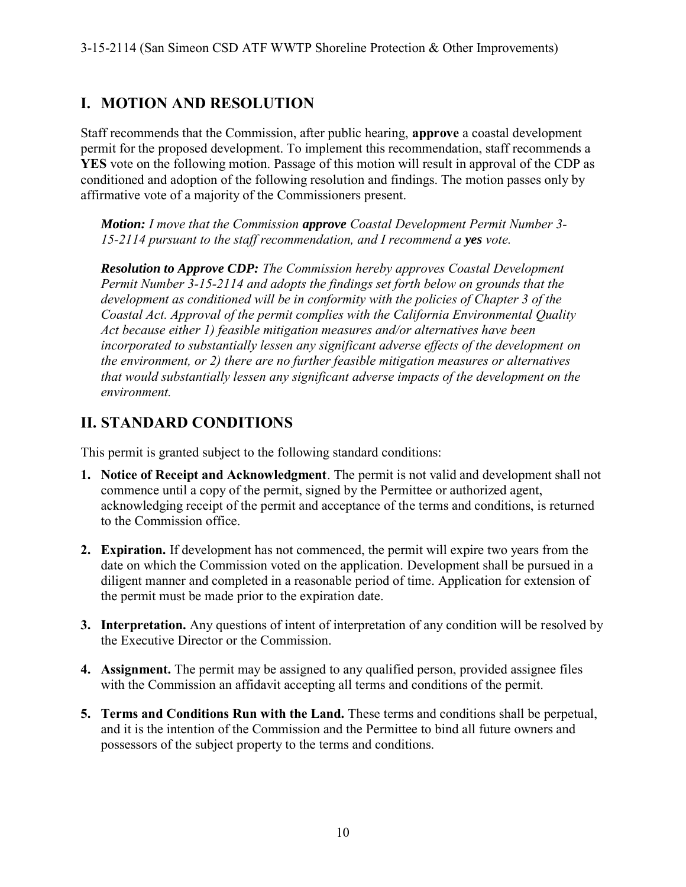## I. MOTION AND RESOLUTION

Staff recommends that the Commission, after public hearing, **approve** a coastal development permit for the proposed development. To implement this recommendation, staff recommends a **YES** vote on the following motion. Passage of this motion will result in approval of the CDP as conditioned and adoption of the following resolution and findings. The motion passes only by affirmative vote of a majority of the Commissioners present.

> ***Motion:*** *I move that the Commission* ***approve*** *Coastal Development Permit Number 3-15-2114 pursuant to the staff recommendation, and I recommend a* ***yes*** *vote.*
>
> ***Resolution to Approve CDP:*** *The Commission hereby approves Coastal Development Permit Number 3-15-2114 and adopts the findings set forth below on grounds that the development as conditioned will be in conformity with the policies of Chapter 3 of the Coastal Act. Approval of the permit complies with the California Environmental Quality Act because either 1) feasible mitigation measures and/or alternatives have been incorporated to substantially lessen any significant adverse effects of the development on the environment, or 2) there are no further feasible mitigation measures or alternatives that would substantially lessen any significant adverse impacts of the development on the environment.*

## II. STANDARD CONDITIONS

This permit is granted subject to the following standard conditions:

1. **Notice of Receipt and Acknowledgment**. The permit is not valid and development shall not commence until a copy of the permit, signed by the Permittee or authorized agent, acknowledging receipt of the permit and acceptance of the terms and conditions, is returned to the Commission office.

2. **Expiration.** If development has not commenced, the permit will expire two years from the date on which the Commission voted on the application. Development shall be pursued in a diligent manner and completed in a reasonable period of time. Application for extension of the permit must be made prior to the expiration date.

3. **Interpretation.** Any questions of intent of interpretation of any condition will be resolved by the Executive Director or the Commission.

4. **Assignment.** The permit may be assigned to any qualified person, provided assignee files with the Commission an affidavit accepting all terms and conditions of the permit.

5. **Terms and Conditions Run with the Land.** These terms and conditions shall be perpetual, and it is the intention of the Commission and the Permittee to bind all future owners and possessors of the subject property to the terms and conditions.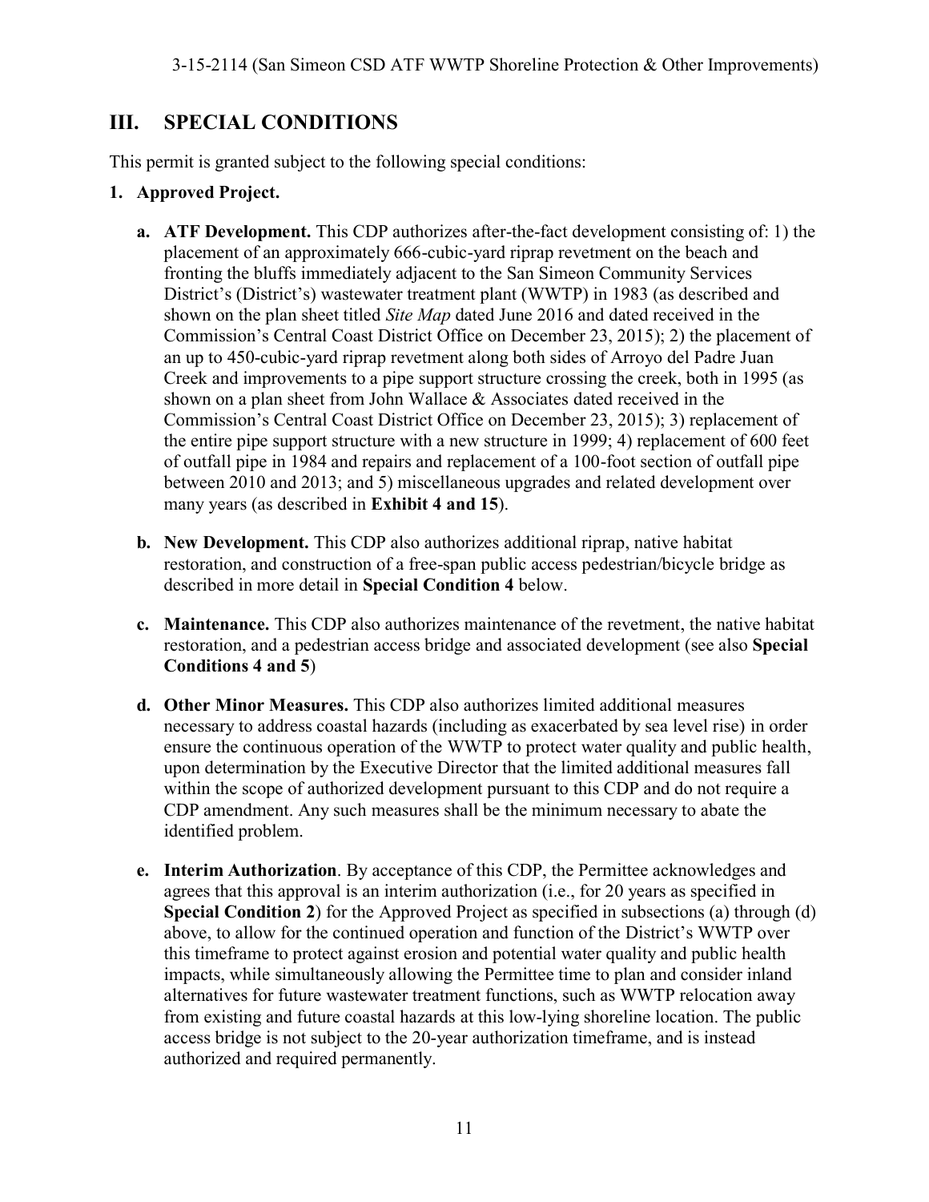## III. SPECIAL CONDITIONS

This permit is granted subject to the following special conditions:

**1. Approved Project.**

- **a. ATF Development.** This CDP authorizes after-the-fact development consisting of: 1) the placement of an approximately 666-cubic-yard riprap revetment on the beach and fronting the bluffs immediately adjacent to the San Simeon Community Services District's (District's) wastewater treatment plant (WWTP) in 1983 (as described and shown on the plan sheet titled *Site Map* dated June 2016 and dated received in the Commission's Central Coast District Office on December 23, 2015); 2) the placement of an up to 450-cubic-yard riprap revetment along both sides of Arroyo del Padre Juan Creek and improvements to a pipe support structure crossing the creek, both in 1995 (as shown on a plan sheet from John Wallace & Associates dated received in the Commission's Central Coast District Office on December 23, 2015); 3) replacement of the entire pipe support structure with a new structure in 1999; 4) replacement of 600 feet of outfall pipe in 1984 and repairs and replacement of a 100-foot section of outfall pipe between 2010 and 2013; and 5) miscellaneous upgrades and related development over many years (as described in **Exhibit 4 and 15**).

- **b. New Development.** This CDP also authorizes additional riprap, native habitat restoration, and construction of a free-span public access pedestrian/bicycle bridge as described in more detail in **Special Condition 4** below.

- **c. Maintenance.** This CDP also authorizes maintenance of the revetment, the native habitat restoration, and a pedestrian access bridge and associated development (see also **Special Conditions 4 and 5**)

- **d. Other Minor Measures.** This CDP also authorizes limited additional measures necessary to address coastal hazards (including as exacerbated by sea level rise) in order ensure the continuous operation of the WWTP to protect water quality and public health, upon determination by the Executive Director that the limited additional measures fall within the scope of authorized development pursuant to this CDP and do not require a CDP amendment. Any such measures shall be the minimum necessary to abate the identified problem.

- **e. Interim Authorization**. By acceptance of this CDP, the Permittee acknowledges and agrees that this approval is an interim authorization (i.e., for 20 years as specified in **Special Condition 2**) for the Approved Project as specified in subsections (a) through (d) above, to allow for the continued operation and function of the District's WWTP over this timeframe to protect against erosion and potential water quality and public health impacts, while simultaneously allowing the Permittee time to plan and consider inland alternatives for future wastewater treatment functions, such as WWTP relocation away from existing and future coastal hazards at this low-lying shoreline location. The public access bridge is not subject to the 20-year authorization timeframe, and is instead authorized and required permanently.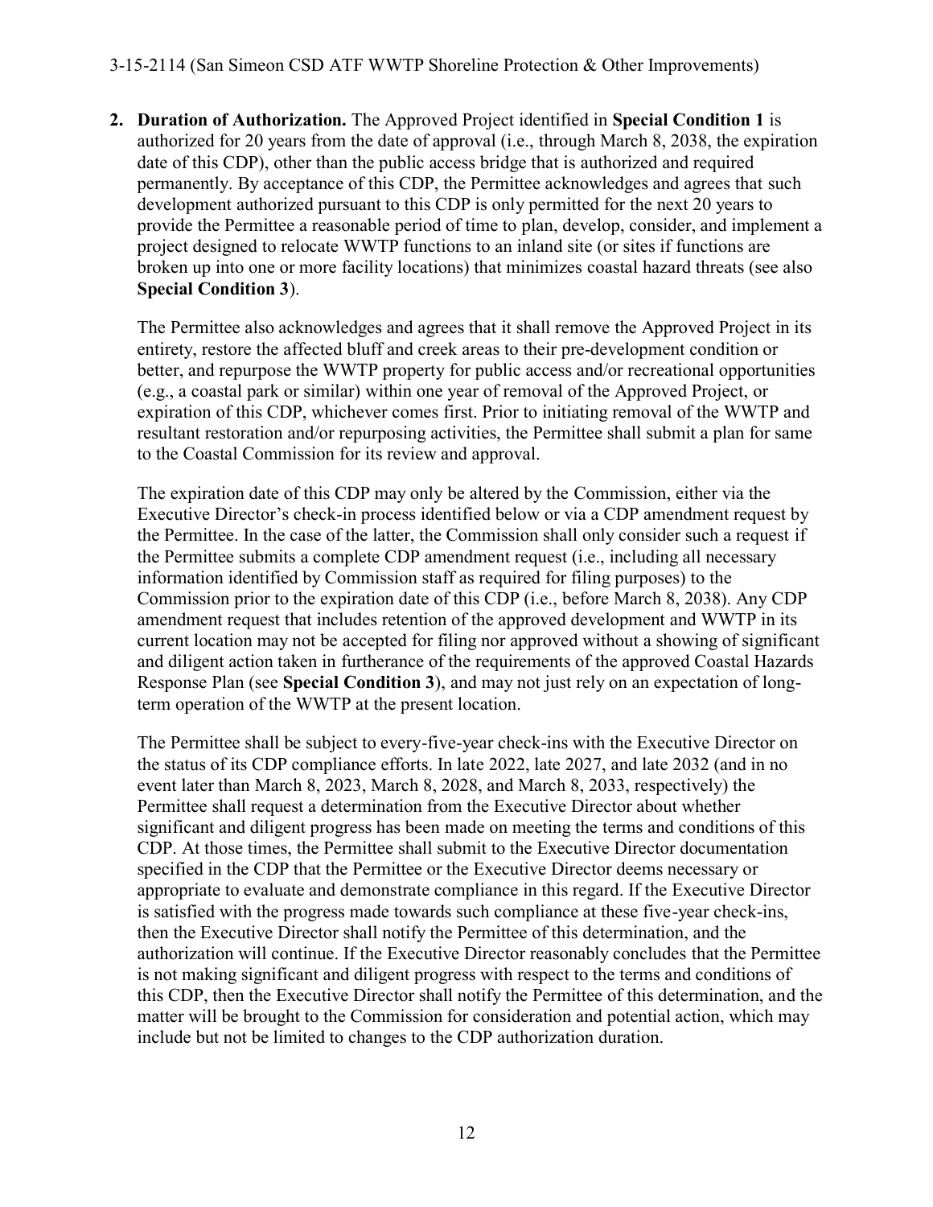2. **Duration of Authorization.** The Approved Project identified in **Special Condition 1** is authorized for 20 years from the date of approval (i.e., through March 8, 2038, the expiration date of this CDP), other than the public access bridge that is authorized and required permanently. By acceptance of this CDP, the Permittee acknowledges and agrees that such development authorized pursuant to this CDP is only permitted for the next 20 years to provide the Permittee a reasonable period of time to plan, develop, consider, and implement a project designed to relocate WWTP functions to an inland site (or sites if functions are broken up into one or more facility locations) that minimizes coastal hazard threats (see also **Special Condition 3**).

   The Permittee also acknowledges and agrees that it shall remove the Approved Project in its entirety, restore the affected bluff and creek areas to their pre-development condition or better, and repurpose the WWTP property for public access and/or recreational opportunities (e.g., a coastal park or similar) within one year of removal of the Approved Project, or expiration of this CDP, whichever comes first. Prior to initiating removal of the WWTP and resultant restoration and/or repurposing activities, the Permittee shall submit a plan for same to the Coastal Commission for its review and approval.

   The expiration date of this CDP may only be altered by the Commission, either via the Executive Director's check-in process identified below or via a CDP amendment request by the Permittee. In the case of the latter, the Commission shall only consider such a request if the Permittee submits a complete CDP amendment request (i.e., including all necessary information identified by Commission staff as required for filing purposes) to the Commission prior to the expiration date of this CDP (i.e., before March 8, 2038). Any CDP amendment request that includes retention of the approved development and WWTP in its current location may not be accepted for filing nor approved without a showing of significant and diligent action taken in furtherance of the requirements of the approved Coastal Hazards Response Plan (see **Special Condition 3**), and may not just rely on an expectation of long-term operation of the WWTP at the present location.

   The Permittee shall be subject to every-five-year check-ins with the Executive Director on the status of its CDP compliance efforts. In late 2022, late 2027, and late 2032 (and in no event later than March 8, 2023, March 8, 2028, and March 8, 2033, respectively) the Permittee shall request a determination from the Executive Director about whether significant and diligent progress has been made on meeting the terms and conditions of this CDP. At those times, the Permittee shall submit to the Executive Director documentation specified in the CDP that the Permittee or the Executive Director deems necessary or appropriate to evaluate and demonstrate compliance in this regard. If the Executive Director is satisfied with the progress made towards such compliance at these five-year check-ins, then the Executive Director shall notify the Permittee of this determination, and the authorization will continue. If the Executive Director reasonably concludes that the Permittee is not making significant and diligent progress with respect to the terms and conditions of this CDP, then the Executive Director shall notify the Permittee of this determination, and the matter will be brought to the Commission for consideration and potential action, which may include but not be limited to changes to the CDP authorization duration.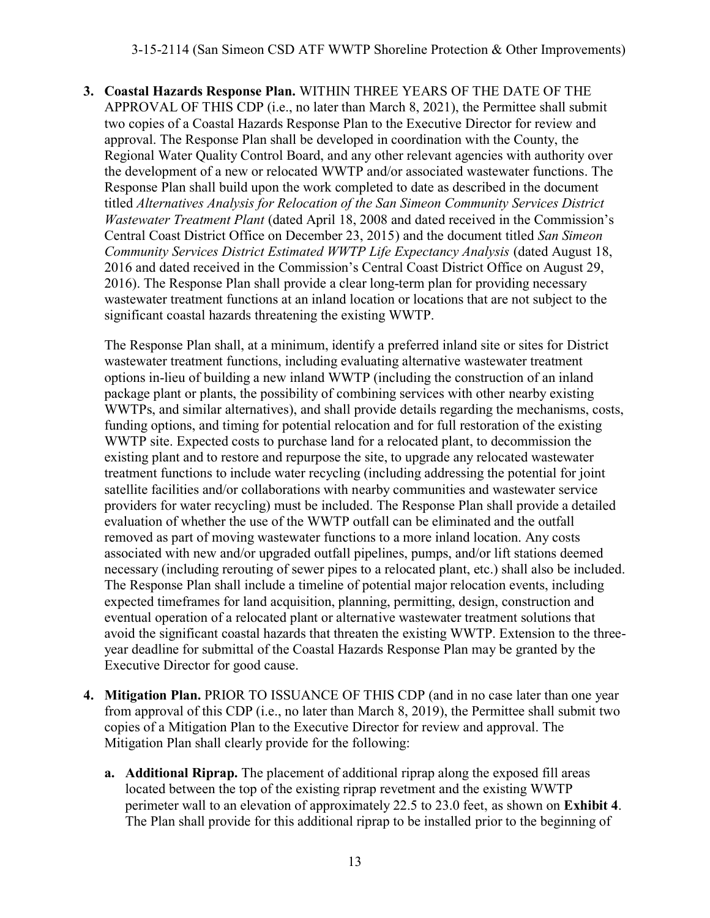3. **Coastal Hazards Response Plan.** WITHIN THREE YEARS OF THE DATE OF THE APPROVAL OF THIS CDP (i.e., no later than March 8, 2021), the Permittee shall submit two copies of a Coastal Hazards Response Plan to the Executive Director for review and approval. The Response Plan shall be developed in coordination with the County, the Regional Water Quality Control Board, and any other relevant agencies with authority over the development of a new or relocated WWTP and/or associated wastewater functions. The Response Plan shall build upon the work completed to date as described in the document titled *Alternatives Analysis for Relocation of the San Simeon Community Services District Wastewater Treatment Plant* (dated April 18, 2008 and dated received in the Commission's Central Coast District Office on December 23, 2015) and the document titled *San Simeon Community Services District Estimated WWTP Life Expectancy Analysis* (dated August 18, 2016 and dated received in the Commission's Central Coast District Office on August 29, 2016). The Response Plan shall provide a clear long-term plan for providing necessary wastewater treatment functions at an inland location or locations that are not subject to the significant coastal hazards threatening the existing WWTP.

   The Response Plan shall, at a minimum, identify a preferred inland site or sites for District wastewater treatment functions, including evaluating alternative wastewater treatment options in-lieu of building a new inland WWTP (including the construction of an inland package plant or plants, the possibility of combining services with other nearby existing WWTPs, and similar alternatives), and shall provide details regarding the mechanisms, costs, funding options, and timing for potential relocation and for full restoration of the existing WWTP site. Expected costs to purchase land for a relocated plant, to decommission the existing plant and to restore and repurpose the site, to upgrade any relocated wastewater treatment functions to include water recycling (including addressing the potential for joint satellite facilities and/or collaborations with nearby communities and wastewater service providers for water recycling) must be included. The Response Plan shall provide a detailed evaluation of whether the use of the WWTP outfall can be eliminated and the outfall removed as part of moving wastewater functions to a more inland location. Any costs associated with new and/or upgraded outfall pipelines, pumps, and/or lift stations deemed necessary (including rerouting of sewer pipes to a relocated plant, etc.) shall also be included. The Response Plan shall include a timeline of potential major relocation events, including expected timeframes for land acquisition, planning, permitting, design, construction and eventual operation of a relocated plant or alternative wastewater treatment solutions that avoid the significant coastal hazards that threaten the existing WWTP. Extension to the three-year deadline for submittal of the Coastal Hazards Response Plan may be granted by the Executive Director for good cause.

4. **Mitigation Plan.** PRIOR TO ISSUANCE OF THIS CDP (and in no case later than one year from approval of this CDP (i.e., no later than March 8, 2019), the Permittee shall submit two copies of a Mitigation Plan to the Executive Director for review and approval. The Mitigation Plan shall clearly provide for the following:

   a. **Additional Riprap.** The placement of additional riprap along the exposed fill areas located between the top of the existing riprap revetment and the existing WWTP perimeter wall to an elevation of approximately 22.5 to 23.0 feet, as shown on **Exhibit 4**. The Plan shall provide for this additional riprap to be installed prior to the beginning of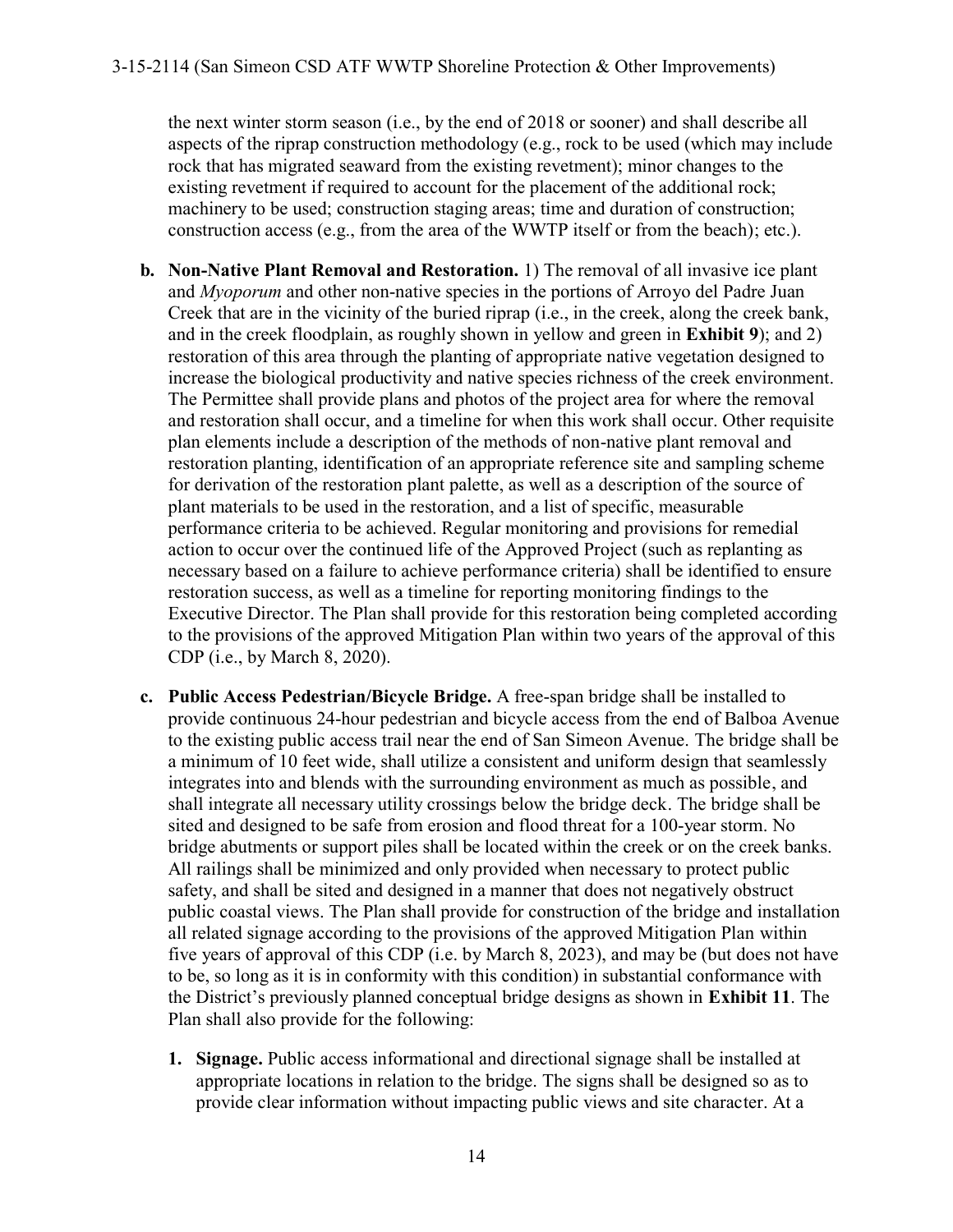the next winter storm season (i.e., by the end of 2018 or sooner) and shall describe all aspects of the riprap construction methodology (e.g., rock to be used (which may include rock that has migrated seaward from the existing revetment); minor changes to the existing revetment if required to account for the placement of the additional rock; machinery to be used; construction staging areas; time and duration of construction; construction access (e.g., from the area of the WWTP itself or from the beach); etc.).

**b. Non-Native Plant Removal and Restoration.** 1) The removal of all invasive ice plant and *Myoporum* and other non-native species in the portions of Arroyo del Padre Juan Creek that are in the vicinity of the buried riprap (i.e., in the creek, along the creek bank, and in the creek floodplain, as roughly shown in yellow and green in **Exhibit 9**); and 2) restoration of this area through the planting of appropriate native vegetation designed to increase the biological productivity and native species richness of the creek environment. The Permittee shall provide plans and photos of the project area for where the removal and restoration shall occur, and a timeline for when this work shall occur. Other requisite plan elements include a description of the methods of non-native plant removal and restoration planting, identification of an appropriate reference site and sampling scheme for derivation of the restoration plant palette, as well as a description of the source of plant materials to be used in the restoration, and a list of specific, measurable performance criteria to be achieved. Regular monitoring and provisions for remedial action to occur over the continued life of the Approved Project (such as replanting as necessary based on a failure to achieve performance criteria) shall be identified to ensure restoration success, as well as a timeline for reporting monitoring findings to the Executive Director. The Plan shall provide for this restoration being completed according to the provisions of the approved Mitigation Plan within two years of the approval of this CDP (i.e., by March 8, 2020).

**c. Public Access Pedestrian/Bicycle Bridge.** A free-span bridge shall be installed to provide continuous 24-hour pedestrian and bicycle access from the end of Balboa Avenue to the existing public access trail near the end of San Simeon Avenue. The bridge shall be a minimum of 10 feet wide, shall utilize a consistent and uniform design that seamlessly integrates into and blends with the surrounding environment as much as possible, and shall integrate all necessary utility crossings below the bridge deck. The bridge shall be sited and designed to be safe from erosion and flood threat for a 100-year storm. No bridge abutments or support piles shall be located within the creek or on the creek banks. All railings shall be minimized and only provided when necessary to protect public safety, and shall be sited and designed in a manner that does not negatively obstruct public coastal views. The Plan shall provide for construction of the bridge and installation all related signage according to the provisions of the approved Mitigation Plan within five years of approval of this CDP (i.e. by March 8, 2023), and may be (but does not have to be, so long as it is in conformity with this condition) in substantial conformance with the District's previously planned conceptual bridge designs as shown in **Exhibit 11**. The Plan shall also provide for the following:

1. **Signage.** Public access informational and directional signage shall be installed at appropriate locations in relation to the bridge. The signs shall be designed so as to provide clear information without impacting public views and site character. At a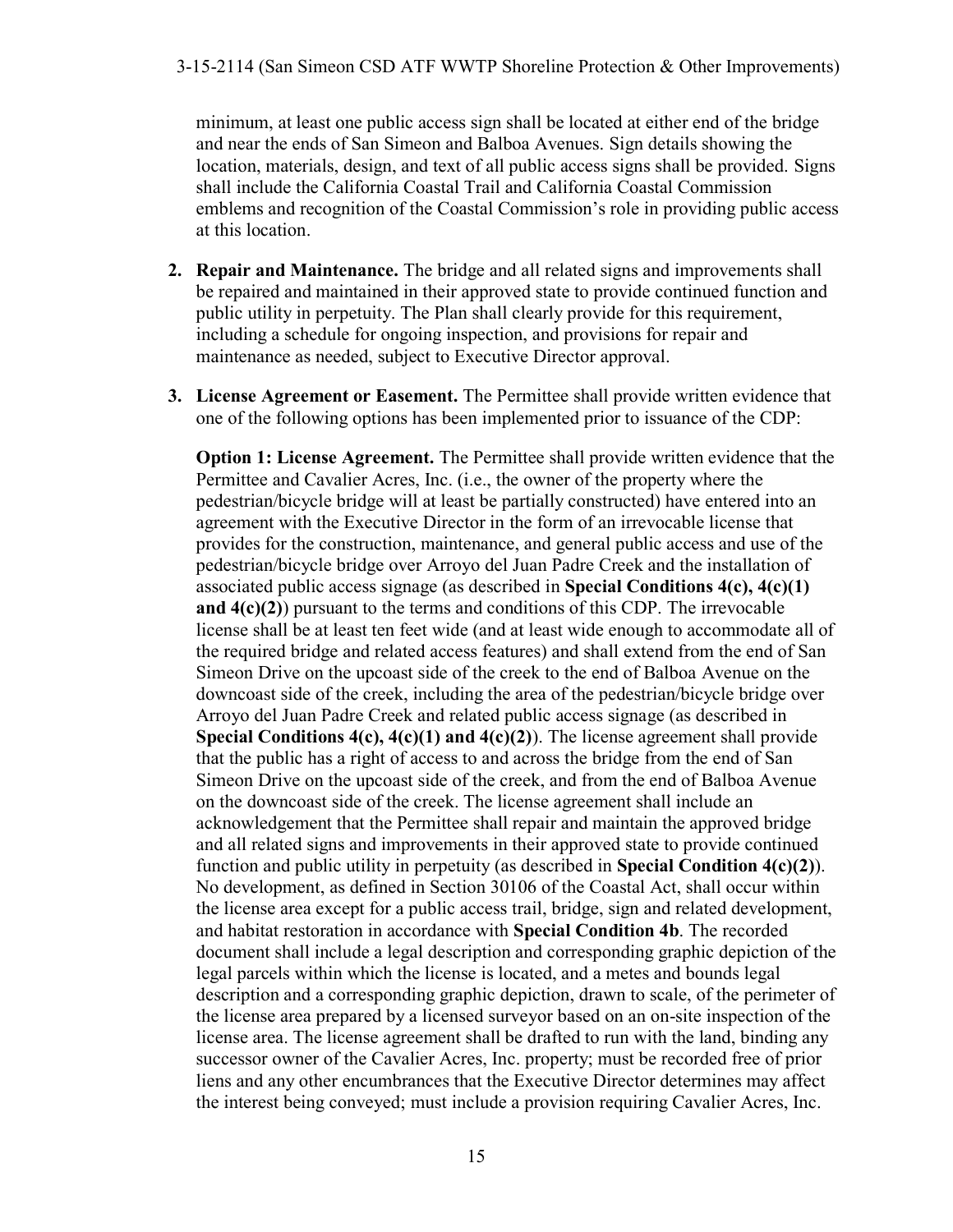minimum, at least one public access sign shall be located at either end of the bridge and near the ends of San Simeon and Balboa Avenues. Sign details showing the location, materials, design, and text of all public access signs shall be provided. Signs shall include the California Coastal Trail and California Coastal Commission emblems and recognition of the Coastal Commission's role in providing public access at this location.

2. **Repair and Maintenance.** The bridge and all related signs and improvements shall be repaired and maintained in their approved state to provide continued function and public utility in perpetuity. The Plan shall clearly provide for this requirement, including a schedule for ongoing inspection, and provisions for repair and maintenance as needed, subject to Executive Director approval.

3. **License Agreement or Easement.** The Permittee shall provide written evidence that one of the following options has been implemented prior to issuance of the CDP:

   **Option 1: License Agreement.** The Permittee shall provide written evidence that the Permittee and Cavalier Acres, Inc. (i.e., the owner of the property where the pedestrian/bicycle bridge will at least be partially constructed) have entered into an agreement with the Executive Director in the form of an irrevocable license that provides for the construction, maintenance, and general public access and use of the pedestrian/bicycle bridge over Arroyo del Juan Padre Creek and the installation of associated public access signage (as described in **Special Conditions 4(c), 4(c)(1) and 4(c)(2)**) pursuant to the terms and conditions of this CDP. The irrevocable license shall be at least ten feet wide (and at least wide enough to accommodate all of the required bridge and related access features) and shall extend from the end of San Simeon Drive on the upcoast side of the creek to the end of Balboa Avenue on the downcoast side of the creek, including the area of the pedestrian/bicycle bridge over Arroyo del Juan Padre Creek and related public access signage (as described in **Special Conditions 4(c), 4(c)(1) and 4(c)(2)**). The license agreement shall provide that the public has a right of access to and across the bridge from the end of San Simeon Drive on the upcoast side of the creek, and from the end of Balboa Avenue on the downcoast side of the creek. The license agreement shall include an acknowledgement that the Permittee shall repair and maintain the approved bridge and all related signs and improvements in their approved state to provide continued function and public utility in perpetuity (as described in **Special Condition 4(c)(2)**). No development, as defined in Section 30106 of the Coastal Act, shall occur within the license area except for a public access trail, bridge, sign and related development, and habitat restoration in accordance with **Special Condition 4b**. The recorded document shall include a legal description and corresponding graphic depiction of the legal parcels within which the license is located, and a metes and bounds legal description and a corresponding graphic depiction, drawn to scale, of the perimeter of the license area prepared by a licensed surveyor based on an on-site inspection of the license area. The license agreement shall be drafted to run with the land, binding any successor owner of the Cavalier Acres, Inc. property; must be recorded free of prior liens and any other encumbrances that the Executive Director determines may affect the interest being conveyed; must include a provision requiring Cavalier Acres, Inc.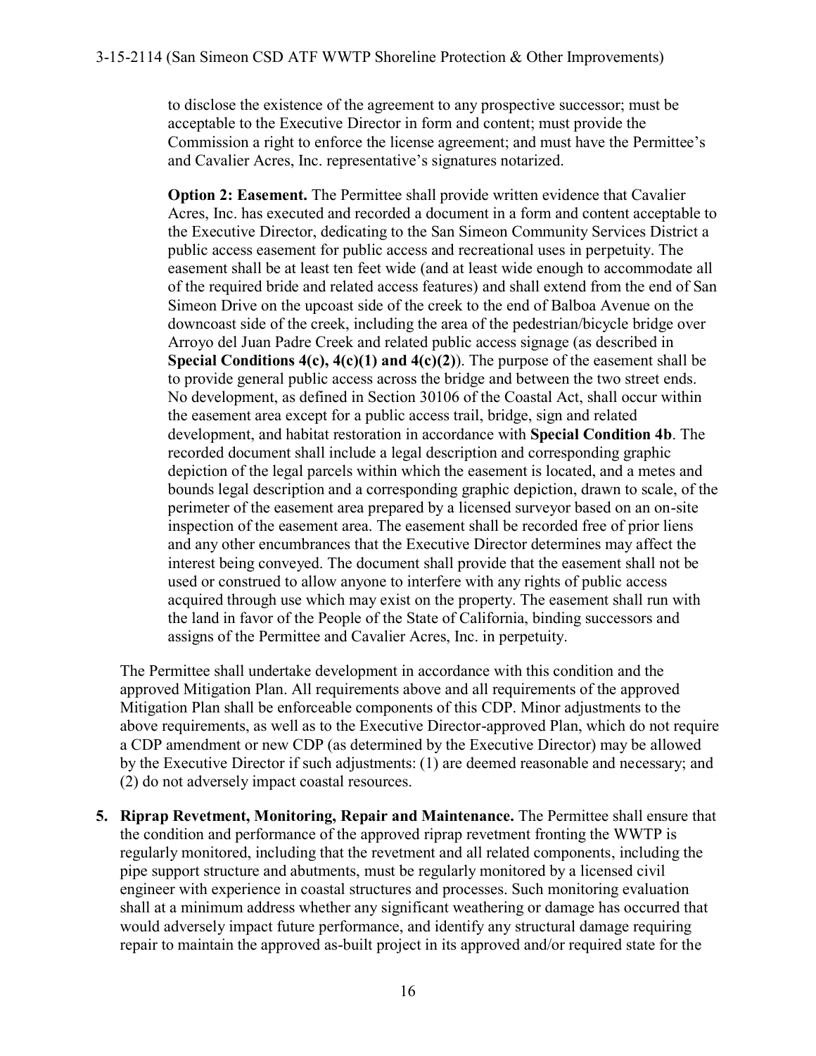to disclose the existence of the agreement to any prospective successor; must be acceptable to the Executive Director in form and content; must provide the Commission a right to enforce the license agreement; and must have the Permittee's and Cavalier Acres, Inc. representative's signatures notarized.

**Option 2: Easement.** The Permittee shall provide written evidence that Cavalier Acres, Inc. has executed and recorded a document in a form and content acceptable to the Executive Director, dedicating to the San Simeon Community Services District a public access easement for public access and recreational uses in perpetuity. The easement shall be at least ten feet wide (and at least wide enough to accommodate all of the required bride and related access features) and shall extend from the end of San Simeon Drive on the upcoast side of the creek to the end of Balboa Avenue on the downcoast side of the creek, including the area of the pedestrian/bicycle bridge over Arroyo del Juan Padre Creek and related public access signage (as described in **Special Conditions 4(c), 4(c)(1) and 4(c)(2)**). The purpose of the easement shall be to provide general public access across the bridge and between the two street ends. No development, as defined in Section 30106 of the Coastal Act, shall occur within the easement area except for a public access trail, bridge, sign and related development, and habitat restoration in accordance with **Special Condition 4b**. The recorded document shall include a legal description and corresponding graphic depiction of the legal parcels within which the easement is located, and a metes and bounds legal description and a corresponding graphic depiction, drawn to scale, of the perimeter of the easement area prepared by a licensed surveyor based on an on-site inspection of the easement area. The easement shall be recorded free of prior liens and any other encumbrances that the Executive Director determines may affect the interest being conveyed. The document shall provide that the easement shall not be used or construed to allow anyone to interfere with any rights of public access acquired through use which may exist on the property. The easement shall run with the land in favor of the People of the State of California, binding successors and assigns of the Permittee and Cavalier Acres, Inc. in perpetuity.

The Permittee shall undertake development in accordance with this condition and the approved Mitigation Plan. All requirements above and all requirements of the approved Mitigation Plan shall be enforceable components of this CDP. Minor adjustments to the above requirements, as well as to the Executive Director-approved Plan, which do not require a CDP amendment or new CDP (as determined by the Executive Director) may be allowed by the Executive Director if such adjustments: (1) are deemed reasonable and necessary; and (2) do not adversely impact coastal resources.

5. **Riprap Revetment, Monitoring, Repair and Maintenance.** The Permittee shall ensure that the condition and performance of the approved riprap revetment fronting the WWTP is regularly monitored, including that the revetment and all related components, including the pipe support structure and abutments, must be regularly monitored by a licensed civil engineer with experience in coastal structures and processes. Such monitoring evaluation shall at a minimum address whether any significant weathering or damage has occurred that would adversely impact future performance, and identify any structural damage requiring repair to maintain the approved as-built project in its approved and/or required state for the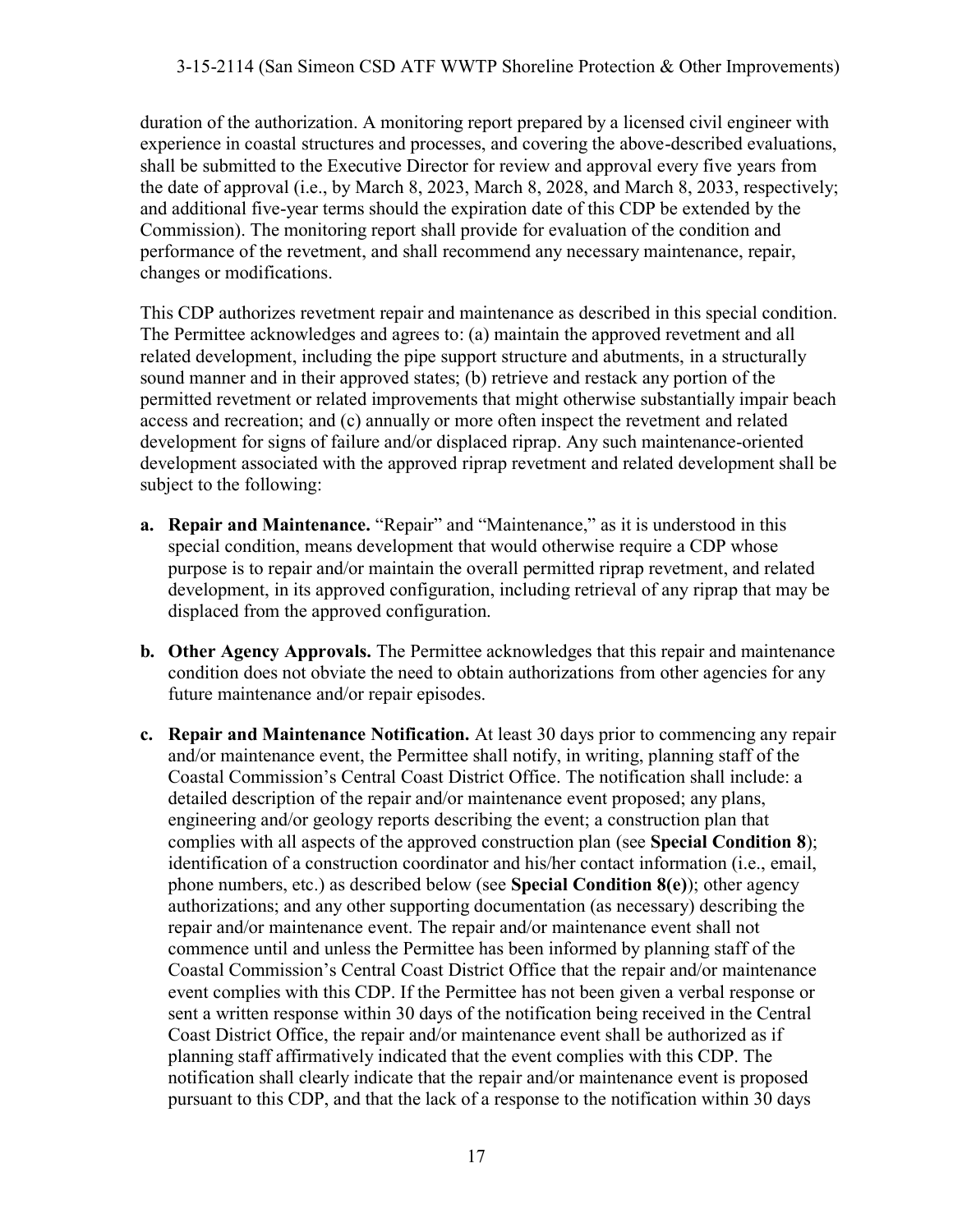duration of the authorization. A monitoring report prepared by a licensed civil engineer with experience in coastal structures and processes, and covering the above-described evaluations, shall be submitted to the Executive Director for review and approval every five years from the date of approval (i.e., by March 8, 2023, March 8, 2028, and March 8, 2033, respectively; and additional five-year terms should the expiration date of this CDP be extended by the Commission). The monitoring report shall provide for evaluation of the condition and performance of the revetment, and shall recommend any necessary maintenance, repair, changes or modifications.

This CDP authorizes revetment repair and maintenance as described in this special condition. The Permittee acknowledges and agrees to: (a) maintain the approved revetment and all related development, including the pipe support structure and abutments, in a structurally sound manner and in their approved states; (b) retrieve and restack any portion of the permitted revetment or related improvements that might otherwise substantially impair beach access and recreation; and (c) annually or more often inspect the revetment and related development for signs of failure and/or displaced riprap. Any such maintenance-oriented development associated with the approved riprap revetment and related development shall be subject to the following:

- **a. Repair and Maintenance.** "Repair" and "Maintenance," as it is understood in this special condition, means development that would otherwise require a CDP whose purpose is to repair and/or maintain the overall permitted riprap revetment, and related development, in its approved configuration, including retrieval of any riprap that may be displaced from the approved configuration.

- **b. Other Agency Approvals.** The Permittee acknowledges that this repair and maintenance condition does not obviate the need to obtain authorizations from other agencies for any future maintenance and/or repair episodes.

- **c. Repair and Maintenance Notification.** At least 30 days prior to commencing any repair and/or maintenance event, the Permittee shall notify, in writing, planning staff of the Coastal Commission's Central Coast District Office. The notification shall include: a detailed description of the repair and/or maintenance event proposed; any plans, engineering and/or geology reports describing the event; a construction plan that complies with all aspects of the approved construction plan (see **Special Condition 8**); identification of a construction coordinator and his/her contact information (i.e., email, phone numbers, etc.) as described below (see **Special Condition 8(e)**); other agency authorizations; and any other supporting documentation (as necessary) describing the repair and/or maintenance event. The repair and/or maintenance event shall not commence until and unless the Permittee has been informed by planning staff of the Coastal Commission's Central Coast District Office that the repair and/or maintenance event complies with this CDP. If the Permittee has not been given a verbal response or sent a written response within 30 days of the notification being received in the Central Coast District Office, the repair and/or maintenance event shall be authorized as if planning staff affirmatively indicated that the event complies with this CDP. The notification shall clearly indicate that the repair and/or maintenance event is proposed pursuant to this CDP, and that the lack of a response to the notification within 30 days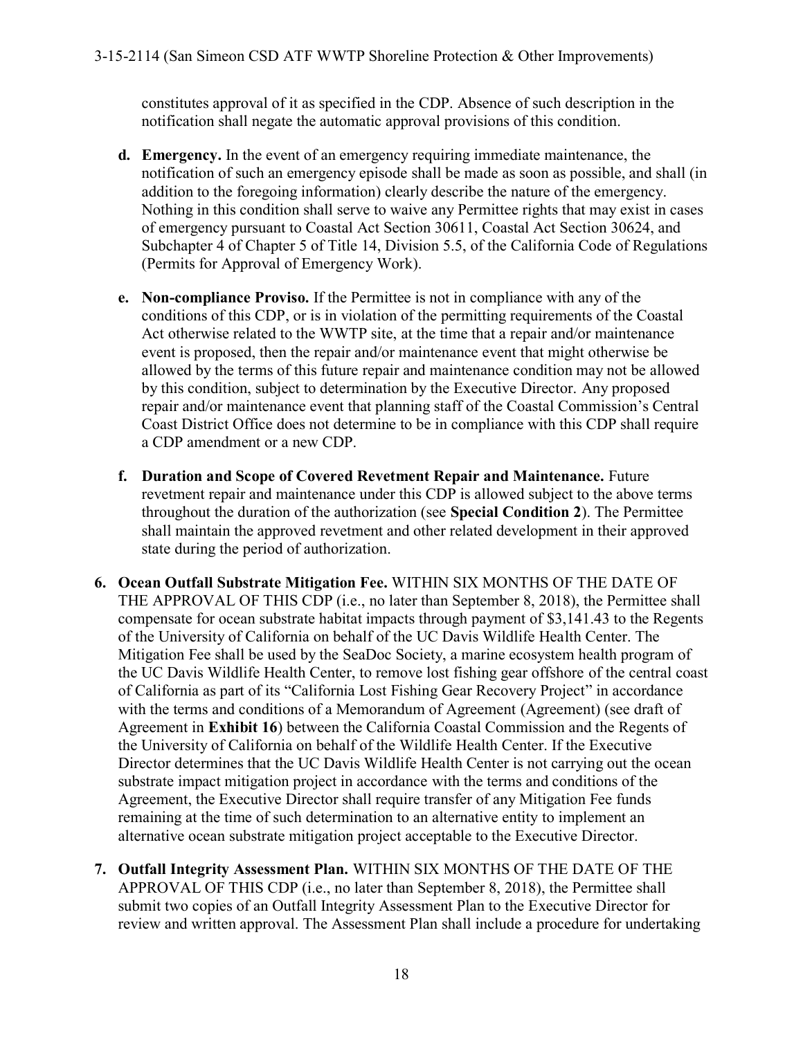constitutes approval of it as specified in the CDP. Absence of such description in the notification shall negate the automatic approval provisions of this condition.

**d. Emergency.** In the event of an emergency requiring immediate maintenance, the notification of such an emergency episode shall be made as soon as possible, and shall (in addition to the foregoing information) clearly describe the nature of the emergency. Nothing in this condition shall serve to waive any Permittee rights that may exist in cases of emergency pursuant to Coastal Act Section 30611, Coastal Act Section 30624, and Subchapter 4 of Chapter 5 of Title 14, Division 5.5, of the California Code of Regulations (Permits for Approval of Emergency Work).

**e. Non-compliance Proviso.** If the Permittee is not in compliance with any of the conditions of this CDP, or is in violation of the permitting requirements of the Coastal Act otherwise related to the WWTP site, at the time that a repair and/or maintenance event is proposed, then the repair and/or maintenance event that might otherwise be allowed by the terms of this future repair and maintenance condition may not be allowed by this condition, subject to determination by the Executive Director. Any proposed repair and/or maintenance event that planning staff of the Coastal Commission's Central Coast District Office does not determine to be in compliance with this CDP shall require a CDP amendment or a new CDP.

**f. Duration and Scope of Covered Revetment Repair and Maintenance.** Future revetment repair and maintenance under this CDP is allowed subject to the above terms throughout the duration of the authorization (see **Special Condition 2**). The Permittee shall maintain the approved revetment and other related development in their approved state during the period of authorization.

**6. Ocean Outfall Substrate Mitigation Fee.** WITHIN SIX MONTHS OF THE DATE OF THE APPROVAL OF THIS CDP (i.e., no later than September 8, 2018), the Permittee shall compensate for ocean substrate habitat impacts through payment of $3,141.43 to the Regents of the University of California on behalf of the UC Davis Wildlife Health Center. The Mitigation Fee shall be used by the SeaDoc Society, a marine ecosystem health program of the UC Davis Wildlife Health Center, to remove lost fishing gear offshore of the central coast of California as part of its "California Lost Fishing Gear Recovery Project" in accordance with the terms and conditions of a Memorandum of Agreement (Agreement) (see draft of Agreement in **Exhibit 16**) between the California Coastal Commission and the Regents of the University of California on behalf of the Wildlife Health Center. If the Executive Director determines that the UC Davis Wildlife Health Center is not carrying out the ocean substrate impact mitigation project in accordance with the terms and conditions of the Agreement, the Executive Director shall require transfer of any Mitigation Fee funds remaining at the time of such determination to an alternative entity to implement an alternative ocean substrate mitigation project acceptable to the Executive Director.

**7. Outfall Integrity Assessment Plan.** WITHIN SIX MONTHS OF THE DATE OF THE APPROVAL OF THIS CDP (i.e., no later than September 8, 2018), the Permittee shall submit two copies of an Outfall Integrity Assessment Plan to the Executive Director for review and written approval. The Assessment Plan shall include a procedure for undertaking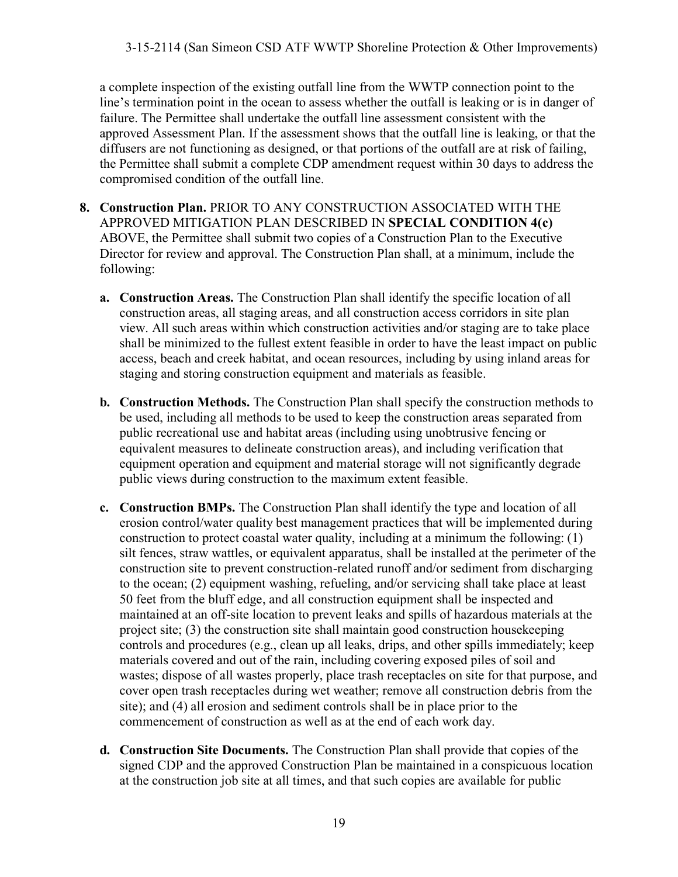a complete inspection of the existing outfall line from the WWTP connection point to the line's termination point in the ocean to assess whether the outfall is leaking or is in danger of failure. The Permittee shall undertake the outfall line assessment consistent with the approved Assessment Plan. If the assessment shows that the outfall line is leaking, or that the diffusers are not functioning as designed, or that portions of the outfall are at risk of failing, the Permittee shall submit a complete CDP amendment request within 30 days to address the compromised condition of the outfall line.

**8. Construction Plan.** PRIOR TO ANY CONSTRUCTION ASSOCIATED WITH THE APPROVED MITIGATION PLAN DESCRIBED IN **SPECIAL CONDITION 4(c)** ABOVE, the Permittee shall submit two copies of a Construction Plan to the Executive Director for review and approval. The Construction Plan shall, at a minimum, include the following:

- **a. Construction Areas.** The Construction Plan shall identify the specific location of all construction areas, all staging areas, and all construction access corridors in site plan view. All such areas within which construction activities and/or staging are to take place shall be minimized to the fullest extent feasible in order to have the least impact on public access, beach and creek habitat, and ocean resources, including by using inland areas for staging and storing construction equipment and materials as feasible.

- **b. Construction Methods.** The Construction Plan shall specify the construction methods to be used, including all methods to be used to keep the construction areas separated from public recreational use and habitat areas (including using unobtrusive fencing or equivalent measures to delineate construction areas), and including verification that equipment operation and equipment and material storage will not significantly degrade public views during construction to the maximum extent feasible.

- **c. Construction BMPs.** The Construction Plan shall identify the type and location of all erosion control/water quality best management practices that will be implemented during construction to protect coastal water quality, including at a minimum the following: (1) silt fences, straw wattles, or equivalent apparatus, shall be installed at the perimeter of the construction site to prevent construction-related runoff and/or sediment from discharging to the ocean; (2) equipment washing, refueling, and/or servicing shall take place at least 50 feet from the bluff edge, and all construction equipment shall be inspected and maintained at an off-site location to prevent leaks and spills of hazardous materials at the project site; (3) the construction site shall maintain good construction housekeeping controls and procedures (e.g., clean up all leaks, drips, and other spills immediately; keep materials covered and out of the rain, including covering exposed piles of soil and wastes; dispose of all wastes properly, place trash receptacles on site for that purpose, and cover open trash receptacles during wet weather; remove all construction debris from the site); and (4) all erosion and sediment controls shall be in place prior to the commencement of construction as well as at the end of each work day.

- **d. Construction Site Documents.** The Construction Plan shall provide that copies of the signed CDP and the approved Construction Plan be maintained in a conspicuous location at the construction job site at all times, and that such copies are available for public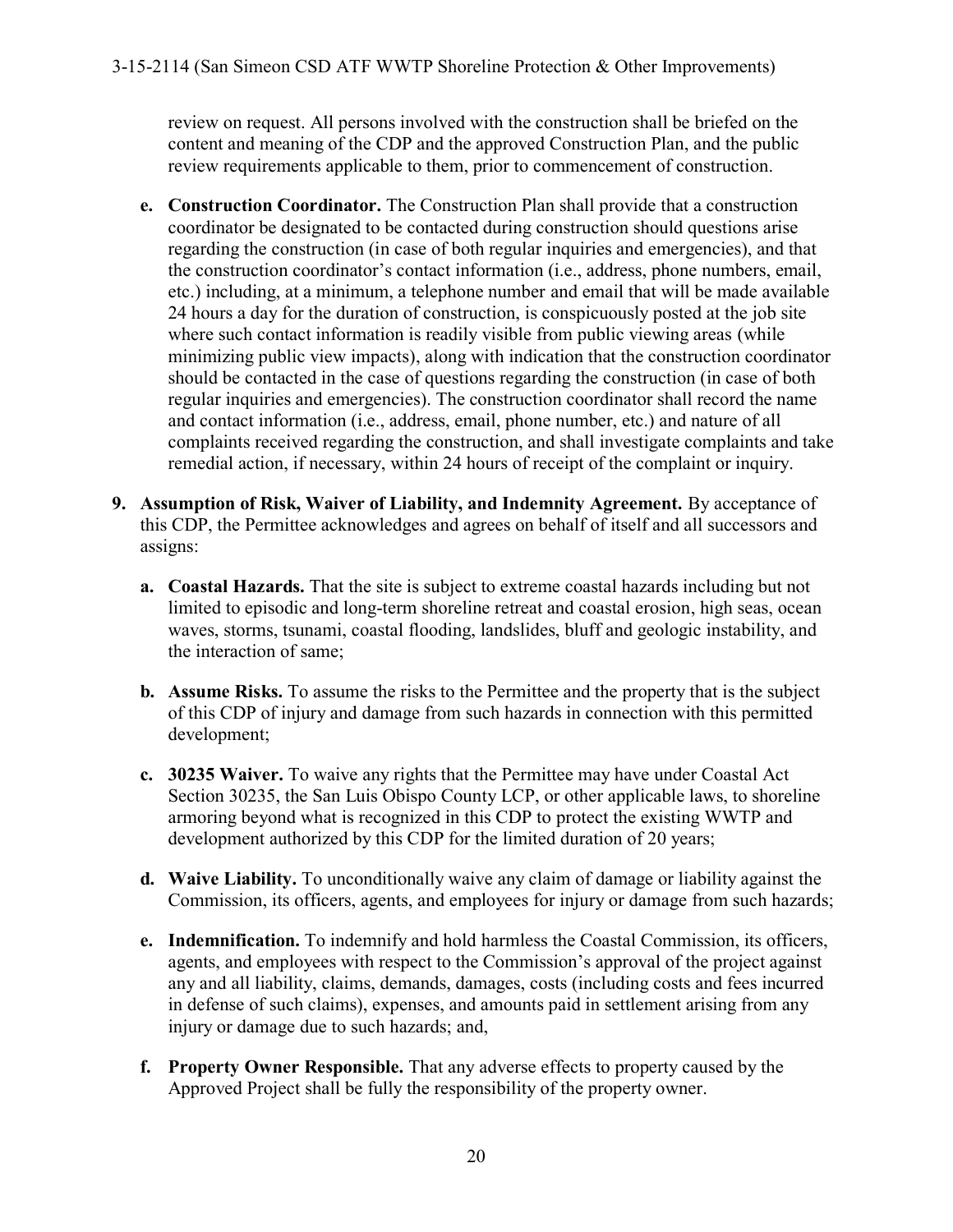review on request. All persons involved with the construction shall be briefed on the content and meaning of the CDP and the approved Construction Plan, and the public review requirements applicable to them, prior to commencement of construction.

**e. Construction Coordinator.** The Construction Plan shall provide that a construction coordinator be designated to be contacted during construction should questions arise regarding the construction (in case of both regular inquiries and emergencies), and that the construction coordinator's contact information (i.e., address, phone numbers, email, etc.) including, at a minimum, a telephone number and email that will be made available 24 hours a day for the duration of construction, is conspicuously posted at the job site where such contact information is readily visible from public viewing areas (while minimizing public view impacts), along with indication that the construction coordinator should be contacted in the case of questions regarding the construction (in case of both regular inquiries and emergencies). The construction coordinator shall record the name and contact information (i.e., address, email, phone number, etc.) and nature of all complaints received regarding the construction, and shall investigate complaints and take remedial action, if necessary, within 24 hours of receipt of the complaint or inquiry.

**9. Assumption of Risk, Waiver of Liability, and Indemnity Agreement.** By acceptance of this CDP, the Permittee acknowledges and agrees on behalf of itself and all successors and assigns:

**a. Coastal Hazards.** That the site is subject to extreme coastal hazards including but not limited to episodic and long-term shoreline retreat and coastal erosion, high seas, ocean waves, storms, tsunami, coastal flooding, landslides, bluff and geologic instability, and the interaction of same;

**b. Assume Risks.** To assume the risks to the Permittee and the property that is the subject of this CDP of injury and damage from such hazards in connection with this permitted development;

**c. 30235 Waiver.** To waive any rights that the Permittee may have under Coastal Act Section 30235, the San Luis Obispo County LCP, or other applicable laws, to shoreline armoring beyond what is recognized in this CDP to protect the existing WWTP and development authorized by this CDP for the limited duration of 20 years;

**d. Waive Liability.** To unconditionally waive any claim of damage or liability against the Commission, its officers, agents, and employees for injury or damage from such hazards;

**e. Indemnification.** To indemnify and hold harmless the Coastal Commission, its officers, agents, and employees with respect to the Commission's approval of the project against any and all liability, claims, demands, damages, costs (including costs and fees incurred in defense of such claims), expenses, and amounts paid in settlement arising from any injury or damage due to such hazards; and,

**f. Property Owner Responsible.** That any adverse effects to property caused by the Approved Project shall be fully the responsibility of the property owner.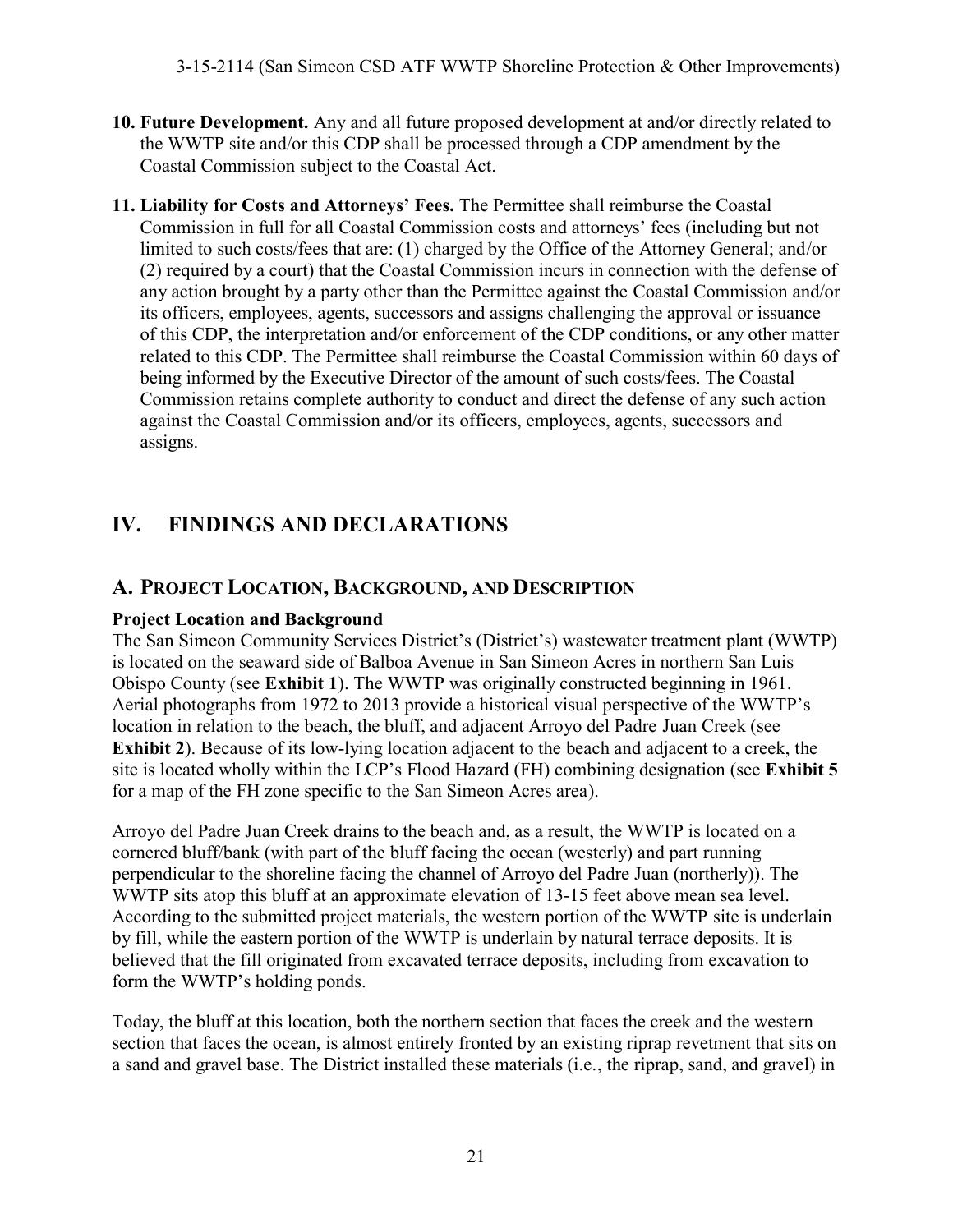**10. Future Development.** Any and all future proposed development at and/or directly related to the WWTP site and/or this CDP shall be processed through a CDP amendment by the Coastal Commission subject to the Coastal Act.

**11. Liability for Costs and Attorneys' Fees.** The Permittee shall reimburse the Coastal Commission in full for all Coastal Commission costs and attorneys' fees (including but not limited to such costs/fees that are: (1) charged by the Office of the Attorney General; and/or (2) required by a court) that the Coastal Commission incurs in connection with the defense of any action brought by a party other than the Permittee against the Coastal Commission and/or its officers, employees, agents, successors and assigns challenging the approval or issuance of this CDP, the interpretation and/or enforcement of the CDP conditions, or any other matter related to this CDP. The Permittee shall reimburse the Coastal Commission within 60 days of being informed by the Executive Director of the amount of such costs/fees. The Coastal Commission retains complete authority to conduct and direct the defense of any such action against the Coastal Commission and/or its officers, employees, agents, successors and assigns.

# IV. FINDINGS AND DECLARATIONS

## A. PROJECT LOCATION, BACKGROUND, AND DESCRIPTION

### Project Location and Background

The San Simeon Community Services District's (District's) wastewater treatment plant (WWTP) is located on the seaward side of Balboa Avenue in San Simeon Acres in northern San Luis Obispo County (see **Exhibit 1**). The WWTP was originally constructed beginning in 1961. Aerial photographs from 1972 to 2013 provide a historical visual perspective of the WWTP's location in relation to the beach, the bluff, and adjacent Arroyo del Padre Juan Creek (see **Exhibit 2**). Because of its low-lying location adjacent to the beach and adjacent to a creek, the site is located wholly within the LCP's Flood Hazard (FH) combining designation (see **Exhibit 5** for a map of the FH zone specific to the San Simeon Acres area).

Arroyo del Padre Juan Creek drains to the beach and, as a result, the WWTP is located on a cornered bluff/bank (with part of the bluff facing the ocean (westerly) and part running perpendicular to the shoreline facing the channel of Arroyo del Padre Juan (northerly)). The WWTP sits atop this bluff at an approximate elevation of 13-15 feet above mean sea level. According to the submitted project materials, the western portion of the WWTP site is underlain by fill, while the eastern portion of the WWTP is underlain by natural terrace deposits. It is believed that the fill originated from excavated terrace deposits, including from excavation to form the WWTP's holding ponds.

Today, the bluff at this location, both the northern section that faces the creek and the western section that faces the ocean, is almost entirely fronted by an existing riprap revetment that sits on a sand and gravel base. The District installed these materials (i.e., the riprap, sand, and gravel) in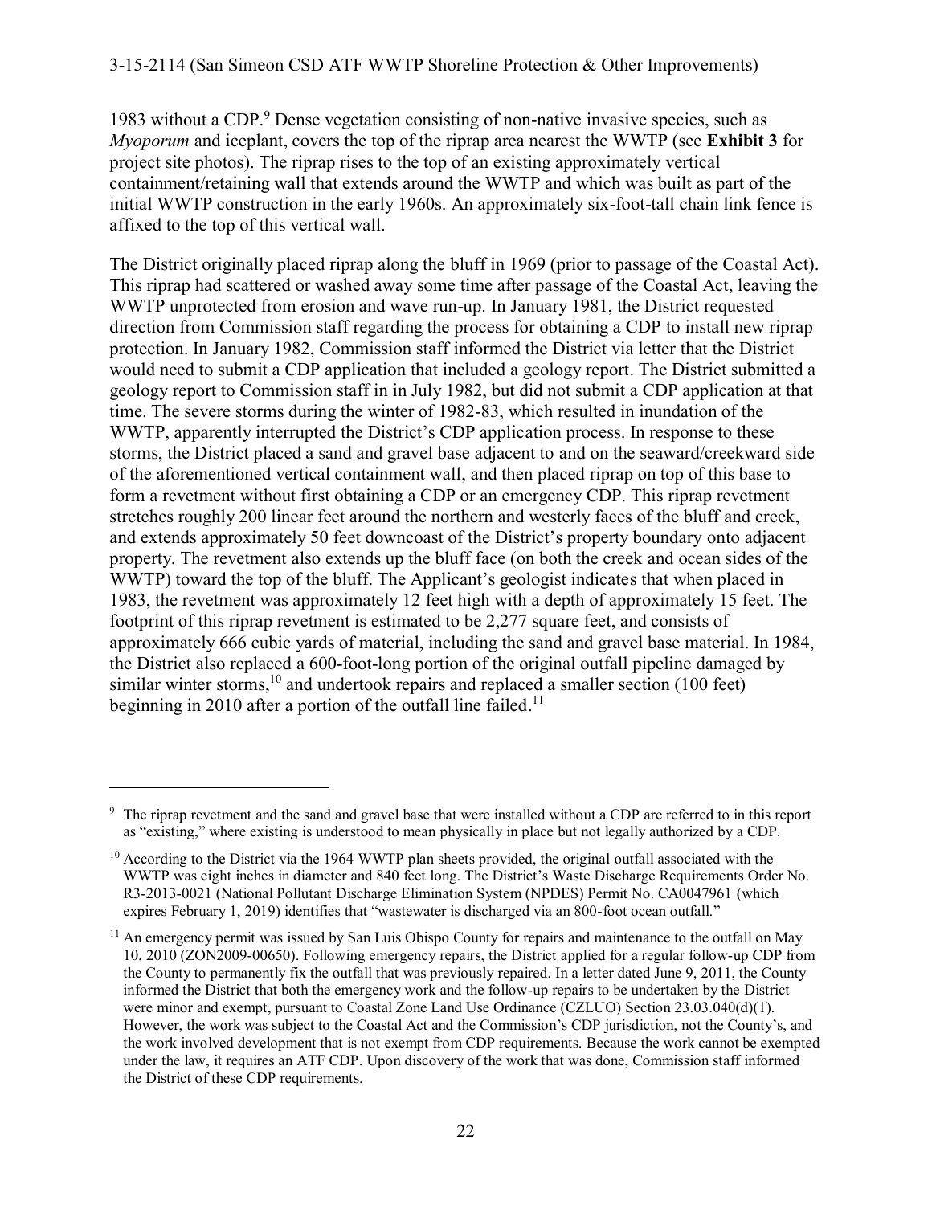1983 without a CDP.[9] Dense vegetation consisting of non-native invasive species, such as *Myoporum* and iceplant, covers the top of the riprap area nearest the WWTP (see **Exhibit 3** for project site photos). The riprap rises to the top of an existing approximately vertical containment/retaining wall that extends around the WWTP and which was built as part of the initial WWTP construction in the early 1960s. An approximately six-foot-tall chain link fence is affixed to the top of this vertical wall.

The District originally placed riprap along the bluff in 1969 (prior to passage of the Coastal Act). This riprap had scattered or washed away some time after passage of the Coastal Act, leaving the WWTP unprotected from erosion and wave run-up. In January 1981, the District requested direction from Commission staff regarding the process for obtaining a CDP to install new riprap protection. In January 1982, Commission staff informed the District via letter that the District would need to submit a CDP application that included a geology report. The District submitted a geology report to Commission staff in in July 1982, but did not submit a CDP application at that time. The severe storms during the winter of 1982-83, which resulted in inundation of the WWTP, apparently interrupted the District's CDP application process. In response to these storms, the District placed a sand and gravel base adjacent to and on the seaward/creekward side of the aforementioned vertical containment wall, and then placed riprap on top of this base to form a revetment without first obtaining a CDP or an emergency CDP. This riprap revetment stretches roughly 200 linear feet around the northern and westerly faces of the bluff and creek, and extends approximately 50 feet downcoast of the District's property boundary onto adjacent property. The revetment also extends up the bluff face (on both the creek and ocean sides of the WWTP) toward the top of the bluff. The Applicant's geologist indicates that when placed in 1983, the revetment was approximately 12 feet high with a depth of approximately 15 feet. The footprint of this riprap revetment is estimated to be 2,277 square feet, and consists of approximately 666 cubic yards of material, including the sand and gravel base material. In 1984, the District also replaced a 600-foot-long portion of the original outfall pipeline damaged by similar winter storms,[10] and undertook repairs and replaced a smaller section (100 feet) beginning in 2010 after a portion of the outfall line failed.[11]

---

[9] The riprap revetment and the sand and gravel base that were installed without a CDP are referred to in this report as "existing," where existing is understood to mean physically in place but not legally authorized by a CDP.

[10] According to the District via the 1964 WWTP plan sheets provided, the original outfall associated with the WWTP was eight inches in diameter and 840 feet long. The District's Waste Discharge Requirements Order No. R3-2013-0021 (National Pollutant Discharge Elimination System (NPDES) Permit No. CA0047961 (which expires February 1, 2019) identifies that "wastewater is discharged via an 800-foot ocean outfall."

[11] An emergency permit was issued by San Luis Obispo County for repairs and maintenance to the outfall on May 10, 2010 (ZON2009-00650). Following emergency repairs, the District applied for a regular follow-up CDP from the County to permanently fix the outfall that was previously repaired. In a letter dated June 9, 2011, the County informed the District that both the emergency work and the follow-up repairs to be undertaken by the District were minor and exempt, pursuant to Coastal Zone Land Use Ordinance (CZLUO) Section 23.03.040(d)(1). However, the work was subject to the Coastal Act and the Commission's CDP jurisdiction, not the County's, and the work involved development that is not exempt from CDP requirements. Because the work cannot be exempted under the law, it requires an ATF CDP. Upon discovery of the work that was done, Commission staff informed the District of these CDP requirements.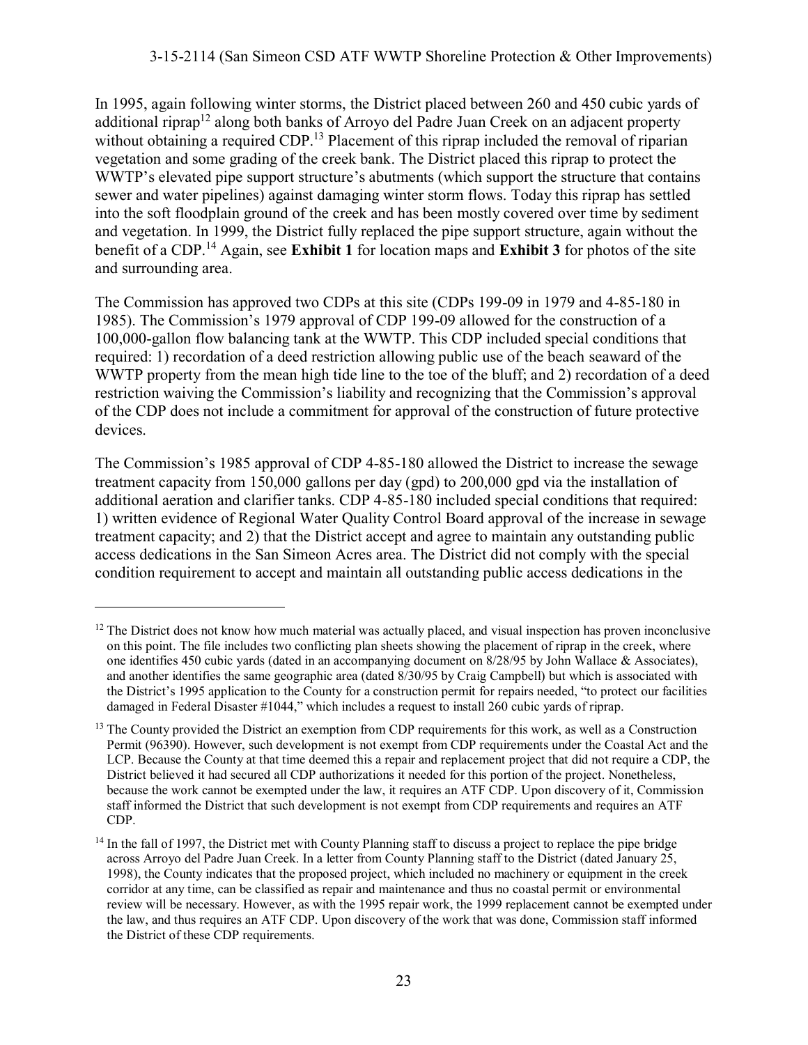In 1995, again following winter storms, the District placed between 260 and 450 cubic yards of additional riprap[12] along both banks of Arroyo del Padre Juan Creek on an adjacent property without obtaining a required CDP.[13] Placement of this riprap included the removal of riparian vegetation and some grading of the creek bank. The District placed this riprap to protect the WWTP's elevated pipe support structure's abutments (which support the structure that contains sewer and water pipelines) against damaging winter storm flows. Today this riprap has settled into the soft floodplain ground of the creek and has been mostly covered over time by sediment and vegetation. In 1999, the District fully replaced the pipe support structure, again without the benefit of a CDP.[14] Again, see **Exhibit 1** for location maps and **Exhibit 3** for photos of the site and surrounding area.

The Commission has approved two CDPs at this site (CDPs 199-09 in 1979 and 4-85-180 in 1985). The Commission's 1979 approval of CDP 199-09 allowed for the construction of a 100,000-gallon flow balancing tank at the WWTP. This CDP included special conditions that required: 1) recordation of a deed restriction allowing public use of the beach seaward of the WWTP property from the mean high tide line to the toe of the bluff; and 2) recordation of a deed restriction waiving the Commission's liability and recognizing that the Commission's approval of the CDP does not include a commitment for approval of the construction of future protective devices.

The Commission's 1985 approval of CDP 4-85-180 allowed the District to increase the sewage treatment capacity from 150,000 gallons per day (gpd) to 200,000 gpd via the installation of additional aeration and clarifier tanks. CDP 4-85-180 included special conditions that required: 1) written evidence of Regional Water Quality Control Board approval of the increase in sewage treatment capacity; and 2) that the District accept and agree to maintain any outstanding public access dedications in the San Simeon Acres area. The District did not comply with the special condition requirement to accept and maintain all outstanding public access dedications in the

---

[12] The District does not know how much material was actually placed, and visual inspection has proven inconclusive on this point. The file includes two conflicting plan sheets showing the placement of riprap in the creek, where one identifies 450 cubic yards (dated in an accompanying document on 8/28/95 by John Wallace & Associates), and another identifies the same geographic area (dated 8/30/95 by Craig Campbell) but which is associated with the District's 1995 application to the County for a construction permit for repairs needed, "to protect our facilities damaged in Federal Disaster #1044," which includes a request to install 260 cubic yards of riprap.

[13] The County provided the District an exemption from CDP requirements for this work, as well as a Construction Permit (96390). However, such development is not exempt from CDP requirements under the Coastal Act and the LCP. Because the County at that time deemed this a repair and replacement project that did not require a CDP, the District believed it had secured all CDP authorizations it needed for this portion of the project. Nonetheless, because the work cannot be exempted under the law, it requires an ATF CDP. Upon discovery of it, Commission staff informed the District that such development is not exempt from CDP requirements and requires an ATF CDP.

[14] In the fall of 1997, the District met with County Planning staff to discuss a project to replace the pipe bridge across Arroyo del Padre Juan Creek. In a letter from County Planning staff to the District (dated January 25, 1998), the County indicates that the proposed project, which included no machinery or equipment in the creek corridor at any time, can be classified as repair and maintenance and thus no coastal permit or environmental review will be necessary. However, as with the 1995 repair work, the 1999 replacement cannot be exempted under the law, and thus requires an ATF CDP. Upon discovery of the work that was done, Commission staff informed the District of these CDP requirements.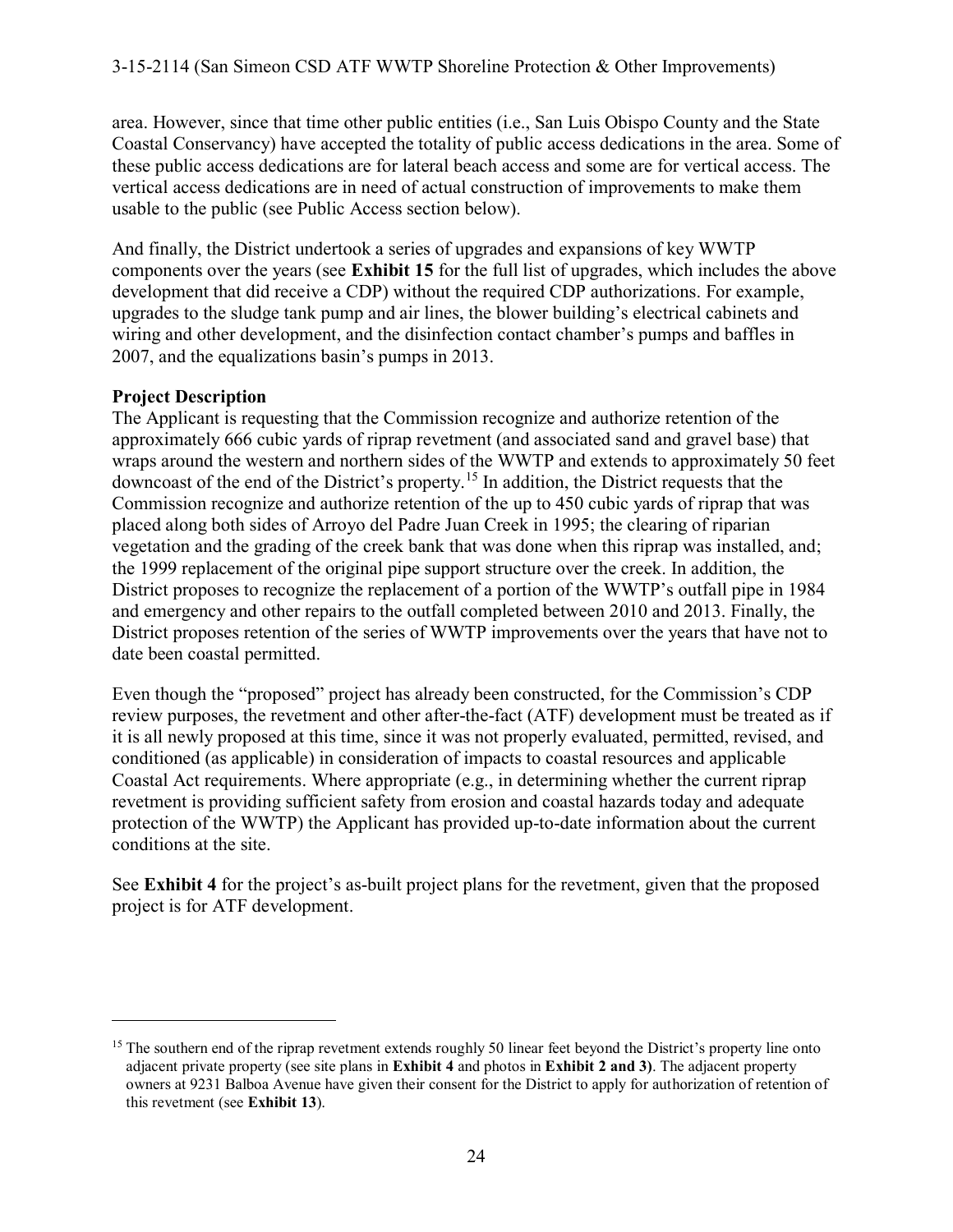area. However, since that time other public entities (i.e., San Luis Obispo County and the State Coastal Conservancy) have accepted the totality of public access dedications in the area. Some of these public access dedications are for lateral beach access and some are for vertical access. The vertical access dedications are in need of actual construction of improvements to make them usable to the public (see Public Access section below).

And finally, the District undertook a series of upgrades and expansions of key WWTP components over the years (see **Exhibit 15** for the full list of upgrades, which includes the above development that did receive a CDP) without the required CDP authorizations. For example, upgrades to the sludge tank pump and air lines, the blower building's electrical cabinets and wiring and other development, and the disinfection contact chamber's pumps and baffles in 2007, and the equalizations basin's pumps in 2013.

**Project Description**

The Applicant is requesting that the Commission recognize and authorize retention of the approximately 666 cubic yards of riprap revetment (and associated sand and gravel base) that wraps around the western and northern sides of the WWTP and extends to approximately 50 feet downcoast of the end of the District's property.[15] In addition, the District requests that the Commission recognize and authorize retention of the up to 450 cubic yards of riprap that was placed along both sides of Arroyo del Padre Juan Creek in 1995; the clearing of riparian vegetation and the grading of the creek bank that was done when this riprap was installed, and; the 1999 replacement of the original pipe support structure over the creek. In addition, the District proposes to recognize the replacement of a portion of the WWTP's outfall pipe in 1984 and emergency and other repairs to the outfall completed between 2010 and 2013. Finally, the District proposes retention of the series of WWTP improvements over the years that have not to date been coastal permitted.

Even though the "proposed" project has already been constructed, for the Commission's CDP review purposes, the revetment and other after-the-fact (ATF) development must be treated as if it is all newly proposed at this time, since it was not properly evaluated, permitted, revised, and conditioned (as applicable) in consideration of impacts to coastal resources and applicable Coastal Act requirements. Where appropriate (e.g., in determining whether the current riprap revetment is providing sufficient safety from erosion and coastal hazards today and adequate protection of the WWTP) the Applicant has provided up-to-date information about the current conditions at the site.

See **Exhibit 4** for the project's as-built project plans for the revetment, given that the proposed project is for ATF development.

---

[15] The southern end of the riprap revetment extends roughly 50 linear feet beyond the District's property line onto adjacent private property (see site plans in **Exhibit 4** and photos in **Exhibit 2 and 3)**. The adjacent property owners at 9231 Balboa Avenue have given their consent for the District to apply for authorization of retention of this revetment (see **Exhibit 13**).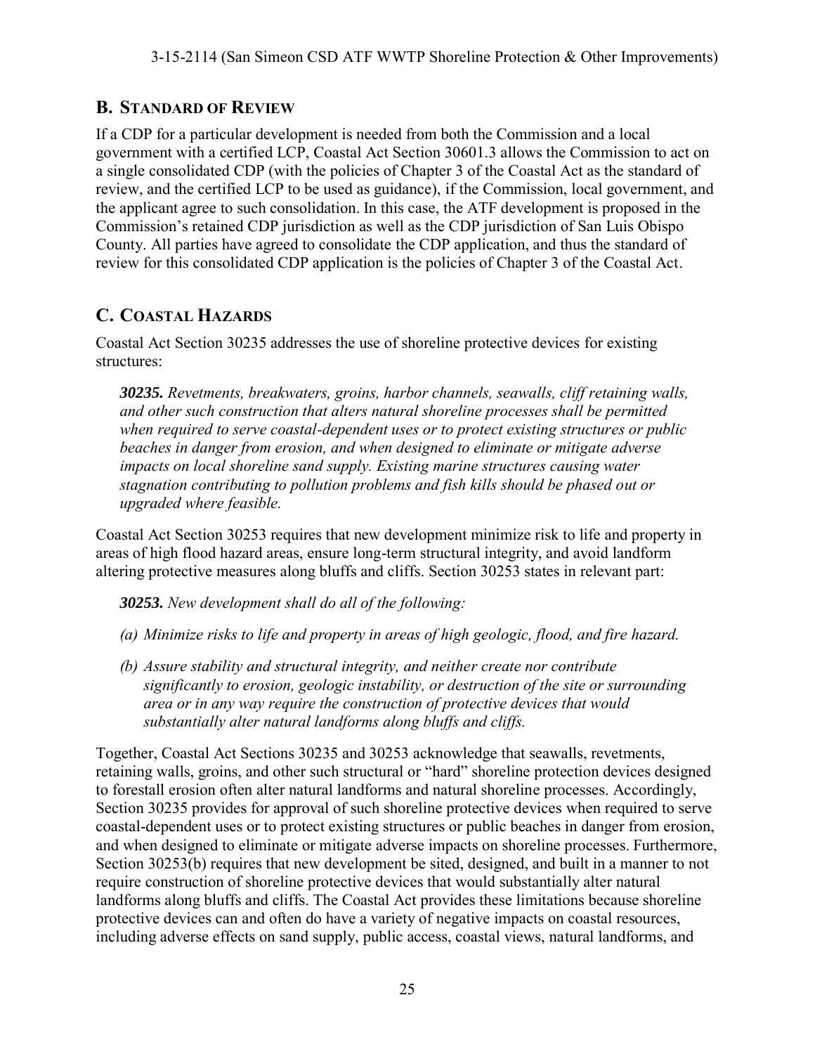## B. Standard of Review

If a CDP for a particular development is needed from both the Commission and a local government with a certified LCP, Coastal Act Section 30601.3 allows the Commission to act on a single consolidated CDP (with the policies of Chapter 3 of the Coastal Act as the standard of review, and the certified LCP to be used as guidance), if the Commission, local government, and the applicant agree to such consolidation. In this case, the ATF development is proposed in the Commission's retained CDP jurisdiction as well as the CDP jurisdiction of San Luis Obispo County. All parties have agreed to consolidate the CDP application, and thus the standard of review for this consolidated CDP application is the policies of Chapter 3 of the Coastal Act.

## C. Coastal Hazards

Coastal Act Section 30235 addresses the use of shoreline protective devices for existing structures:

> ***30235.*** *Revetments, breakwaters, groins, harbor channels, seawalls, cliff retaining walls, and other such construction that alters natural shoreline processes shall be permitted when required to serve coastal-dependent uses or to protect existing structures or public beaches in danger from erosion, and when designed to eliminate or mitigate adverse impacts on local shoreline sand supply. Existing marine structures causing water stagnation contributing to pollution problems and fish kills should be phased out or upgraded where feasible.*

Coastal Act Section 30253 requires that new development minimize risk to life and property in areas of high flood hazard areas, ensure long-term structural integrity, and avoid landform altering protective measures along bluffs and cliffs. Section 30253 states in relevant part:

> ***30253.*** *New development shall do all of the following:*
>
> *(a) Minimize risks to life and property in areas of high geologic, flood, and fire hazard.*
>
> *(b) Assure stability and structural integrity, and neither create nor contribute significantly to erosion, geologic instability, or destruction of the site or surrounding area or in any way require the construction of protective devices that would substantially alter natural landforms along bluffs and cliffs.*

Together, Coastal Act Sections 30235 and 30253 acknowledge that seawalls, revetments, retaining walls, groins, and other such structural or "hard" shoreline protection devices designed to forestall erosion often alter natural landforms and natural shoreline processes. Accordingly, Section 30235 provides for approval of such shoreline protective devices when required to serve coastal-dependent uses or to protect existing structures or public beaches in danger from erosion, and when designed to eliminate or mitigate adverse impacts on shoreline processes. Furthermore, Section 30253(b) requires that new development be sited, designed, and built in a manner to not require construction of shoreline protective devices that would substantially alter natural landforms along bluffs and cliffs. The Coastal Act provides these limitations because shoreline protective devices can and often do have a variety of negative impacts on coastal resources, including adverse effects on sand supply, public access, coastal views, natural landforms, and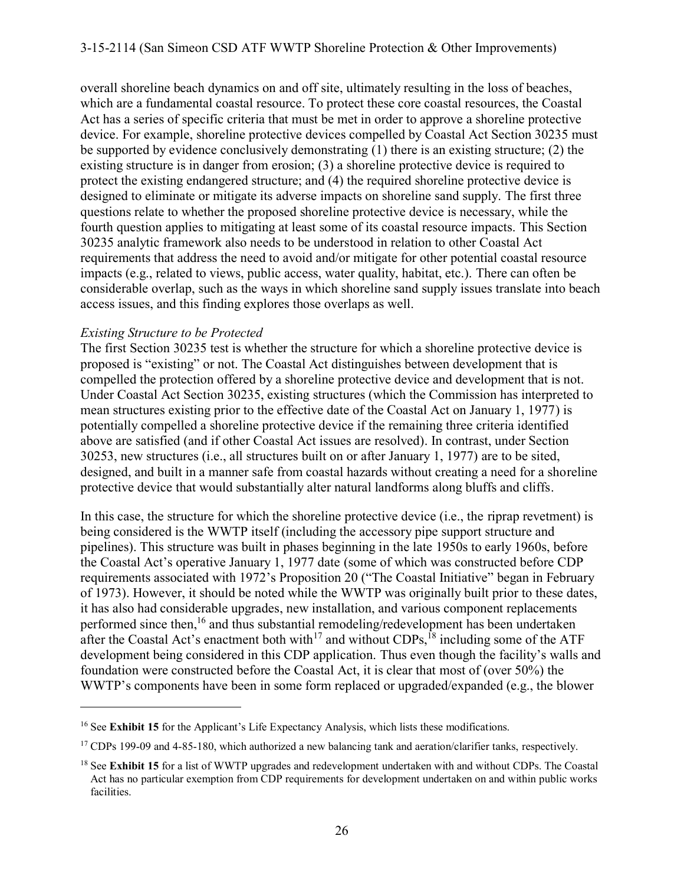overall shoreline beach dynamics on and off site, ultimately resulting in the loss of beaches, which are a fundamental coastal resource. To protect these core coastal resources, the Coastal Act has a series of specific criteria that must be met in order to approve a shoreline protective device. For example, shoreline protective devices compelled by Coastal Act Section 30235 must be supported by evidence conclusively demonstrating (1) there is an existing structure; (2) the existing structure is in danger from erosion; (3) a shoreline protective device is required to protect the existing endangered structure; and (4) the required shoreline protective device is designed to eliminate or mitigate its adverse impacts on shoreline sand supply. The first three questions relate to whether the proposed shoreline protective device is necessary, while the fourth question applies to mitigating at least some of its coastal resource impacts. This Section 30235 analytic framework also needs to be understood in relation to other Coastal Act requirements that address the need to avoid and/or mitigate for other potential coastal resource impacts (e.g., related to views, public access, water quality, habitat, etc.). There can often be considerable overlap, such as the ways in which shoreline sand supply issues translate into beach access issues, and this finding explores those overlaps as well.

*Existing Structure to be Protected*

The first Section 30235 test is whether the structure for which a shoreline protective device is proposed is "existing" or not. The Coastal Act distinguishes between development that is compelled the protection offered by a shoreline protective device and development that is not. Under Coastal Act Section 30235, existing structures (which the Commission has interpreted to mean structures existing prior to the effective date of the Coastal Act on January 1, 1977) is potentially compelled a shoreline protective device if the remaining three criteria identified above are satisfied (and if other Coastal Act issues are resolved). In contrast, under Section 30253, new structures (i.e., all structures built on or after January 1, 1977) are to be sited, designed, and built in a manner safe from coastal hazards without creating a need for a shoreline protective device that would substantially alter natural landforms along bluffs and cliffs.

In this case, the structure for which the shoreline protective device (i.e., the riprap revetment) is being considered is the WWTP itself (including the accessory pipe support structure and pipelines). This structure was built in phases beginning in the late 1950s to early 1960s, before the Coastal Act's operative January 1, 1977 date (some of which was constructed before CDP requirements associated with 1972's Proposition 20 ("The Coastal Initiative" began in February of 1973). However, it should be noted while the WWTP was originally built prior to these dates, it has also had considerable upgrades, new installation, and various component replacements performed since then,[16] and thus substantial remodeling/redevelopment has been undertaken after the Coastal Act's enactment both with[17] and without CDPs,[18] including some of the ATF development being considered in this CDP application. Thus even though the facility's walls and foundation were constructed before the Coastal Act, it is clear that most of (over 50%) the WWTP's components have been in some form replaced or upgraded/expanded (e.g., the blower

---

[16] See **Exhibit 15** for the Applicant's Life Expectancy Analysis, which lists these modifications.

[17] CDPs 199-09 and 4-85-180, which authorized a new balancing tank and aeration/clarifier tanks, respectively.

[18] See **Exhibit 15** for a list of WWTP upgrades and redevelopment undertaken with and without CDPs. The Coastal Act has no particular exemption from CDP requirements for development undertaken on and within public works facilities.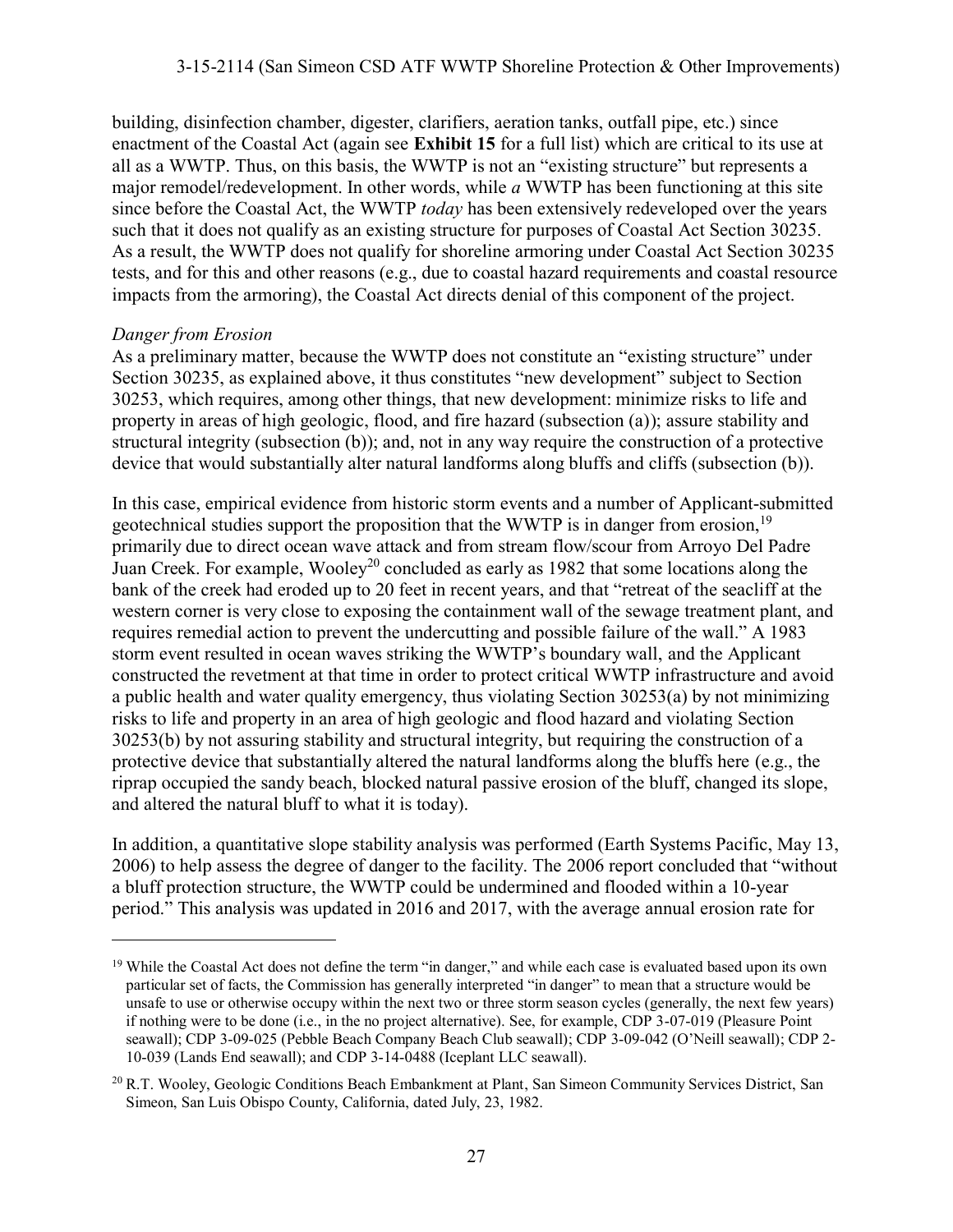building, disinfection chamber, digester, clarifiers, aeration tanks, outfall pipe, etc.) since enactment of the Coastal Act (again see **Exhibit 15** for a full list) which are critical to its use at all as a WWTP. Thus, on this basis, the WWTP is not an "existing structure" but represents a major remodel/redevelopment. In other words, while *a* WWTP has been functioning at this site since before the Coastal Act, the WWTP *today* has been extensively redeveloped over the years such that it does not qualify as an existing structure for purposes of Coastal Act Section 30235. As a result, the WWTP does not qualify for shoreline armoring under Coastal Act Section 30235 tests, and for this and other reasons (e.g., due to coastal hazard requirements and coastal resource impacts from the armoring), the Coastal Act directs denial of this component of the project.

*Danger from Erosion*

As a preliminary matter, because the WWTP does not constitute an "existing structure" under Section 30235, as explained above, it thus constitutes "new development" subject to Section 30253, which requires, among other things, that new development: minimize risks to life and property in areas of high geologic, flood, and fire hazard (subsection (a)); assure stability and structural integrity (subsection (b)); and, not in any way require the construction of a protective device that would substantially alter natural landforms along bluffs and cliffs (subsection (b)).

In this case, empirical evidence from historic storm events and a number of Applicant-submitted geotechnical studies support the proposition that the WWTP is in danger from erosion,[19] primarily due to direct ocean wave attack and from stream flow/scour from Arroyo Del Padre Juan Creek. For example, Wooley[20] concluded as early as 1982 that some locations along the bank of the creek had eroded up to 20 feet in recent years, and that "retreat of the seacliff at the western corner is very close to exposing the containment wall of the sewage treatment plant, and requires remedial action to prevent the undercutting and possible failure of the wall." A 1983 storm event resulted in ocean waves striking the WWTP's boundary wall, and the Applicant constructed the revetment at that time in order to protect critical WWTP infrastructure and avoid a public health and water quality emergency, thus violating Section 30253(a) by not minimizing risks to life and property in an area of high geologic and flood hazard and violating Section 30253(b) by not assuring stability and structural integrity, but requiring the construction of a protective device that substantially altered the natural landforms along the bluffs here (e.g., the riprap occupied the sandy beach, blocked natural passive erosion of the bluff, changed its slope, and altered the natural bluff to what it is today).

In addition, a quantitative slope stability analysis was performed (Earth Systems Pacific, May 13, 2006) to help assess the degree of danger to the facility. The 2006 report concluded that "without a bluff protection structure, the WWTP could be undermined and flooded within a 10-year period." This analysis was updated in 2016 and 2017, with the average annual erosion rate for

---

[19] While the Coastal Act does not define the term "in danger," and while each case is evaluated based upon its own particular set of facts, the Commission has generally interpreted "in danger" to mean that a structure would be unsafe to use or otherwise occupy within the next two or three storm season cycles (generally, the next few years) if nothing were to be done (i.e., in the no project alternative). See, for example, CDP 3-07-019 (Pleasure Point seawall); CDP 3-09-025 (Pebble Beach Company Beach Club seawall); CDP 3-09-042 (O'Neill seawall); CDP 2-10-039 (Lands End seawall); and CDP 3-14-0488 (Iceplant LLC seawall).

[20] R.T. Wooley, Geologic Conditions Beach Embankment at Plant, San Simeon Community Services District, San Simeon, San Luis Obispo County, California, dated July, 23, 1982.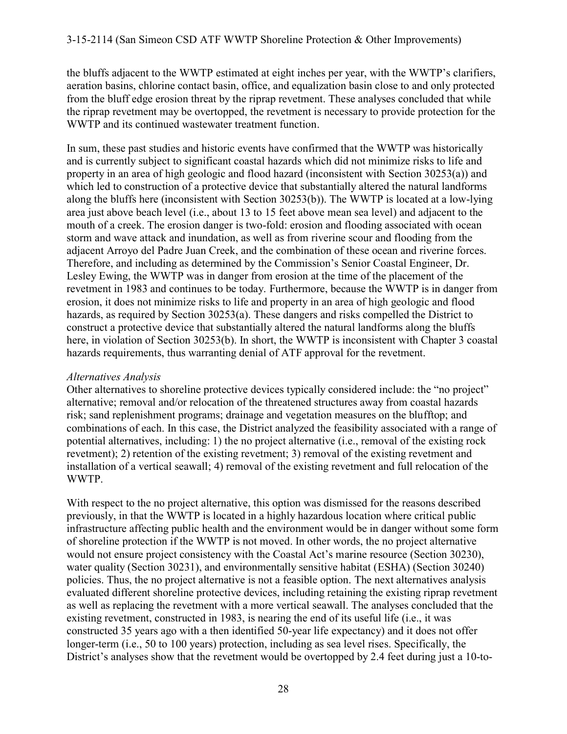the bluffs adjacent to the WWTP estimated at eight inches per year, with the WWTP's clarifiers, aeration basins, chlorine contact basin, office, and equalization basin close to and only protected from the bluff edge erosion threat by the riprap revetment. These analyses concluded that while the riprap revetment may be overtopped, the revetment is necessary to provide protection for the WWTP and its continued wastewater treatment function.

In sum, these past studies and historic events have confirmed that the WWTP was historically and is currently subject to significant coastal hazards which did not minimize risks to life and property in an area of high geologic and flood hazard (inconsistent with Section 30253(a)) and which led to construction of a protective device that substantially altered the natural landforms along the bluffs here (inconsistent with Section 30253(b)). The WWTP is located at a low-lying area just above beach level (i.e., about 13 to 15 feet above mean sea level) and adjacent to the mouth of a creek. The erosion danger is two-fold: erosion and flooding associated with ocean storm and wave attack and inundation, as well as from riverine scour and flooding from the adjacent Arroyo del Padre Juan Creek, and the combination of these ocean and riverine forces. Therefore, and including as determined by the Commission's Senior Coastal Engineer, Dr. Lesley Ewing, the WWTP was in danger from erosion at the time of the placement of the revetment in 1983 and continues to be today. Furthermore, because the WWTP is in danger from erosion, it does not minimize risks to life and property in an area of high geologic and flood hazards, as required by Section 30253(a). These dangers and risks compelled the District to construct a protective device that substantially altered the natural landforms along the bluffs here, in violation of Section 30253(b). In short, the WWTP is inconsistent with Chapter 3 coastal hazards requirements, thus warranting denial of ATF approval for the revetment.

*Alternatives Analysis*

Other alternatives to shoreline protective devices typically considered include: the "no project" alternative; removal and/or relocation of the threatened structures away from coastal hazards risk; sand replenishment programs; drainage and vegetation measures on the blufftop; and combinations of each. In this case, the District analyzed the feasibility associated with a range of potential alternatives, including: 1) the no project alternative (i.e., removal of the existing rock revetment); 2) retention of the existing revetment; 3) removal of the existing revetment and installation of a vertical seawall; 4) removal of the existing revetment and full relocation of the WWTP.

With respect to the no project alternative, this option was dismissed for the reasons described previously, in that the WWTP is located in a highly hazardous location where critical public infrastructure affecting public health and the environment would be in danger without some form of shoreline protection if the WWTP is not moved. In other words, the no project alternative would not ensure project consistency with the Coastal Act's marine resource (Section 30230), water quality (Section 30231), and environmentally sensitive habitat (ESHA) (Section 30240) policies. Thus, the no project alternative is not a feasible option. The next alternatives analysis evaluated different shoreline protective devices, including retaining the existing riprap revetment as well as replacing the revetment with a more vertical seawall. The analyses concluded that the existing revetment, constructed in 1983, is nearing the end of its useful life (i.e., it was constructed 35 years ago with a then identified 50-year life expectancy) and it does not offer longer-term (i.e., 50 to 100 years) protection, including as sea level rises. Specifically, the District's analyses show that the revetment would be overtopped by 2.4 feet during just a 10-to-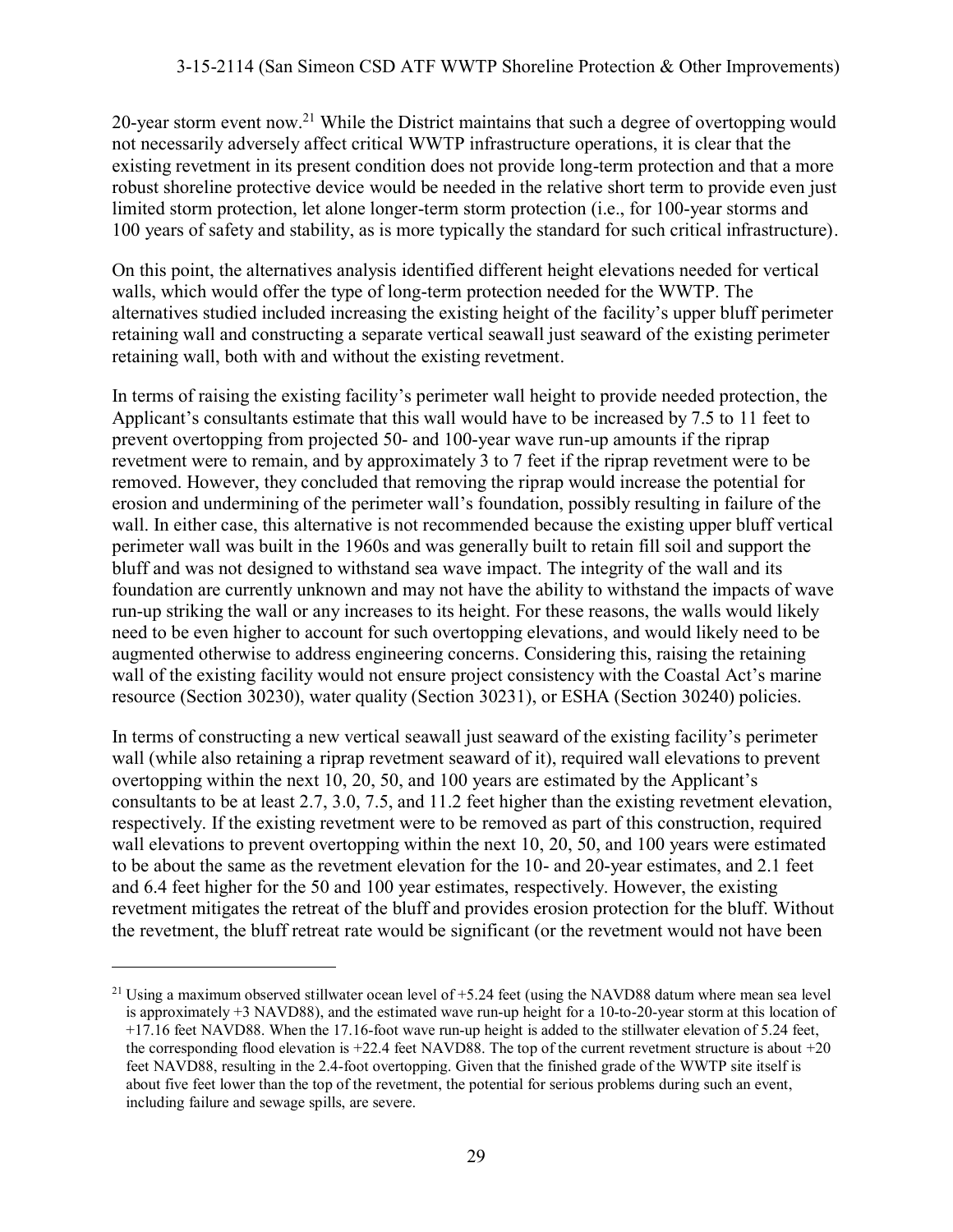20-year storm event now.[21] While the District maintains that such a degree of overtopping would not necessarily adversely affect critical WWTP infrastructure operations, it is clear that the existing revetment in its present condition does not provide long-term protection and that a more robust shoreline protective device would be needed in the relative short term to provide even just limited storm protection, let alone longer-term storm protection (i.e., for 100-year storms and 100 years of safety and stability, as is more typically the standard for such critical infrastructure).

On this point, the alternatives analysis identified different height elevations needed for vertical walls, which would offer the type of long-term protection needed for the WWTP. The alternatives studied included increasing the existing height of the facility's upper bluff perimeter retaining wall and constructing a separate vertical seawall just seaward of the existing perimeter retaining wall, both with and without the existing revetment.

In terms of raising the existing facility's perimeter wall height to provide needed protection, the Applicant's consultants estimate that this wall would have to be increased by 7.5 to 11 feet to prevent overtopping from projected 50- and 100-year wave run-up amounts if the riprap revetment were to remain, and by approximately 3 to 7 feet if the riprap revetment were to be removed. However, they concluded that removing the riprap would increase the potential for erosion and undermining of the perimeter wall's foundation, possibly resulting in failure of the wall. In either case, this alternative is not recommended because the existing upper bluff vertical perimeter wall was built in the 1960s and was generally built to retain fill soil and support the bluff and was not designed to withstand sea wave impact. The integrity of the wall and its foundation are currently unknown and may not have the ability to withstand the impacts of wave run-up striking the wall or any increases to its height. For these reasons, the walls would likely need to be even higher to account for such overtopping elevations, and would likely need to be augmented otherwise to address engineering concerns. Considering this, raising the retaining wall of the existing facility would not ensure project consistency with the Coastal Act's marine resource (Section 30230), water quality (Section 30231), or ESHA (Section 30240) policies.

In terms of constructing a new vertical seawall just seaward of the existing facility's perimeter wall (while also retaining a riprap revetment seaward of it), required wall elevations to prevent overtopping within the next 10, 20, 50, and 100 years are estimated by the Applicant's consultants to be at least 2.7, 3.0, 7.5, and 11.2 feet higher than the existing revetment elevation, respectively. If the existing revetment were to be removed as part of this construction, required wall elevations to prevent overtopping within the next 10, 20, 50, and 100 years were estimated to be about the same as the revetment elevation for the 10- and 20-year estimates, and 2.1 feet and 6.4 feet higher for the 50 and 100 year estimates, respectively. However, the existing revetment mitigates the retreat of the bluff and provides erosion protection for the bluff. Without the revetment, the bluff retreat rate would be significant (or the revetment would not have been

---

[21] Using a maximum observed stillwater ocean level of +5.24 feet (using the NAVD88 datum where mean sea level is approximately +3 NAVD88), and the estimated wave run-up height for a 10-to-20-year storm at this location of +17.16 feet NAVD88. When the 17.16-foot wave run-up height is added to the stillwater elevation of 5.24 feet, the corresponding flood elevation is +22.4 feet NAVD88. The top of the current revetment structure is about +20 feet NAVD88, resulting in the 2.4-foot overtopping. Given that the finished grade of the WWTP site itself is about five feet lower than the top of the revetment, the potential for serious problems during such an event, including failure and sewage spills, are severe.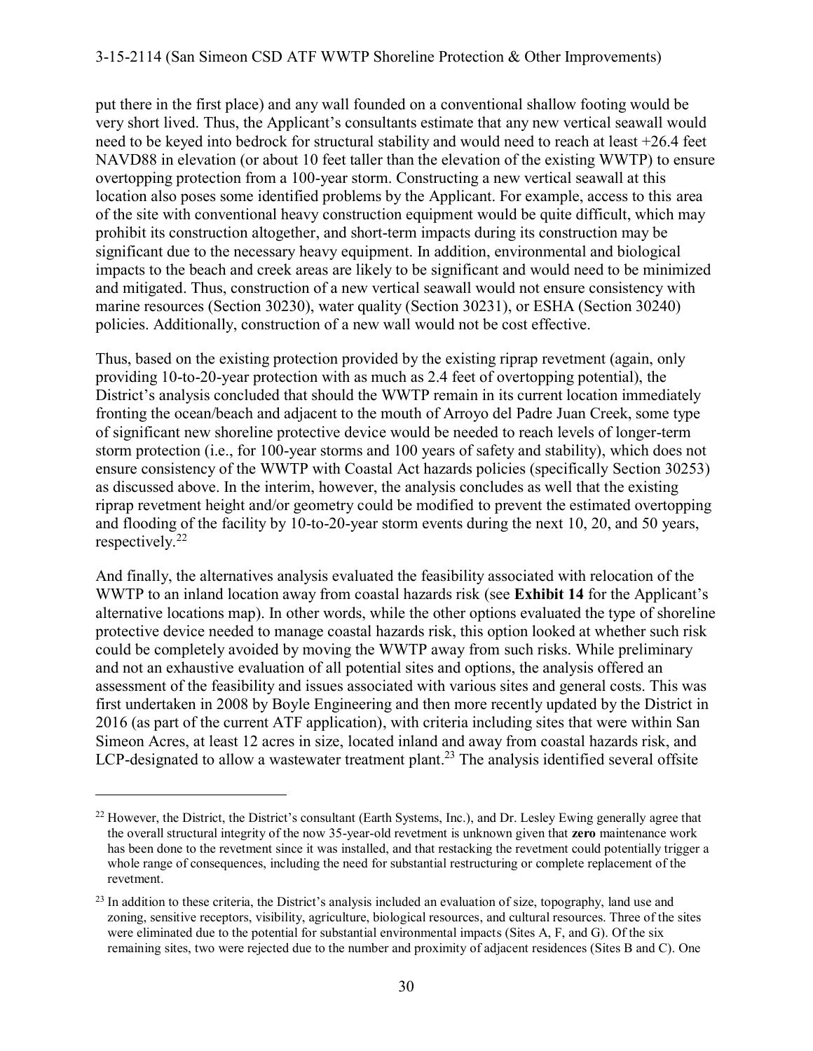put there in the first place) and any wall founded on a conventional shallow footing would be very short lived. Thus, the Applicant's consultants estimate that any new vertical seawall would need to be keyed into bedrock for structural stability and would need to reach at least +26.4 feet NAVD88 in elevation (or about 10 feet taller than the elevation of the existing WWTP) to ensure overtopping protection from a 100-year storm. Constructing a new vertical seawall at this location also poses some identified problems by the Applicant. For example, access to this area of the site with conventional heavy construction equipment would be quite difficult, which may prohibit its construction altogether, and short-term impacts during its construction may be significant due to the necessary heavy equipment. In addition, environmental and biological impacts to the beach and creek areas are likely to be significant and would need to be minimized and mitigated. Thus, construction of a new vertical seawall would not ensure consistency with marine resources (Section 30230), water quality (Section 30231), or ESHA (Section 30240) policies. Additionally, construction of a new wall would not be cost effective.

Thus, based on the existing protection provided by the existing riprap revetment (again, only providing 10-to-20-year protection with as much as 2.4 feet of overtopping potential), the District's analysis concluded that should the WWTP remain in its current location immediately fronting the ocean/beach and adjacent to the mouth of Arroyo del Padre Juan Creek, some type of significant new shoreline protective device would be needed to reach levels of longer-term storm protection (i.e., for 100-year storms and 100 years of safety and stability), which does not ensure consistency of the WWTP with Coastal Act hazards policies (specifically Section 30253) as discussed above. In the interim, however, the analysis concludes as well that the existing riprap revetment height and/or geometry could be modified to prevent the estimated overtopping and flooding of the facility by 10-to-20-year storm events during the next 10, 20, and 50 years, respectively.[22]

And finally, the alternatives analysis evaluated the feasibility associated with relocation of the WWTP to an inland location away from coastal hazards risk (see **Exhibit 14** for the Applicant's alternative locations map). In other words, while the other options evaluated the type of shoreline protective device needed to manage coastal hazards risk, this option looked at whether such risk could be completely avoided by moving the WWTP away from such risks. While preliminary and not an exhaustive evaluation of all potential sites and options, the analysis offered an assessment of the feasibility and issues associated with various sites and general costs. This was first undertaken in 2008 by Boyle Engineering and then more recently updated by the District in 2016 (as part of the current ATF application), with criteria including sites that were within San Simeon Acres, at least 12 acres in size, located inland and away from coastal hazards risk, and LCP-designated to allow a wastewater treatment plant.[23] The analysis identified several offsite

---

[22] However, the District, the District's consultant (Earth Systems, Inc.), and Dr. Lesley Ewing generally agree that the overall structural integrity of the now 35-year-old revetment is unknown given that **zero** maintenance work has been done to the revetment since it was installed, and that restacking the revetment could potentially trigger a whole range of consequences, including the need for substantial restructuring or complete replacement of the revetment.

[23] In addition to these criteria, the District's analysis included an evaluation of size, topography, land use and zoning, sensitive receptors, visibility, agriculture, biological resources, and cultural resources. Three of the sites were eliminated due to the potential for substantial environmental impacts (Sites A, F, and G). Of the six remaining sites, two were rejected due to the number and proximity of adjacent residences (Sites B and C). One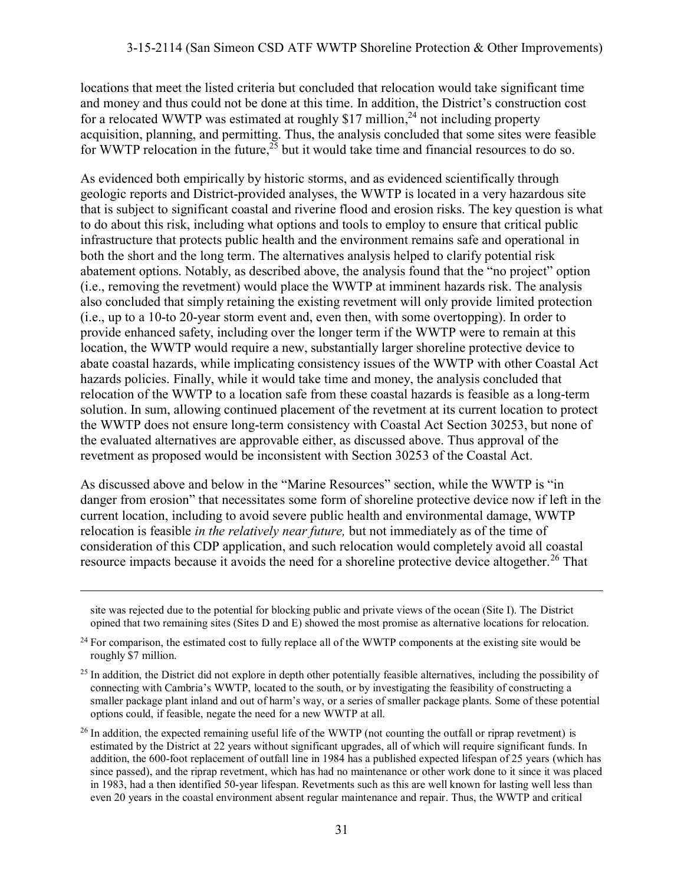locations that meet the listed criteria but concluded that relocation would take significant time and money and thus could not be done at this time. In addition, the District's construction cost for a relocated WWTP was estimated at roughly $17 million,[24] not including property acquisition, planning, and permitting. Thus, the analysis concluded that some sites were feasible for WWTP relocation in the future,[25] but it would take time and financial resources to do so.

As evidenced both empirically by historic storms, and as evidenced scientifically through geologic reports and District-provided analyses, the WWTP is located in a very hazardous site that is subject to significant coastal and riverine flood and erosion risks. The key question is what to do about this risk, including what options and tools to employ to ensure that critical public infrastructure that protects public health and the environment remains safe and operational in both the short and the long term. The alternatives analysis helped to clarify potential risk abatement options. Notably, as described above, the analysis found that the "no project" option (i.e., removing the revetment) would place the WWTP at imminent hazards risk. The analysis also concluded that simply retaining the existing revetment will only provide limited protection (i.e., up to a 10-to 20-year storm event and, even then, with some overtopping). In order to provide enhanced safety, including over the longer term if the WWTP were to remain at this location, the WWTP would require a new, substantially larger shoreline protective device to abate coastal hazards, while implicating consistency issues of the WWTP with other Coastal Act hazards policies. Finally, while it would take time and money, the analysis concluded that relocation of the WWTP to a location safe from these coastal hazards is feasible as a long-term solution. In sum, allowing continued placement of the revetment at its current location to protect the WWTP does not ensure long-term consistency with Coastal Act Section 30253, but none of the evaluated alternatives are approvable either, as discussed above. Thus approval of the revetment as proposed would be inconsistent with Section 30253 of the Coastal Act.

As discussed above and below in the "Marine Resources" section, while the WWTP is "in danger from erosion" that necessitates some form of shoreline protective device now if left in the current location, including to avoid severe public health and environmental damage, WWTP relocation is feasible *in the relatively near future,* but not immediately as of the time of consideration of this CDP application, and such relocation would completely avoid all coastal resource impacts because it avoids the need for a shoreline protective device altogether.[26] That

---

site was rejected due to the potential for blocking public and private views of the ocean (Site I). The District opined that two remaining sites (Sites D and E) showed the most promise as alternative locations for relocation.

[24] For comparison, the estimated cost to fully replace all of the WWTP components at the existing site would be roughly $7 million.

[25] In addition, the District did not explore in depth other potentially feasible alternatives, including the possibility of connecting with Cambria's WWTP, located to the south, or by investigating the feasibility of constructing a smaller package plant inland and out of harm's way, or a series of smaller package plants. Some of these potential options could, if feasible, negate the need for a new WWTP at all.

[26] In addition, the expected remaining useful life of the WWTP (not counting the outfall or riprap revetment) is estimated by the District at 22 years without significant upgrades, all of which will require significant funds. In addition, the 600-foot replacement of outfall line in 1984 has a published expected lifespan of 25 years (which has since passed), and the riprap revetment, which has had no maintenance or other work done to it since it was placed in 1983, had a then identified 50-year lifespan. Revetments such as this are well known for lasting well less than even 20 years in the coastal environment absent regular maintenance and repair. Thus, the WWTP and critical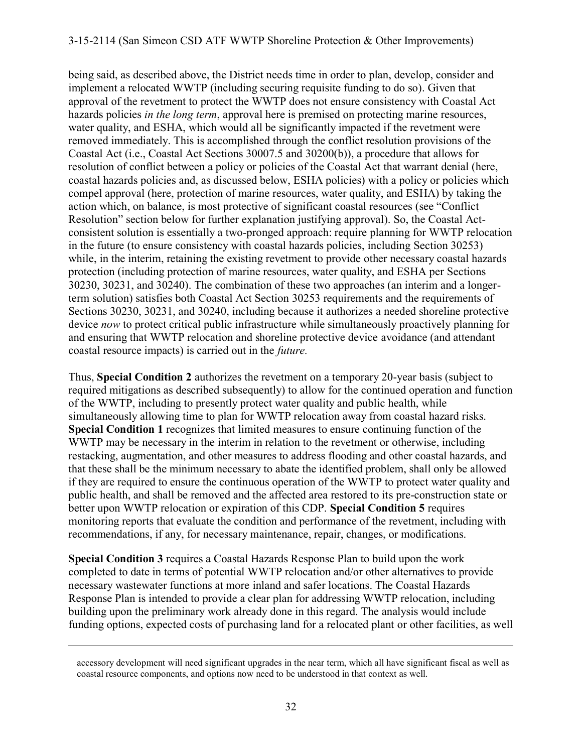being said, as described above, the District needs time in order to plan, develop, consider and implement a relocated WWTP (including securing requisite funding to do so). Given that approval of the revetment to protect the WWTP does not ensure consistency with Coastal Act hazards policies *in the long term*, approval here is premised on protecting marine resources, water quality, and ESHA, which would all be significantly impacted if the revetment were removed immediately. This is accomplished through the conflict resolution provisions of the Coastal Act (i.e., Coastal Act Sections 30007.5 and 30200(b)), a procedure that allows for resolution of conflict between a policy or policies of the Coastal Act that warrant denial (here, coastal hazards policies and, as discussed below, ESHA policies) with a policy or policies which compel approval (here, protection of marine resources, water quality, and ESHA) by taking the action which, on balance, is most protective of significant coastal resources (see "Conflict Resolution" section below for further explanation justifying approval). So, the Coastal Act-consistent solution is essentially a two-pronged approach: require planning for WWTP relocation in the future (to ensure consistency with coastal hazards policies, including Section 30253) while, in the interim, retaining the existing revetment to provide other necessary coastal hazards protection (including protection of marine resources, water quality, and ESHA per Sections 30230, 30231, and 30240). The combination of these two approaches (an interim and a longer-term solution) satisfies both Coastal Act Section 30253 requirements and the requirements of Sections 30230, 30231, and 30240, including because it authorizes a needed shoreline protective device *now* to protect critical public infrastructure while simultaneously proactively planning for and ensuring that WWTP relocation and shoreline protective device avoidance (and attendant coastal resource impacts) is carried out in the *future*.

Thus, **Special Condition 2** authorizes the revetment on a temporary 20-year basis (subject to required mitigations as described subsequently) to allow for the continued operation and function of the WWTP, including to presently protect water quality and public health, while simultaneously allowing time to plan for WWTP relocation away from coastal hazard risks. **Special Condition 1** recognizes that limited measures to ensure continuing function of the WWTP may be necessary in the interim in relation to the revetment or otherwise, including restacking, augmentation, and other measures to address flooding and other coastal hazards, and that these shall be the minimum necessary to abate the identified problem, shall only be allowed if they are required to ensure the continuous operation of the WWTP to protect water quality and public health, and shall be removed and the affected area restored to its pre-construction state or better upon WWTP relocation or expiration of this CDP. **Special Condition 5** requires monitoring reports that evaluate the condition and performance of the revetment, including with recommendations, if any, for necessary maintenance, repair, changes, or modifications.

**Special Condition 3** requires a Coastal Hazards Response Plan to build upon the work completed to date in terms of potential WWTP relocation and/or other alternatives to provide necessary wastewater functions at more inland and safer locations. The Coastal Hazards Response Plan is intended to provide a clear plan for addressing WWTP relocation, including building upon the preliminary work already done in this regard. The analysis would include funding options, expected costs of purchasing land for a relocated plant or other facilities, as well

---

accessory development will need significant upgrades in the near term, which all have significant fiscal as well as coastal resource components, and options now need to be understood in that context as well.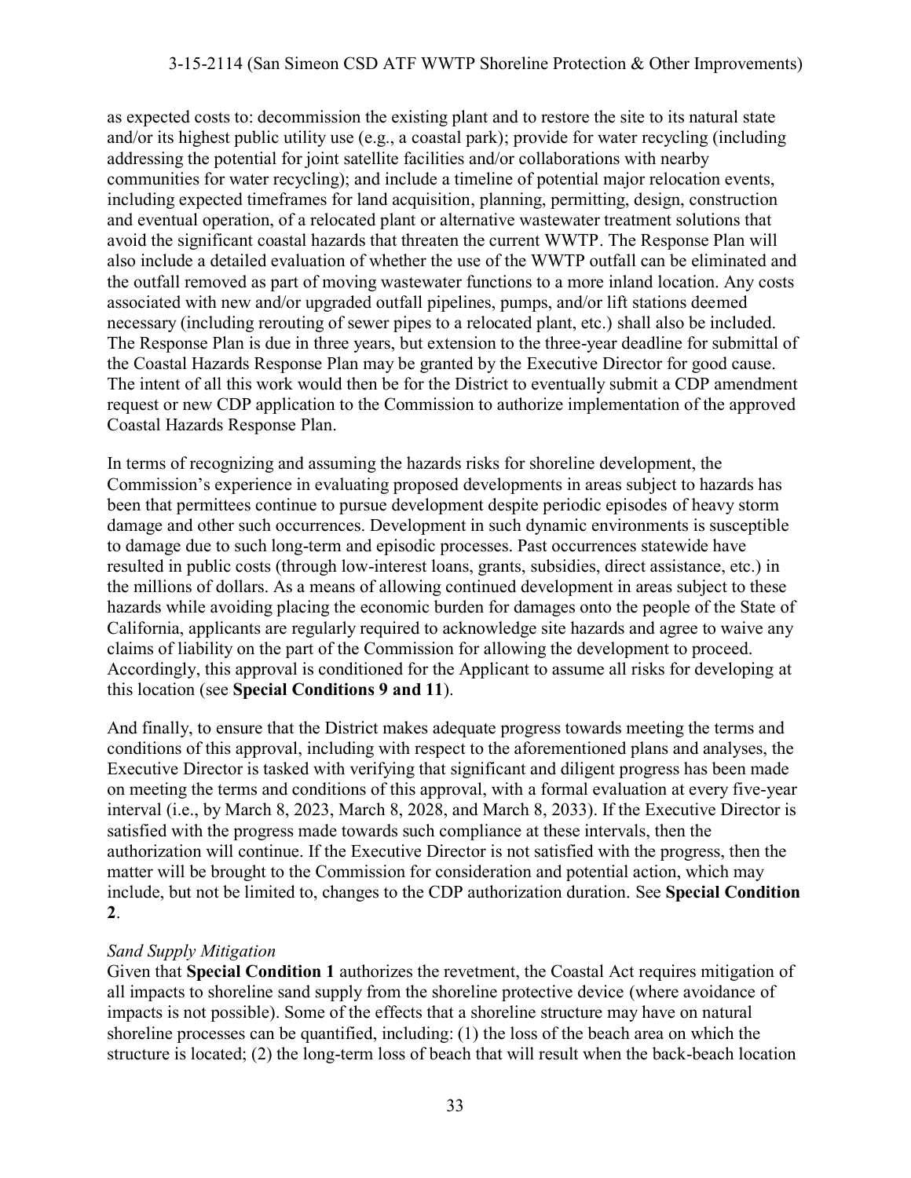as expected costs to: decommission the existing plant and to restore the site to its natural state and/or its highest public utility use (e.g., a coastal park); provide for water recycling (including addressing the potential for joint satellite facilities and/or collaborations with nearby communities for water recycling); and include a timeline of potential major relocation events, including expected timeframes for land acquisition, planning, permitting, design, construction and eventual operation, of a relocated plant or alternative wastewater treatment solutions that avoid the significant coastal hazards that threaten the current WWTP. The Response Plan will also include a detailed evaluation of whether the use of the WWTP outfall can be eliminated and the outfall removed as part of moving wastewater functions to a more inland location. Any costs associated with new and/or upgraded outfall pipelines, pumps, and/or lift stations deemed necessary (including rerouting of sewer pipes to a relocated plant, etc.) shall also be included. The Response Plan is due in three years, but extension to the three-year deadline for submittal of the Coastal Hazards Response Plan may be granted by the Executive Director for good cause. The intent of all this work would then be for the District to eventually submit a CDP amendment request or new CDP application to the Commission to authorize implementation of the approved Coastal Hazards Response Plan.

In terms of recognizing and assuming the hazards risks for shoreline development, the Commission's experience in evaluating proposed developments in areas subject to hazards has been that permittees continue to pursue development despite periodic episodes of heavy storm damage and other such occurrences. Development in such dynamic environments is susceptible to damage due to such long-term and episodic processes. Past occurrences statewide have resulted in public costs (through low-interest loans, grants, subsidies, direct assistance, etc.) in the millions of dollars. As a means of allowing continued development in areas subject to these hazards while avoiding placing the economic burden for damages onto the people of the State of California, applicants are regularly required to acknowledge site hazards and agree to waive any claims of liability on the part of the Commission for allowing the development to proceed. Accordingly, this approval is conditioned for the Applicant to assume all risks for developing at this location (see **Special Conditions 9 and 11**).

And finally, to ensure that the District makes adequate progress towards meeting the terms and conditions of this approval, including with respect to the aforementioned plans and analyses, the Executive Director is tasked with verifying that significant and diligent progress has been made on meeting the terms and conditions of this approval, with a formal evaluation at every five-year interval (i.e., by March 8, 2023, March 8, 2028, and March 8, 2033). If the Executive Director is satisfied with the progress made towards such compliance at these intervals, then the authorization will continue. If the Executive Director is not satisfied with the progress, then the matter will be brought to the Commission for consideration and potential action, which may include, but not be limited to, changes to the CDP authorization duration. See **Special Condition 2**.

*Sand Supply Mitigation*

Given that **Special Condition 1** authorizes the revetment, the Coastal Act requires mitigation of all impacts to shoreline sand supply from the shoreline protective device (where avoidance of impacts is not possible). Some of the effects that a shoreline structure may have on natural shoreline processes can be quantified, including: (1) the loss of the beach area on which the structure is located; (2) the long-term loss of beach that will result when the back-beach location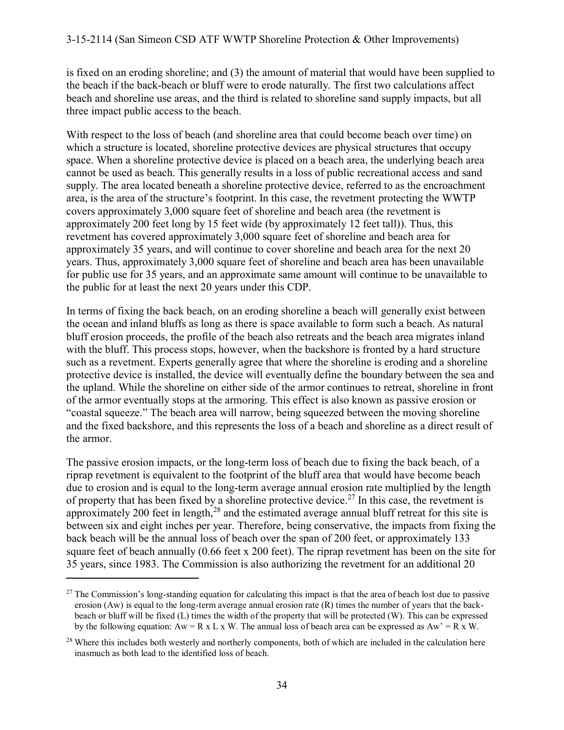is fixed on an eroding shoreline; and (3) the amount of material that would have been supplied to the beach if the back-beach or bluff were to erode naturally. The first two calculations affect beach and shoreline use areas, and the third is related to shoreline sand supply impacts, but all three impact public access to the beach.

With respect to the loss of beach (and shoreline area that could become beach over time) on which a structure is located, shoreline protective devices are physical structures that occupy space. When a shoreline protective device is placed on a beach area, the underlying beach area cannot be used as beach. This generally results in a loss of public recreational access and sand supply. The area located beneath a shoreline protective device, referred to as the encroachment area, is the area of the structure's footprint. In this case, the revetment protecting the WWTP covers approximately 3,000 square feet of shoreline and beach area (the revetment is approximately 200 feet long by 15 feet wide (by approximately 12 feet tall)). Thus, this revetment has covered approximately 3,000 square feet of shoreline and beach area for approximately 35 years, and will continue to cover shoreline and beach area for the next 20 years. Thus, approximately 3,000 square feet of shoreline and beach area has been unavailable for public use for 35 years, and an approximate same amount will continue to be unavailable to the public for at least the next 20 years under this CDP.

In terms of fixing the back beach, on an eroding shoreline a beach will generally exist between the ocean and inland bluffs as long as there is space available to form such a beach. As natural bluff erosion proceeds, the profile of the beach also retreats and the beach area migrates inland with the bluff. This process stops, however, when the backshore is fronted by a hard structure such as a revetment. Experts generally agree that where the shoreline is eroding and a shoreline protective device is installed, the device will eventually define the boundary between the sea and the upland. While the shoreline on either side of the armor continues to retreat, shoreline in front of the armor eventually stops at the armoring. This effect is also known as passive erosion or "coastal squeeze." The beach area will narrow, being squeezed between the moving shoreline and the fixed backshore, and this represents the loss of a beach and shoreline as a direct result of the armor.

The passive erosion impacts, or the long-term loss of beach due to fixing the back beach, of a riprap revetment is equivalent to the footprint of the bluff area that would have become beach due to erosion and is equal to the long-term average annual erosion rate multiplied by the length of property that has been fixed by a shoreline protective device.[27] In this case, the revetment is approximately 200 feet in length,[28] and the estimated average annual bluff retreat for this site is between six and eight inches per year. Therefore, being conservative, the impacts from fixing the back beach will be the annual loss of beach over the span of 200 feet, or approximately 133 square feet of beach annually (0.66 feet x 200 feet). The riprap revetment has been on the site for 35 years, since 1983. The Commission is also authorizing the revetment for an additional 20

---

[27] The Commission's long-standing equation for calculating this impact is that the area of beach lost due to passive erosion (Aw) is equal to the long-term average annual erosion rate (R) times the number of years that the back-beach or bluff will be fixed (L) times the width of the property that will be protected (W). This can be expressed by the following equation: $Aw = R \times L \times W$. The annual loss of beach area can be expressed as $Aw' = R \times W$.

[28] Where this includes both westerly and northerly components, both of which are included in the calculation here inasmuch as both lead to the identified loss of beach.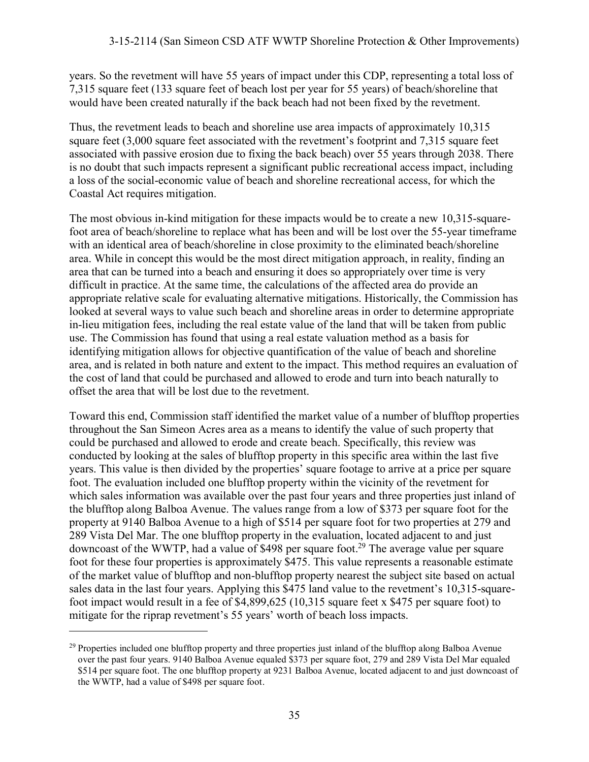years. So the revetment will have 55 years of impact under this CDP, representing a total loss of 7,315 square feet (133 square feet of beach lost per year for 55 years) of beach/shoreline that would have been created naturally if the back beach had not been fixed by the revetment.

Thus, the revetment leads to beach and shoreline use area impacts of approximately 10,315 square feet (3,000 square feet associated with the revetment's footprint and 7,315 square feet associated with passive erosion due to fixing the back beach) over 55 years through 2038. There is no doubt that such impacts represent a significant public recreational access impact, including a loss of the social-economic value of beach and shoreline recreational access, for which the Coastal Act requires mitigation.

The most obvious in-kind mitigation for these impacts would be to create a new 10,315-square-foot area of beach/shoreline to replace what has been and will be lost over the 55-year timeframe with an identical area of beach/shoreline in close proximity to the eliminated beach/shoreline area. While in concept this would be the most direct mitigation approach, in reality, finding an area that can be turned into a beach and ensuring it does so appropriately over time is very difficult in practice. At the same time, the calculations of the affected area do provide an appropriate relative scale for evaluating alternative mitigations. Historically, the Commission has looked at several ways to value such beach and shoreline areas in order to determine appropriate in-lieu mitigation fees, including the real estate value of the land that will be taken from public use. The Commission has found that using a real estate valuation method as a basis for identifying mitigation allows for objective quantification of the value of beach and shoreline area, and is related in both nature and extent to the impact. This method requires an evaluation of the cost of land that could be purchased and allowed to erode and turn into beach naturally to offset the area that will be lost due to the revetment.

Toward this end, Commission staff identified the market value of a number of blufftop properties throughout the San Simeon Acres area as a means to identify the value of such property that could be purchased and allowed to erode and create beach. Specifically, this review was conducted by looking at the sales of blufftop property in this specific area within the last five years. This value is then divided by the properties' square footage to arrive at a price per square foot. The evaluation included one blufftop property within the vicinity of the revetment for which sales information was available over the past four years and three properties just inland of the blufftop along Balboa Avenue. The values range from a low of $373 per square foot for the property at 9140 Balboa Avenue to a high of $514 per square foot for two properties at 279 and 289 Vista Del Mar. The one blufftop property in the evaluation, located adjacent to and just downcoast of the WWTP, had a value of $498 per square foot.[29] The average value per square foot for these four properties is approximately $475. This value represents a reasonable estimate of the market value of blufftop and non-blufftop property nearest the subject site based on actual sales data in the last four years. Applying this $475 land value to the revetment's 10,315-square-foot impact would result in a fee of $4,899,625 (10,315 square feet x $475 per square foot) to mitigate for the riprap revetment's 55 years' worth of beach loss impacts.

---

[29] Properties included one blufftop property and three properties just inland of the blufftop along Balboa Avenue over the past four years. 9140 Balboa Avenue equaled $373 per square foot, 279 and 289 Vista Del Mar equaled $514 per square foot. The one blufftop property at 9231 Balboa Avenue, located adjacent to and just downcoast of the WWTP, had a value of $498 per square foot.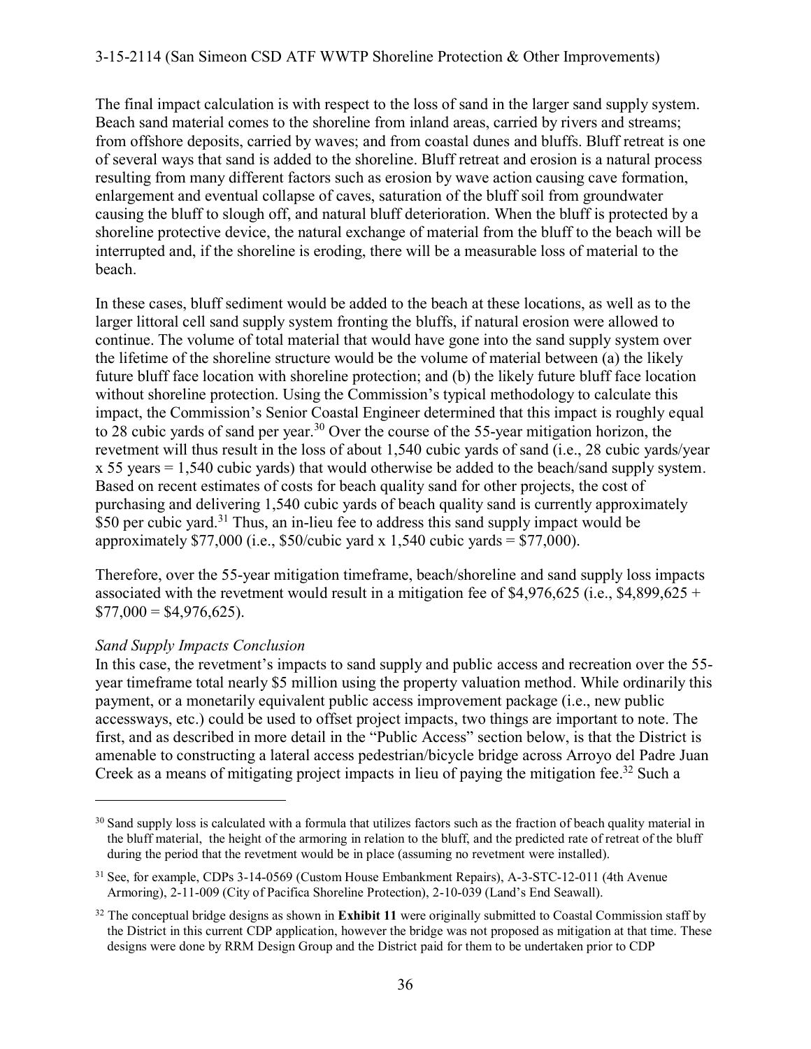The final impact calculation is with respect to the loss of sand in the larger sand supply system. Beach sand material comes to the shoreline from inland areas, carried by rivers and streams; from offshore deposits, carried by waves; and from coastal dunes and bluffs. Bluff retreat is one of several ways that sand is added to the shoreline. Bluff retreat and erosion is a natural process resulting from many different factors such as erosion by wave action causing cave formation, enlargement and eventual collapse of caves, saturation of the bluff soil from groundwater causing the bluff to slough off, and natural bluff deterioration. When the bluff is protected by a shoreline protective device, the natural exchange of material from the bluff to the beach will be interrupted and, if the shoreline is eroding, there will be a measurable loss of material to the beach.

In these cases, bluff sediment would be added to the beach at these locations, as well as to the larger littoral cell sand supply system fronting the bluffs, if natural erosion were allowed to continue. The volume of total material that would have gone into the sand supply system over the lifetime of the shoreline structure would be the volume of material between (a) the likely future bluff face location with shoreline protection; and (b) the likely future bluff face location without shoreline protection. Using the Commission's typical methodology to calculate this impact, the Commission's Senior Coastal Engineer determined that this impact is roughly equal to 28 cubic yards of sand per year.[30] Over the course of the 55-year mitigation horizon, the revetment will thus result in the loss of about 1,540 cubic yards of sand (i.e., 28 cubic yards/year x 55 years = 1,540 cubic yards) that would otherwise be added to the beach/sand supply system. Based on recent estimates of costs for beach quality sand for other projects, the cost of purchasing and delivering 1,540 cubic yards of beach quality sand is currently approximately $50 per cubic yard.[31] Thus, an in-lieu fee to address this sand supply impact would be approximately $77,000 (i.e., $50/cubic yard x 1,540 cubic yards = $77,000).

Therefore, over the 55-year mitigation timeframe, beach/shoreline and sand supply loss impacts associated with the revetment would result in a mitigation fee of $4,976,625 (i.e., $4,899,625 + $77,000 = $4,976,625).

*Sand Supply Impacts Conclusion*

In this case, the revetment's impacts to sand supply and public access and recreation over the 55-year timeframe total nearly $5 million using the property valuation method. While ordinarily this payment, or a monetarily equivalent public access improvement package (i.e., new public accessways, etc.) could be used to offset project impacts, two things are important to note. The first, and as described in more detail in the "Public Access" section below, is that the District is amenable to constructing a lateral access pedestrian/bicycle bridge across Arroyo del Padre Juan Creek as a means of mitigating project impacts in lieu of paying the mitigation fee.[32] Such a

---

[30] Sand supply loss is calculated with a formula that utilizes factors such as the fraction of beach quality material in the bluff material, the height of the armoring in relation to the bluff, and the predicted rate of retreat of the bluff during the period that the revetment would be in place (assuming no revetment were installed).

[31] See, for example, CDPs 3-14-0569 (Custom House Embankment Repairs), A-3-STC-12-011 (4th Avenue Armoring), 2-11-009 (City of Pacifica Shoreline Protection), 2-10-039 (Land's End Seawall).

[32] The conceptual bridge designs as shown in **Exhibit 11** were originally submitted to Coastal Commission staff by the District in this current CDP application, however the bridge was not proposed as mitigation at that time. These designs were done by RRM Design Group and the District paid for them to be undertaken prior to CDP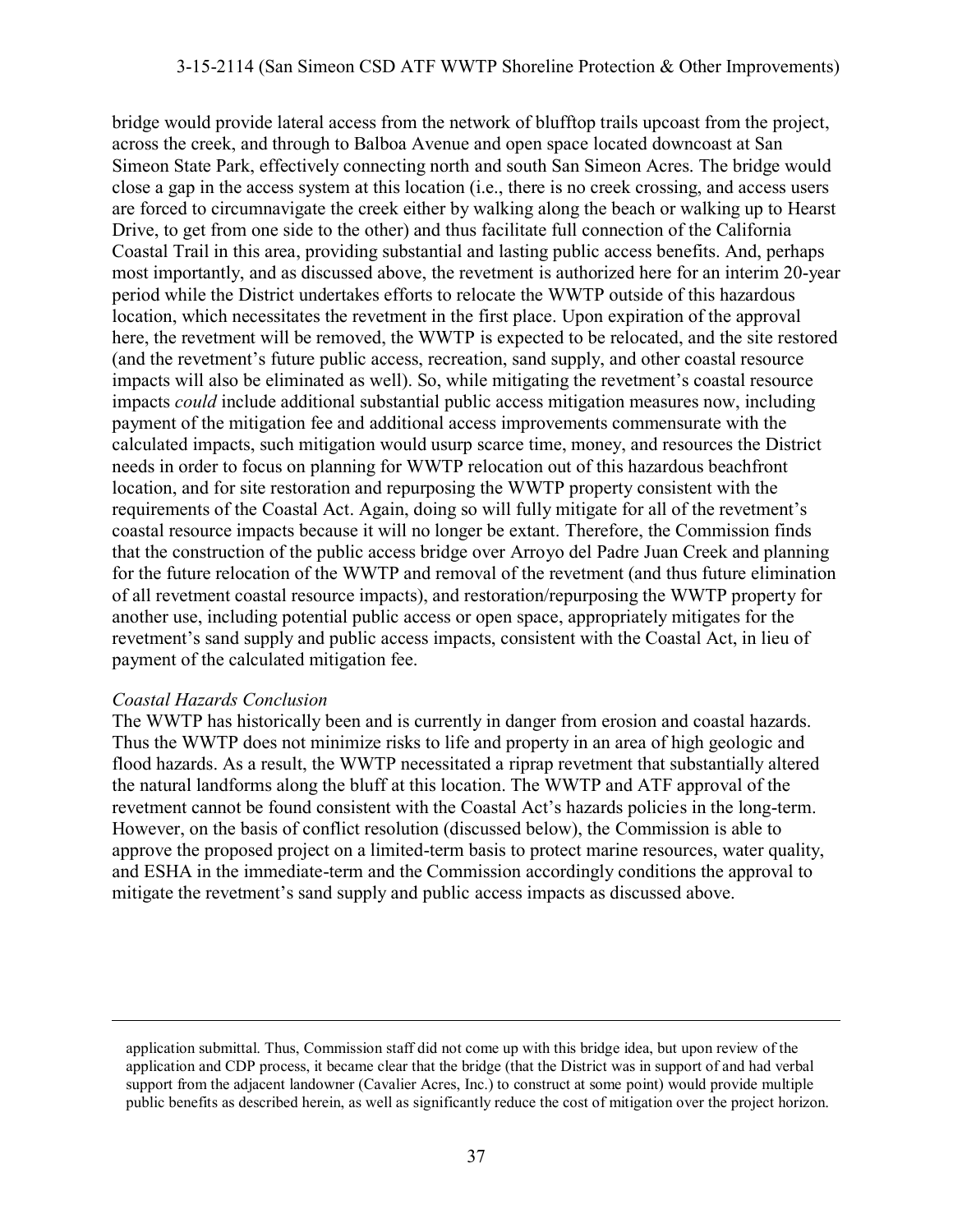bridge would provide lateral access from the network of blufftop trails upcoast from the project, across the creek, and through to Balboa Avenue and open space located downcoast at San Simeon State Park, effectively connecting north and south San Simeon Acres. The bridge would close a gap in the access system at this location (i.e., there is no creek crossing, and access users are forced to circumnavigate the creek either by walking along the beach or walking up to Hearst Drive, to get from one side to the other) and thus facilitate full connection of the California Coastal Trail in this area, providing substantial and lasting public access benefits. And, perhaps most importantly, and as discussed above, the revetment is authorized here for an interim 20-year period while the District undertakes efforts to relocate the WWTP outside of this hazardous location, which necessitates the revetment in the first place. Upon expiration of the approval here, the revetment will be removed, the WWTP is expected to be relocated, and the site restored (and the revetment's future public access, recreation, sand supply, and other coastal resource impacts will also be eliminated as well). So, while mitigating the revetment's coastal resource impacts *could* include additional substantial public access mitigation measures now, including payment of the mitigation fee and additional access improvements commensurate with the calculated impacts, such mitigation would usurp scarce time, money, and resources the District needs in order to focus on planning for WWTP relocation out of this hazardous beachfront location, and for site restoration and repurposing the WWTP property consistent with the requirements of the Coastal Act. Again, doing so will fully mitigate for all of the revetment's coastal resource impacts because it will no longer be extant. Therefore, the Commission finds that the construction of the public access bridge over Arroyo del Padre Juan Creek and planning for the future relocation of the WWTP and removal of the revetment (and thus future elimination of all revetment coastal resource impacts), and restoration/repurposing the WWTP property for another use, including potential public access or open space, appropriately mitigates for the revetment's sand supply and public access impacts, consistent with the Coastal Act, in lieu of payment of the calculated mitigation fee.

*Coastal Hazards Conclusion*

The WWTP has historically been and is currently in danger from erosion and coastal hazards. Thus the WWTP does not minimize risks to life and property in an area of high geologic and flood hazards. As a result, the WWTP necessitated a riprap revetment that substantially altered the natural landforms along the bluff at this location. The WWTP and ATF approval of the revetment cannot be found consistent with the Coastal Act's hazards policies in the long-term. However, on the basis of conflict resolution (discussed below), the Commission is able to approve the proposed project on a limited-term basis to protect marine resources, water quality, and ESHA in the immediate-term and the Commission accordingly conditions the approval to mitigate the revetment's sand supply and public access impacts as discussed above.

---

application submittal. Thus, Commission staff did not come up with this bridge idea, but upon review of the application and CDP process, it became clear that the bridge (that the District was in support of and had verbal support from the adjacent landowner (Cavalier Acres, Inc.) to construct at some point) would provide multiple public benefits as described herein, as well as significantly reduce the cost of mitigation over the project horizon.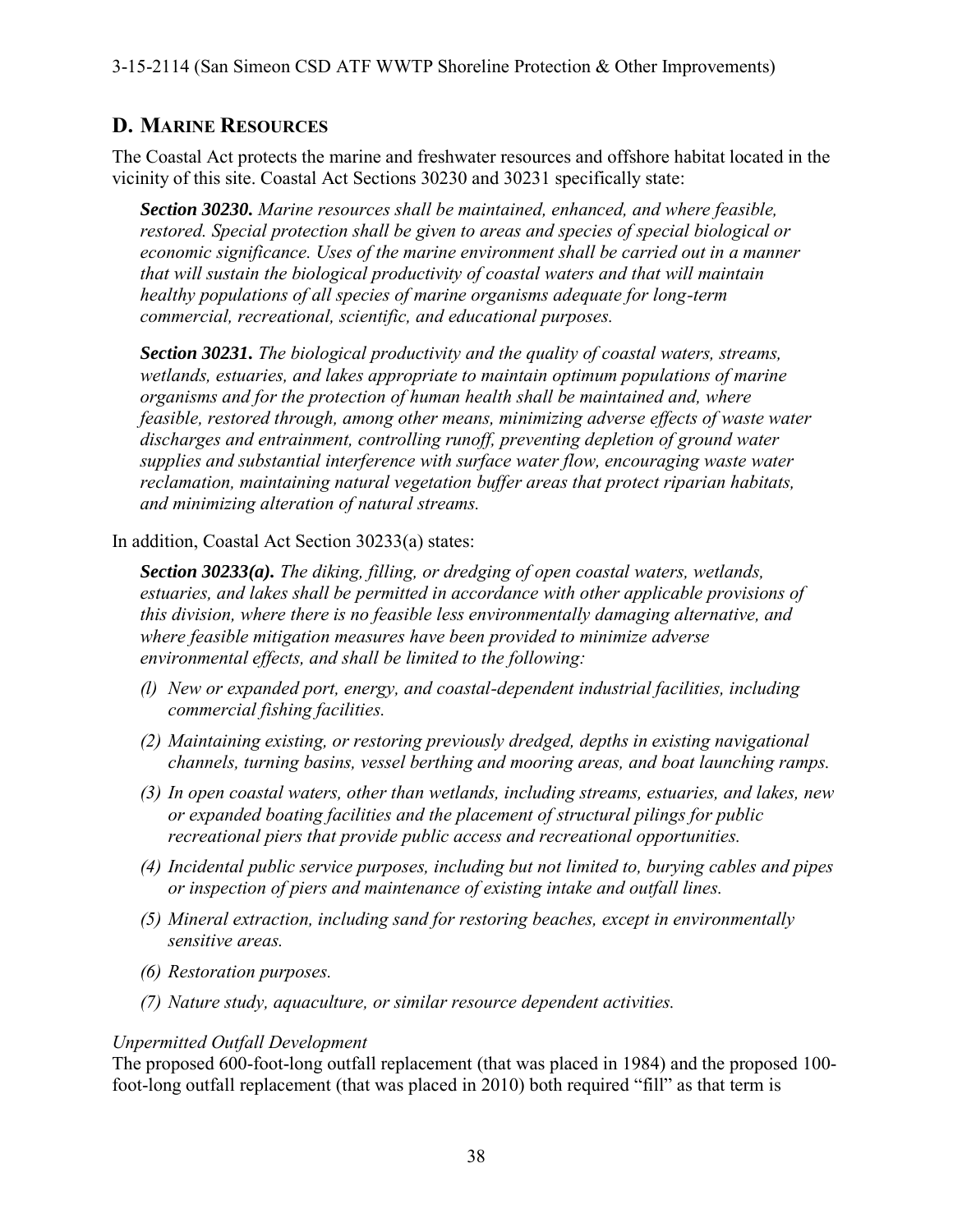## D. MARINE RESOURCES

The Coastal Act protects the marine and freshwater resources and offshore habitat located in the vicinity of this site. Coastal Act Sections 30230 and 30231 specifically state:

> ***Section 30230.*** *Marine resources shall be maintained, enhanced, and where feasible, restored. Special protection shall be given to areas and species of special biological or economic significance. Uses of the marine environment shall be carried out in a manner that will sustain the biological productivity of coastal waters and that will maintain healthy populations of all species of marine organisms adequate for long-term commercial, recreational, scientific, and educational purposes.*
>
> ***Section 30231.*** *The biological productivity and the quality of coastal waters, streams, wetlands, estuaries, and lakes appropriate to maintain optimum populations of marine organisms and for the protection of human health shall be maintained and, where feasible, restored through, among other means, minimizing adverse effects of waste water discharges and entrainment, controlling runoff, preventing depletion of ground water supplies and substantial interference with surface water flow, encouraging waste water reclamation, maintaining natural vegetation buffer areas that protect riparian habitats, and minimizing alteration of natural streams.*

In addition, Coastal Act Section 30233(a) states:

> ***Section 30233(a).*** *The diking, filling, or dredging of open coastal waters, wetlands, estuaries, and lakes shall be permitted in accordance with other applicable provisions of this division, where there is no feasible less environmentally damaging alternative, and where feasible mitigation measures have been provided to minimize adverse environmental effects, and shall be limited to the following:*
>
> *(l) New or expanded port, energy, and coastal-dependent industrial facilities, including commercial fishing facilities.*
>
> *(2) Maintaining existing, or restoring previously dredged, depths in existing navigational channels, turning basins, vessel berthing and mooring areas, and boat launching ramps.*
>
> *(3) In open coastal waters, other than wetlands, including streams, estuaries, and lakes, new or expanded boating facilities and the placement of structural pilings for public recreational piers that provide public access and recreational opportunities.*
>
> *(4) Incidental public service purposes, including but not limited to, burying cables and pipes or inspection of piers and maintenance of existing intake and outfall lines.*
>
> *(5) Mineral extraction, including sand for restoring beaches, except in environmentally sensitive areas.*
>
> *(6) Restoration purposes.*
>
> *(7) Nature study, aquaculture, or similar resource dependent activities.*

*Unpermitted Outfall Development*

The proposed 600-foot-long outfall replacement (that was placed in 1984) and the proposed 100-foot-long outfall replacement (that was placed in 2010) both required "fill" as that term is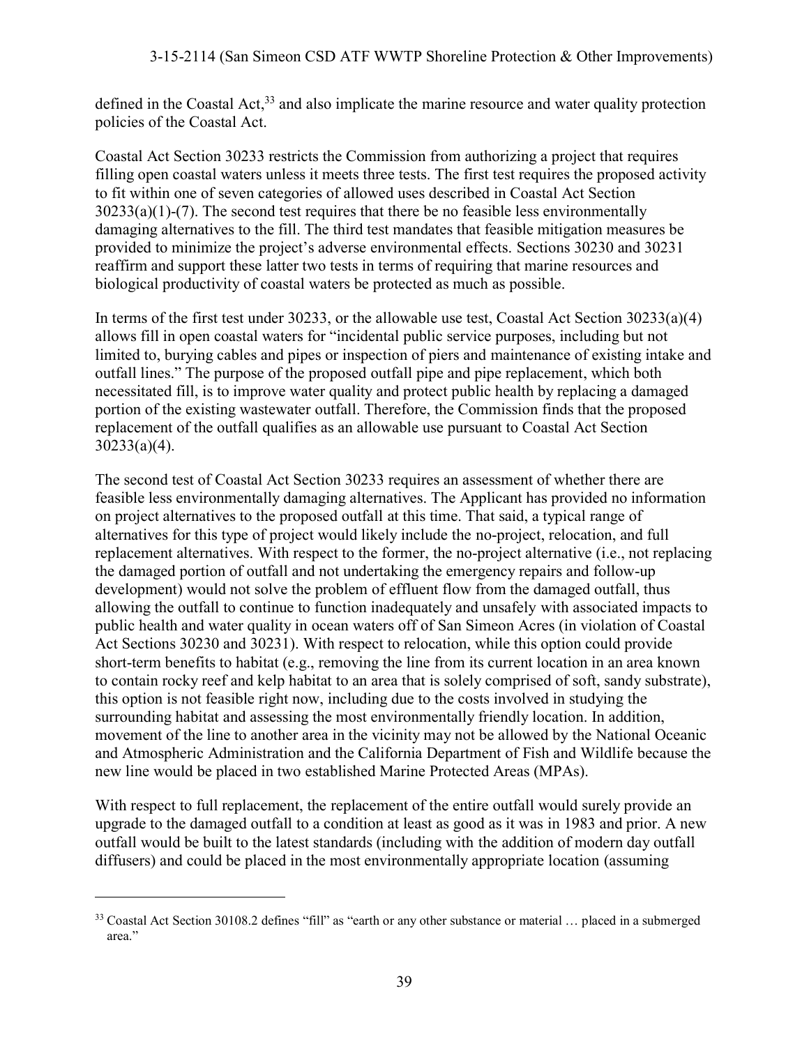defined in the Coastal Act,[33] and also implicate the marine resource and water quality protection policies of the Coastal Act.

Coastal Act Section 30233 restricts the Commission from authorizing a project that requires filling open coastal waters unless it meets three tests. The first test requires the proposed activity to fit within one of seven categories of allowed uses described in Coastal Act Section 30233(a)(1)-(7). The second test requires that there be no feasible less environmentally damaging alternatives to the fill. The third test mandates that feasible mitigation measures be provided to minimize the project's adverse environmental effects. Sections 30230 and 30231 reaffirm and support these latter two tests in terms of requiring that marine resources and biological productivity of coastal waters be protected as much as possible.

In terms of the first test under 30233, or the allowable use test, Coastal Act Section 30233(a)(4) allows fill in open coastal waters for "incidental public service purposes, including but not limited to, burying cables and pipes or inspection of piers and maintenance of existing intake and outfall lines." The purpose of the proposed outfall pipe and pipe replacement, which both necessitated fill, is to improve water quality and protect public health by replacing a damaged portion of the existing wastewater outfall. Therefore, the Commission finds that the proposed replacement of the outfall qualifies as an allowable use pursuant to Coastal Act Section 30233(a)(4).

The second test of Coastal Act Section 30233 requires an assessment of whether there are feasible less environmentally damaging alternatives. The Applicant has provided no information on project alternatives to the proposed outfall at this time. That said, a typical range of alternatives for this type of project would likely include the no-project, relocation, and full replacement alternatives. With respect to the former, the no-project alternative (i.e., not replacing the damaged portion of outfall and not undertaking the emergency repairs and follow-up development) would not solve the problem of effluent flow from the damaged outfall, thus allowing the outfall to continue to function inadequately and unsafely with associated impacts to public health and water quality in ocean waters off of San Simeon Acres (in violation of Coastal Act Sections 30230 and 30231). With respect to relocation, while this option could provide short-term benefits to habitat (e.g., removing the line from its current location in an area known to contain rocky reef and kelp habitat to an area that is solely comprised of soft, sandy substrate), this option is not feasible right now, including due to the costs involved in studying the surrounding habitat and assessing the most environmentally friendly location. In addition, movement of the line to another area in the vicinity may not be allowed by the National Oceanic and Atmospheric Administration and the California Department of Fish and Wildlife because the new line would be placed in two established Marine Protected Areas (MPAs).

With respect to full replacement, the replacement of the entire outfall would surely provide an upgrade to the damaged outfall to a condition at least as good as it was in 1983 and prior. A new outfall would be built to the latest standards (including with the addition of modern day outfall diffusers) and could be placed in the most environmentally appropriate location (assuming

---

[33] Coastal Act Section 30108.2 defines "fill" as "earth or any other substance or material … placed in a submerged area."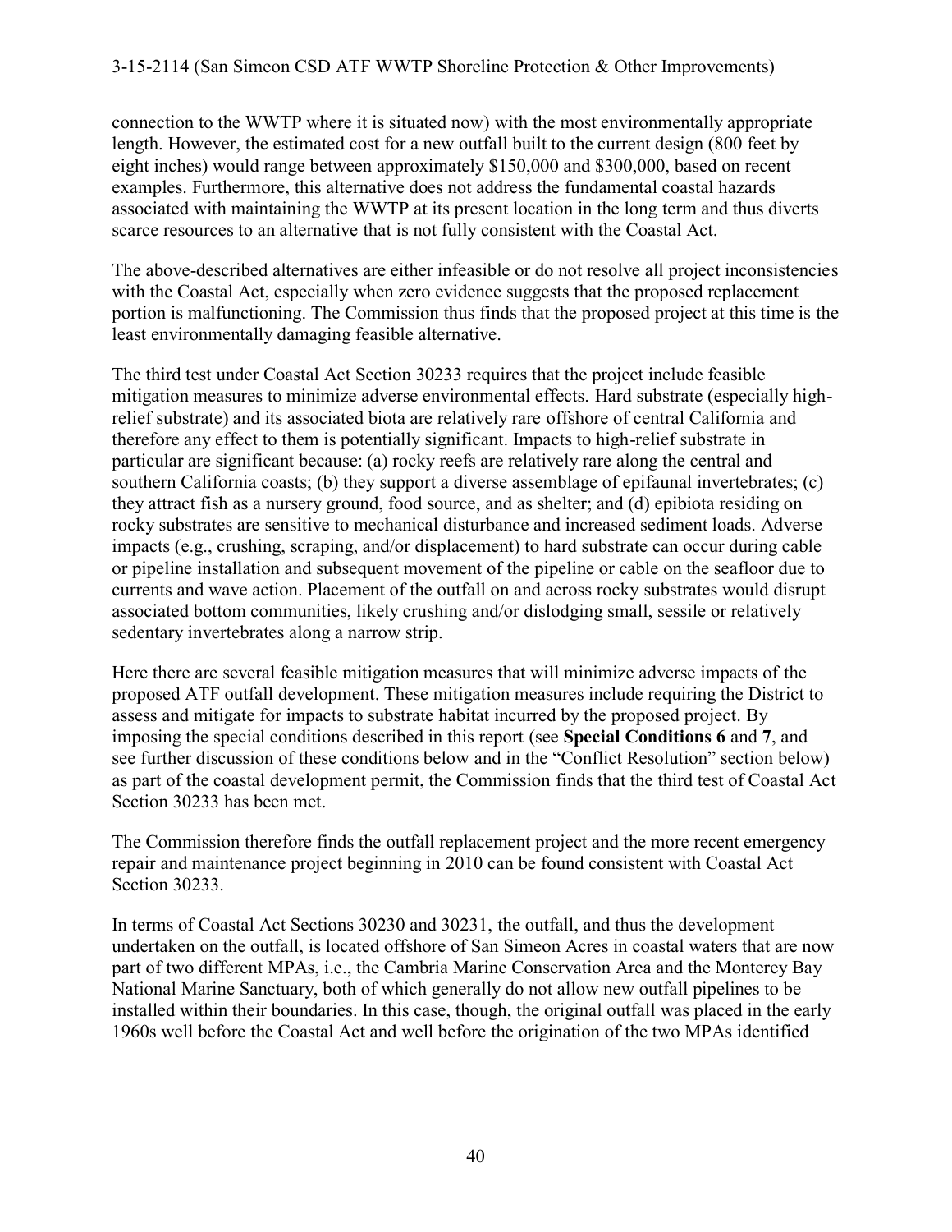connection to the WWTP where it is situated now) with the most environmentally appropriate length. However, the estimated cost for a new outfall built to the current design (800 feet by eight inches) would range between approximately $150,000 and $300,000, based on recent examples. Furthermore, this alternative does not address the fundamental coastal hazards associated with maintaining the WWTP at its present location in the long term and thus diverts scarce resources to an alternative that is not fully consistent with the Coastal Act.

The above-described alternatives are either infeasible or do not resolve all project inconsistencies with the Coastal Act, especially when zero evidence suggests that the proposed replacement portion is malfunctioning. The Commission thus finds that the proposed project at this time is the least environmentally damaging feasible alternative.

The third test under Coastal Act Section 30233 requires that the project include feasible mitigation measures to minimize adverse environmental effects. Hard substrate (especially high-relief substrate) and its associated biota are relatively rare offshore of central California and therefore any effect to them is potentially significant. Impacts to high-relief substrate in particular are significant because: (a) rocky reefs are relatively rare along the central and southern California coasts; (b) they support a diverse assemblage of epifaunal invertebrates; (c) they attract fish as a nursery ground, food source, and as shelter; and (d) epibiota residing on rocky substrates are sensitive to mechanical disturbance and increased sediment loads. Adverse impacts (e.g., crushing, scraping, and/or displacement) to hard substrate can occur during cable or pipeline installation and subsequent movement of the pipeline or cable on the seafloor due to currents and wave action. Placement of the outfall on and across rocky substrates would disrupt associated bottom communities, likely crushing and/or dislodging small, sessile or relatively sedentary invertebrates along a narrow strip.

Here there are several feasible mitigation measures that will minimize adverse impacts of the proposed ATF outfall development. These mitigation measures include requiring the District to assess and mitigate for impacts to substrate habitat incurred by the proposed project. By imposing the special conditions described in this report (see **Special Conditions 6** and **7**, and see further discussion of these conditions below and in the "Conflict Resolution" section below) as part of the coastal development permit, the Commission finds that the third test of Coastal Act Section 30233 has been met.

The Commission therefore finds the outfall replacement project and the more recent emergency repair and maintenance project beginning in 2010 can be found consistent with Coastal Act Section 30233.

In terms of Coastal Act Sections 30230 and 30231, the outfall, and thus the development undertaken on the outfall, is located offshore of San Simeon Acres in coastal waters that are now part of two different MPAs, i.e., the Cambria Marine Conservation Area and the Monterey Bay National Marine Sanctuary, both of which generally do not allow new outfall pipelines to be installed within their boundaries. In this case, though, the original outfall was placed in the early 1960s well before the Coastal Act and well before the origination of the two MPAs identified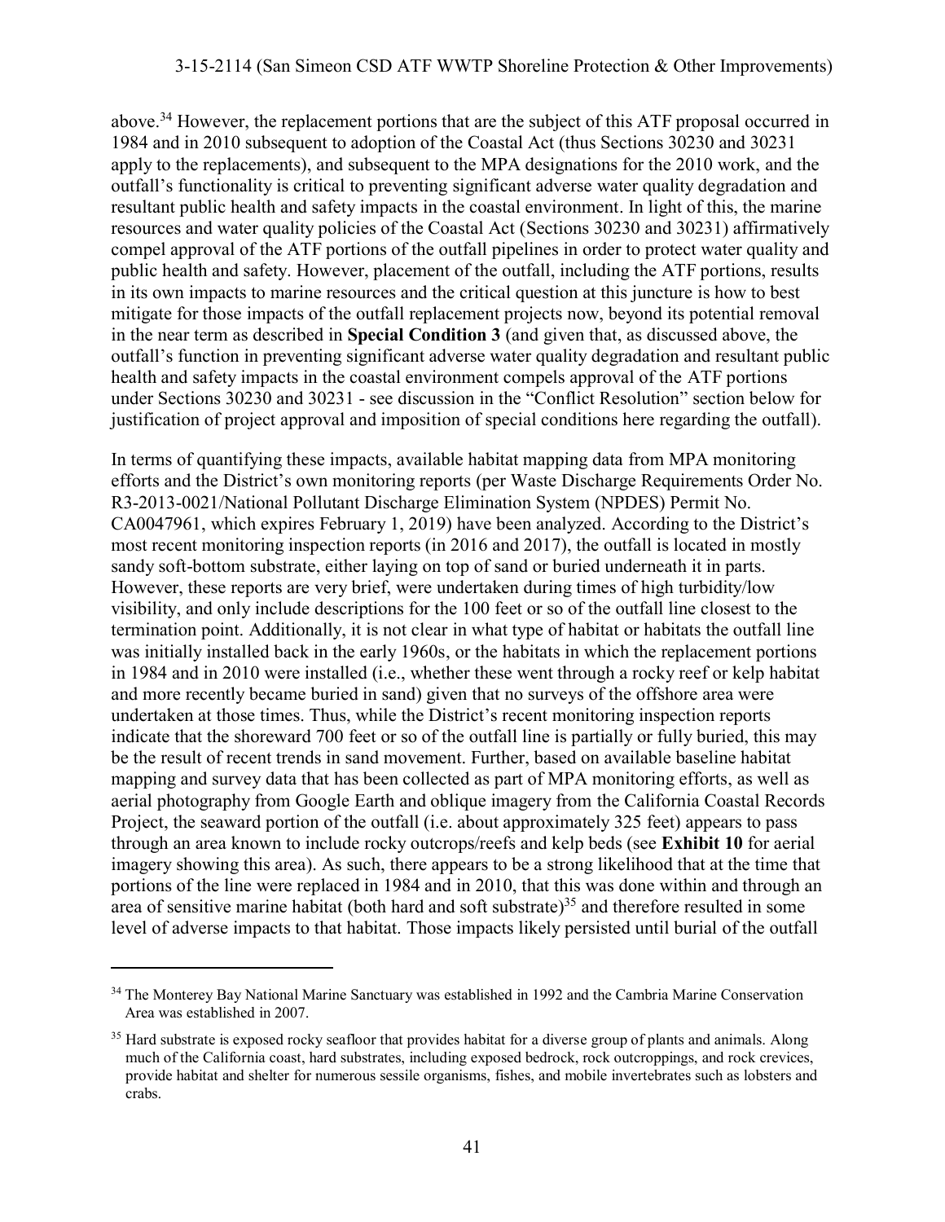above.[34] However, the replacement portions that are the subject of this ATF proposal occurred in 1984 and in 2010 subsequent to adoption of the Coastal Act (thus Sections 30230 and 30231 apply to the replacements), and subsequent to the MPA designations for the 2010 work, and the outfall's functionality is critical to preventing significant adverse water quality degradation and resultant public health and safety impacts in the coastal environment. In light of this, the marine resources and water quality policies of the Coastal Act (Sections 30230 and 30231) affirmatively compel approval of the ATF portions of the outfall pipelines in order to protect water quality and public health and safety. However, placement of the outfall, including the ATF portions, results in its own impacts to marine resources and the critical question at this juncture is how to best mitigate for those impacts of the outfall replacement projects now, beyond its potential removal in the near term as described in **Special Condition 3** (and given that, as discussed above, the outfall's function in preventing significant adverse water quality degradation and resultant public health and safety impacts in the coastal environment compels approval of the ATF portions under Sections 30230 and 30231 - see discussion in the "Conflict Resolution" section below for justification of project approval and imposition of special conditions here regarding the outfall).

In terms of quantifying these impacts, available habitat mapping data from MPA monitoring efforts and the District's own monitoring reports (per Waste Discharge Requirements Order No. R3-2013-0021/National Pollutant Discharge Elimination System (NPDES) Permit No. CA0047961, which expires February 1, 2019) have been analyzed. According to the District's most recent monitoring inspection reports (in 2016 and 2017), the outfall is located in mostly sandy soft-bottom substrate, either laying on top of sand or buried underneath it in parts. However, these reports are very brief, were undertaken during times of high turbidity/low visibility, and only include descriptions for the 100 feet or so of the outfall line closest to the termination point. Additionally, it is not clear in what type of habitat or habitats the outfall line was initially installed back in the early 1960s, or the habitats in which the replacement portions in 1984 and in 2010 were installed (i.e., whether these went through a rocky reef or kelp habitat and more recently became buried in sand) given that no surveys of the offshore area were undertaken at those times. Thus, while the District's recent monitoring inspection reports indicate that the shoreward 700 feet or so of the outfall line is partially or fully buried, this may be the result of recent trends in sand movement. Further, based on available baseline habitat mapping and survey data that has been collected as part of MPA monitoring efforts, as well as aerial photography from Google Earth and oblique imagery from the California Coastal Records Project, the seaward portion of the outfall (i.e. about approximately 325 feet) appears to pass through an area known to include rocky outcrops/reefs and kelp beds (see **Exhibit 10** for aerial imagery showing this area). As such, there appears to be a strong likelihood that at the time that portions of the line were replaced in 1984 and in 2010, that this was done within and through an area of sensitive marine habitat (both hard and soft substrate)[35] and therefore resulted in some level of adverse impacts to that habitat. Those impacts likely persisted until burial of the outfall

---

[34] The Monterey Bay National Marine Sanctuary was established in 1992 and the Cambria Marine Conservation Area was established in 2007.

[35] Hard substrate is exposed rocky seafloor that provides habitat for a diverse group of plants and animals. Along much of the California coast, hard substrates, including exposed bedrock, rock outcroppings, and rock crevices, provide habitat and shelter for numerous sessile organisms, fishes, and mobile invertebrates such as lobsters and crabs.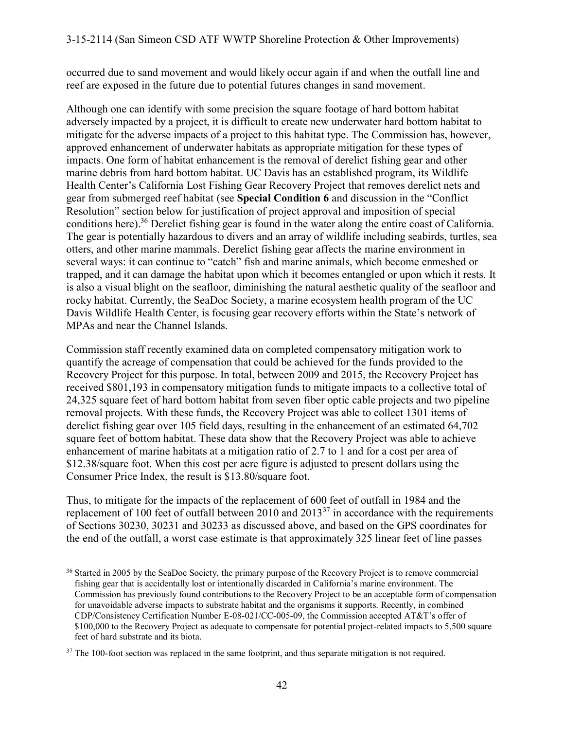occurred due to sand movement and would likely occur again if and when the outfall line and reef are exposed in the future due to potential futures changes in sand movement.

Although one can identify with some precision the square footage of hard bottom habitat adversely impacted by a project, it is difficult to create new underwater hard bottom habitat to mitigate for the adverse impacts of a project to this habitat type. The Commission has, however, approved enhancement of underwater habitats as appropriate mitigation for these types of impacts. One form of habitat enhancement is the removal of derelict fishing gear and other marine debris from hard bottom habitat. UC Davis has an established program, its Wildlife Health Center's California Lost Fishing Gear Recovery Project that removes derelict nets and gear from submerged reef habitat (see **Special Condition 6** and discussion in the "Conflict Resolution" section below for justification of project approval and imposition of special conditions here).[36] Derelict fishing gear is found in the water along the entire coast of California. The gear is potentially hazardous to divers and an array of wildlife including seabirds, turtles, sea otters, and other marine mammals. Derelict fishing gear affects the marine environment in several ways: it can continue to "catch" fish and marine animals, which become enmeshed or trapped, and it can damage the habitat upon which it becomes entangled or upon which it rests. It is also a visual blight on the seafloor, diminishing the natural aesthetic quality of the seafloor and rocky habitat. Currently, the SeaDoc Society, a marine ecosystem health program of the UC Davis Wildlife Health Center, is focusing gear recovery efforts within the State's network of MPAs and near the Channel Islands.

Commission staff recently examined data on completed compensatory mitigation work to quantify the acreage of compensation that could be achieved for the funds provided to the Recovery Project for this purpose. In total, between 2009 and 2015, the Recovery Project has received $801,193 in compensatory mitigation funds to mitigate impacts to a collective total of 24,325 square feet of hard bottom habitat from seven fiber optic cable projects and two pipeline removal projects. With these funds, the Recovery Project was able to collect 1301 items of derelict fishing gear over 105 field days, resulting in the enhancement of an estimated 64,702 square feet of bottom habitat. These data show that the Recovery Project was able to achieve enhancement of marine habitats at a mitigation ratio of 2.7 to 1 and for a cost per area of $12.38/square foot. When this cost per acre figure is adjusted to present dollars using the Consumer Price Index, the result is $13.80/square foot.

Thus, to mitigate for the impacts of the replacement of 600 feet of outfall in 1984 and the replacement of 100 feet of outfall between 2010 and 2013[37] in accordance with the requirements of Sections 30230, 30231 and 30233 as discussed above, and based on the GPS coordinates for the end of the outfall, a worst case estimate is that approximately 325 linear feet of line passes

---

[36] Started in 2005 by the SeaDoc Society, the primary purpose of the Recovery Project is to remove commercial fishing gear that is accidentally lost or intentionally discarded in California's marine environment. The Commission has previously found contributions to the Recovery Project to be an acceptable form of compensation for unavoidable adverse impacts to substrate habitat and the organisms it supports. Recently, in combined CDP/Consistency Certification Number E-08-021/CC-005-09, the Commission accepted AT&T's offer of $100,000 to the Recovery Project as adequate to compensate for potential project-related impacts to 5,500 square feet of hard substrate and its biota.

[37] The 100-foot section was replaced in the same footprint, and thus separate mitigation is not required.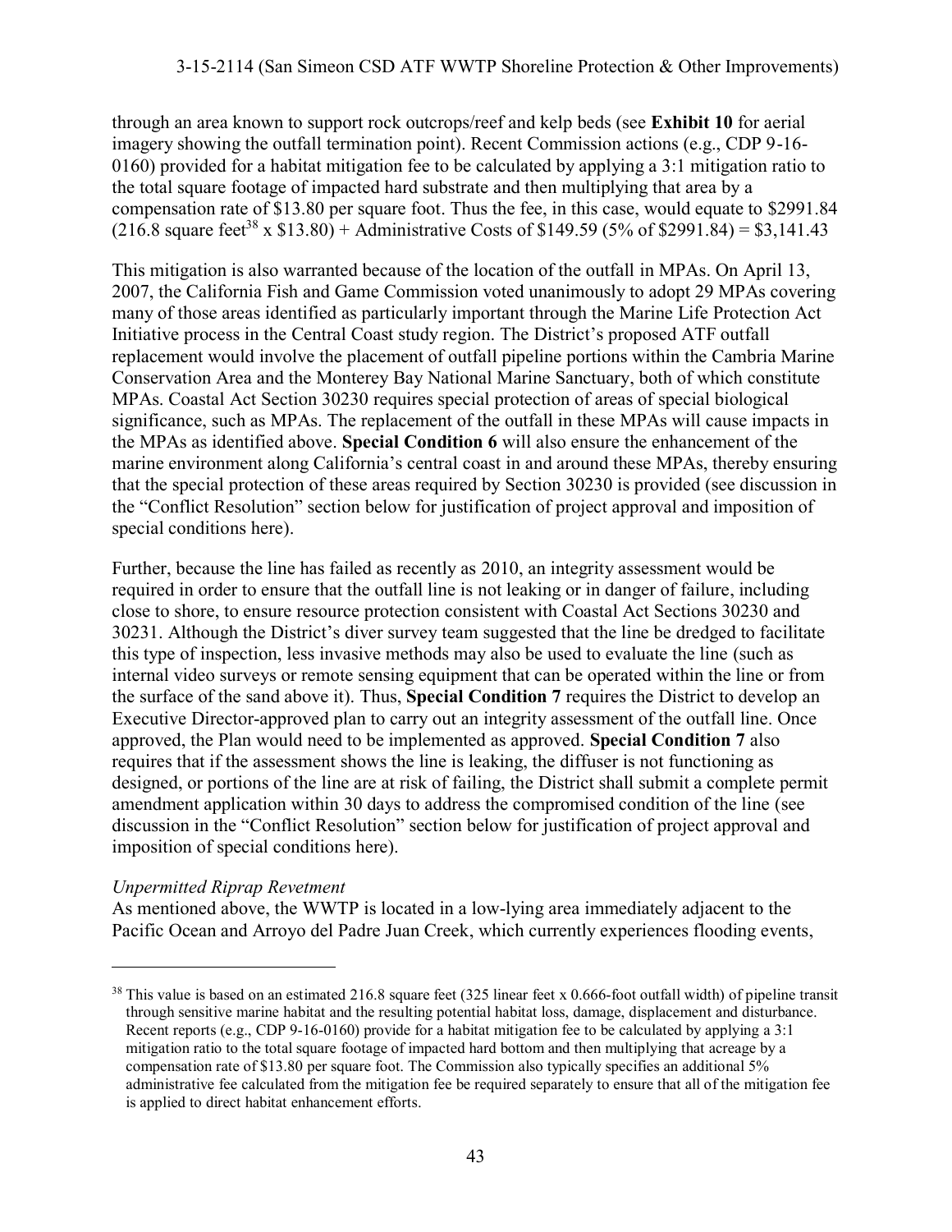through an area known to support rock outcrops/reef and kelp beds (see **Exhibit 10** for aerial imagery showing the outfall termination point). Recent Commission actions (e.g., CDP 9-16-0160) provided for a habitat mitigation fee to be calculated by applying a 3:1 mitigation ratio to the total square footage of impacted hard substrate and then multiplying that area by a compensation rate of $13.80 per square foot. Thus the fee, in this case, would equate to $2991.84 (216.8 square feet[38] x $13.80) + Administrative Costs of $149.59 (5% of $2991.84) = $3,141.43

This mitigation is also warranted because of the location of the outfall in MPAs. On April 13, 2007, the California Fish and Game Commission voted unanimously to adopt 29 MPAs covering many of those areas identified as particularly important through the Marine Life Protection Act Initiative process in the Central Coast study region. The District's proposed ATF outfall replacement would involve the placement of outfall pipeline portions within the Cambria Marine Conservation Area and the Monterey Bay National Marine Sanctuary, both of which constitute MPAs. Coastal Act Section 30230 requires special protection of areas of special biological significance, such as MPAs. The replacement of the outfall in these MPAs will cause impacts in the MPAs as identified above. **Special Condition 6** will also ensure the enhancement of the marine environment along California's central coast in and around these MPAs, thereby ensuring that the special protection of these areas required by Section 30230 is provided (see discussion in the "Conflict Resolution" section below for justification of project approval and imposition of special conditions here).

Further, because the line has failed as recently as 2010, an integrity assessment would be required in order to ensure that the outfall line is not leaking or in danger of failure, including close to shore, to ensure resource protection consistent with Coastal Act Sections 30230 and 30231. Although the District's diver survey team suggested that the line be dredged to facilitate this type of inspection, less invasive methods may also be used to evaluate the line (such as internal video surveys or remote sensing equipment that can be operated within the line or from the surface of the sand above it). Thus, **Special Condition 7** requires the District to develop an Executive Director-approved plan to carry out an integrity assessment of the outfall line. Once approved, the Plan would need to be implemented as approved. **Special Condition 7** also requires that if the assessment shows the line is leaking, the diffuser is not functioning as designed, or portions of the line are at risk of failing, the District shall submit a complete permit amendment application within 30 days to address the compromised condition of the line (see discussion in the "Conflict Resolution" section below for justification of project approval and imposition of special conditions here).

*Unpermitted Riprap Revetment*

As mentioned above, the WWTP is located in a low-lying area immediately adjacent to the Pacific Ocean and Arroyo del Padre Juan Creek, which currently experiences flooding events,

---

[38] This value is based on an estimated 216.8 square feet (325 linear feet x 0.666-foot outfall width) of pipeline transit through sensitive marine habitat and the resulting potential habitat loss, damage, displacement and disturbance. Recent reports (e.g., CDP 9-16-0160) provide for a habitat mitigation fee to be calculated by applying a 3:1 mitigation ratio to the total square footage of impacted hard bottom and then multiplying that acreage by a compensation rate of $13.80 per square foot. The Commission also typically specifies an additional 5% administrative fee calculated from the mitigation fee be required separately to ensure that all of the mitigation fee is applied to direct habitat enhancement efforts.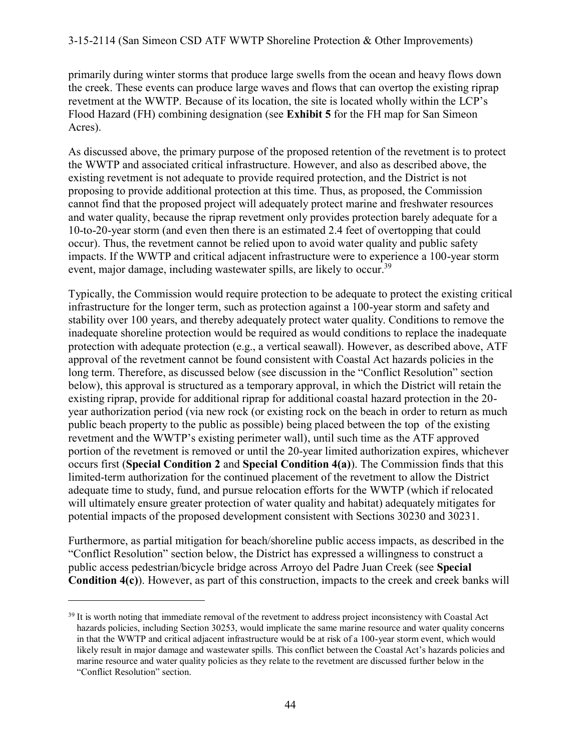primarily during winter storms that produce large swells from the ocean and heavy flows down the creek. These events can produce large waves and flows that can overtop the existing riprap revetment at the WWTP. Because of its location, the site is located wholly within the LCP's Flood Hazard (FH) combining designation (see **Exhibit 5** for the FH map for San Simeon Acres).

As discussed above, the primary purpose of the proposed retention of the revetment is to protect the WWTP and associated critical infrastructure. However, and also as described above, the existing revetment is not adequate to provide required protection, and the District is not proposing to provide additional protection at this time. Thus, as proposed, the Commission cannot find that the proposed project will adequately protect marine and freshwater resources and water quality, because the riprap revetment only provides protection barely adequate for a 10-to-20-year storm (and even then there is an estimated 2.4 feet of overtopping that could occur). Thus, the revetment cannot be relied upon to avoid water quality and public safety impacts. If the WWTP and critical adjacent infrastructure were to experience a 100-year storm event, major damage, including wastewater spills, are likely to occur.[39]

Typically, the Commission would require protection to be adequate to protect the existing critical infrastructure for the longer term, such as protection against a 100-year storm and safety and stability over 100 years, and thereby adequately protect water quality. Conditions to remove the inadequate shoreline protection would be required as would conditions to replace the inadequate protection with adequate protection (e.g., a vertical seawall). However, as described above, ATF approval of the revetment cannot be found consistent with Coastal Act hazards policies in the long term. Therefore, as discussed below (see discussion in the "Conflict Resolution" section below), this approval is structured as a temporary approval, in which the District will retain the existing riprap, provide for additional riprap for additional coastal hazard protection in the 20-year authorization period (via new rock (or existing rock on the beach in order to return as much public beach property to the public as possible) being placed between the top of the existing revetment and the WWTP's existing perimeter wall), until such time as the ATF approved portion of the revetment is removed or until the 20-year limited authorization expires, whichever occurs first (**Special Condition 2** and **Special Condition 4(a)**). The Commission finds that this limited-term authorization for the continued placement of the revetment to allow the District adequate time to study, fund, and pursue relocation efforts for the WWTP (which if relocated will ultimately ensure greater protection of water quality and habitat) adequately mitigates for potential impacts of the proposed development consistent with Sections 30230 and 30231.

Furthermore, as partial mitigation for beach/shoreline public access impacts, as described in the "Conflict Resolution" section below, the District has expressed a willingness to construct a public access pedestrian/bicycle bridge across Arroyo del Padre Juan Creek (see **Special Condition 4(c)**). However, as part of this construction, impacts to the creek and creek banks will

---

[39] It is worth noting that immediate removal of the revetment to address project inconsistency with Coastal Act hazards policies, including Section 30253, would implicate the same marine resource and water quality concerns in that the WWTP and critical adjacent infrastructure would be at risk of a 100-year storm event, which would likely result in major damage and wastewater spills. This conflict between the Coastal Act's hazards policies and marine resource and water quality policies as they relate to the revetment are discussed further below in the "Conflict Resolution" section.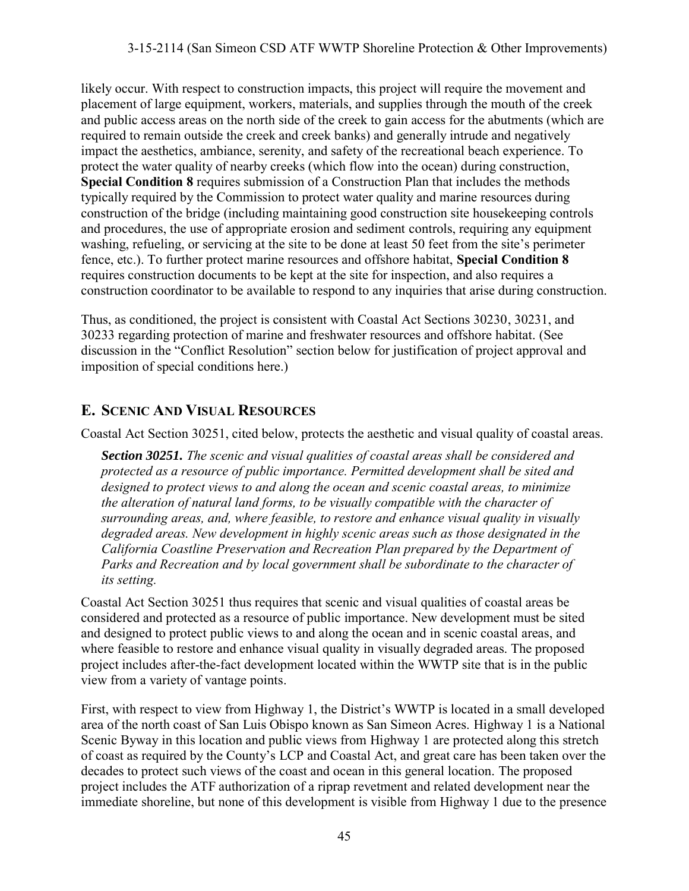likely occur. With respect to construction impacts, this project will require the movement and placement of large equipment, workers, materials, and supplies through the mouth of the creek and public access areas on the north side of the creek to gain access for the abutments (which are required to remain outside the creek and creek banks) and generally intrude and negatively impact the aesthetics, ambiance, serenity, and safety of the recreational beach experience. To protect the water quality of nearby creeks (which flow into the ocean) during construction, **Special Condition 8** requires submission of a Construction Plan that includes the methods typically required by the Commission to protect water quality and marine resources during construction of the bridge (including maintaining good construction site housekeeping controls and procedures, the use of appropriate erosion and sediment controls, requiring any equipment washing, refueling, or servicing at the site to be done at least 50 feet from the site's perimeter fence, etc.). To further protect marine resources and offshore habitat, **Special Condition 8** requires construction documents to be kept at the site for inspection, and also requires a construction coordinator to be available to respond to any inquiries that arise during construction.

Thus, as conditioned, the project is consistent with Coastal Act Sections 30230, 30231, and 30233 regarding protection of marine and freshwater resources and offshore habitat. (See discussion in the "Conflict Resolution" section below for justification of project approval and imposition of special conditions here.)

## E. Scenic And Visual Resources

Coastal Act Section 30251, cited below, protects the aesthetic and visual quality of coastal areas.

> ***Section 30251.*** *The scenic and visual qualities of coastal areas shall be considered and protected as a resource of public importance. Permitted development shall be sited and designed to protect views to and along the ocean and scenic coastal areas, to minimize the alteration of natural land forms, to be visually compatible with the character of surrounding areas, and, where feasible, to restore and enhance visual quality in visually degraded areas. New development in highly scenic areas such as those designated in the California Coastline Preservation and Recreation Plan prepared by the Department of Parks and Recreation and by local government shall be subordinate to the character of its setting.*

Coastal Act Section 30251 thus requires that scenic and visual qualities of coastal areas be considered and protected as a resource of public importance. New development must be sited and designed to protect public views to and along the ocean and in scenic coastal areas, and where feasible to restore and enhance visual quality in visually degraded areas. The proposed project includes after-the-fact development located within the WWTP site that is in the public view from a variety of vantage points.

First, with respect to view from Highway 1, the District's WWTP is located in a small developed area of the north coast of San Luis Obispo known as San Simeon Acres. Highway 1 is a National Scenic Byway in this location and public views from Highway 1 are protected along this stretch of coast as required by the County's LCP and Coastal Act, and great care has been taken over the decades to protect such views of the coast and ocean in this general location. The proposed project includes the ATF authorization of a riprap revetment and related development near the immediate shoreline, but none of this development is visible from Highway 1 due to the presence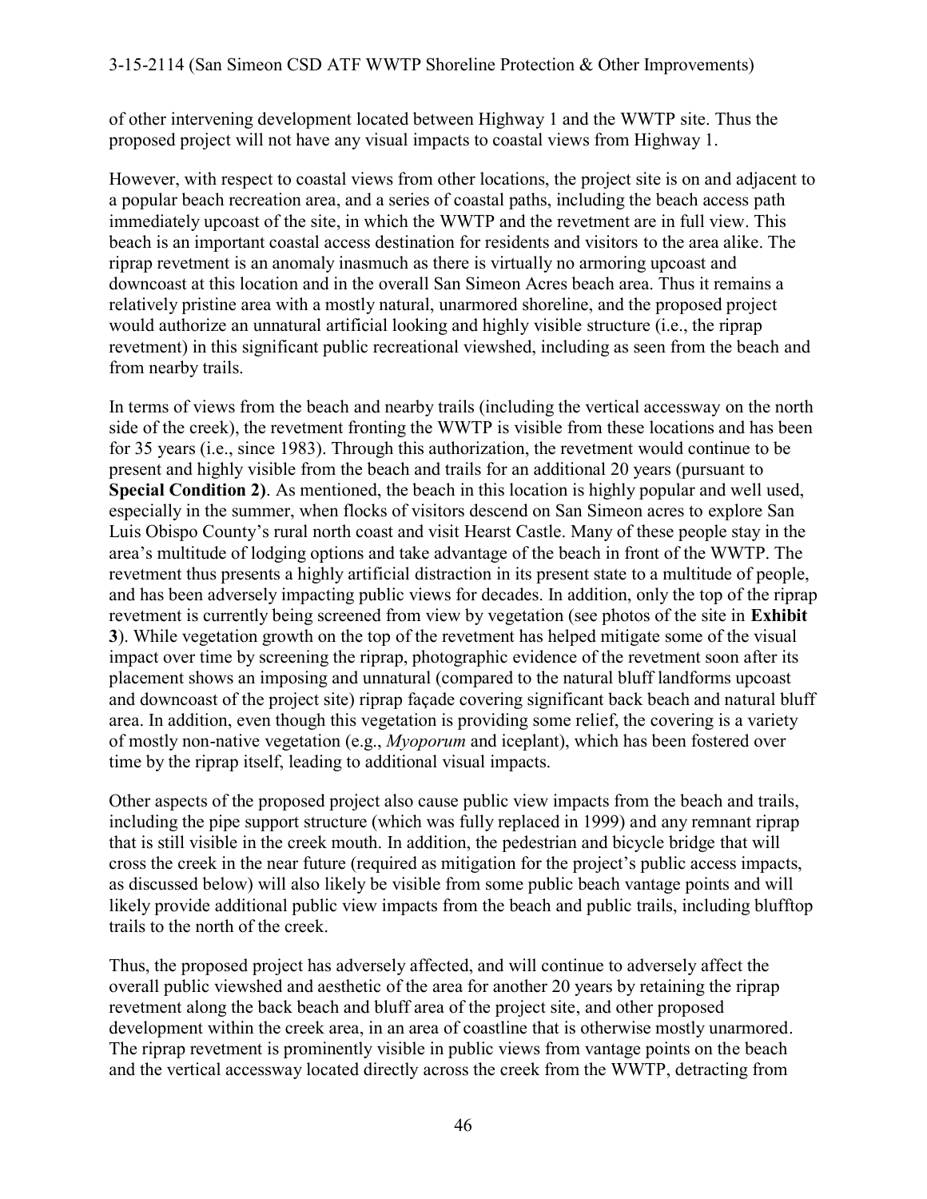of other intervening development located between Highway 1 and the WWTP site. Thus the proposed project will not have any visual impacts to coastal views from Highway 1.

However, with respect to coastal views from other locations, the project site is on and adjacent to a popular beach recreation area, and a series of coastal paths, including the beach access path immediately upcoast of the site, in which the WWTP and the revetment are in full view. This beach is an important coastal access destination for residents and visitors to the area alike. The riprap revetment is an anomaly inasmuch as there is virtually no armoring upcoast and downcoast at this location and in the overall San Simeon Acres beach area. Thus it remains a relatively pristine area with a mostly natural, unarmored shoreline, and the proposed project would authorize an unnatural artificial looking and highly visible structure (i.e., the riprap revetment) in this significant public recreational viewshed, including as seen from the beach and from nearby trails.

In terms of views from the beach and nearby trails (including the vertical accessway on the north side of the creek), the revetment fronting the WWTP is visible from these locations and has been for 35 years (i.e., since 1983). Through this authorization, the revetment would continue to be present and highly visible from the beach and trails for an additional 20 years (pursuant to **Special Condition 2**). As mentioned, the beach in this location is highly popular and well used, especially in the summer, when flocks of visitors descend on San Simeon acres to explore San Luis Obispo County's rural north coast and visit Hearst Castle. Many of these people stay in the area's multitude of lodging options and take advantage of the beach in front of the WWTP. The revetment thus presents a highly artificial distraction in its present state to a multitude of people, and has been adversely impacting public views for decades. In addition, only the top of the riprap revetment is currently being screened from view by vegetation (see photos of the site in **Exhibit 3**). While vegetation growth on the top of the revetment has helped mitigate some of the visual impact over time by screening the riprap, photographic evidence of the revetment soon after its placement shows an imposing and unnatural (compared to the natural bluff landforms upcoast and downcoast of the project site) riprap façade covering significant back beach and natural bluff area. In addition, even though this vegetation is providing some relief, the covering is a variety of mostly non-native vegetation (e.g., *Myoporum* and iceplant), which has been fostered over time by the riprap itself, leading to additional visual impacts.

Other aspects of the proposed project also cause public view impacts from the beach and trails, including the pipe support structure (which was fully replaced in 1999) and any remnant riprap that is still visible in the creek mouth. In addition, the pedestrian and bicycle bridge that will cross the creek in the near future (required as mitigation for the project's public access impacts, as discussed below) will also likely be visible from some public beach vantage points and will likely provide additional public view impacts from the beach and public trails, including blufftop trails to the north of the creek.

Thus, the proposed project has adversely affected, and will continue to adversely affect the overall public viewshed and aesthetic of the area for another 20 years by retaining the riprap revetment along the back beach and bluff area of the project site, and other proposed development within the creek area, in an area of coastline that is otherwise mostly unarmored. The riprap revetment is prominently visible in public views from vantage points on the beach and the vertical accessway located directly across the creek from the WWTP, detracting from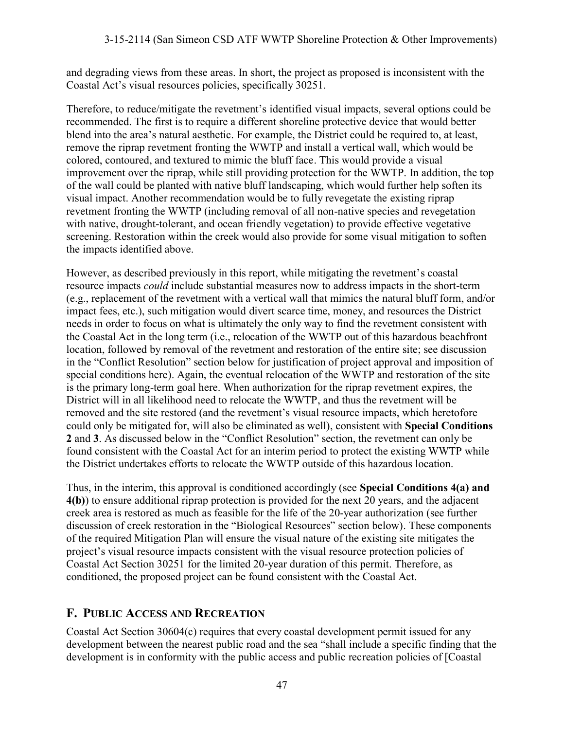and degrading views from these areas. In short, the project as proposed is inconsistent with the Coastal Act's visual resources policies, specifically 30251.

Therefore, to reduce/mitigate the revetment's identified visual impacts, several options could be recommended. The first is to require a different shoreline protective device that would better blend into the area's natural aesthetic. For example, the District could be required to, at least, remove the riprap revetment fronting the WWTP and install a vertical wall, which would be colored, contoured, and textured to mimic the bluff face. This would provide a visual improvement over the riprap, while still providing protection for the WWTP. In addition, the top of the wall could be planted with native bluff landscaping, which would further help soften its visual impact. Another recommendation would be to fully revegetate the existing riprap revetment fronting the WWTP (including removal of all non-native species and revegetation with native, drought-tolerant, and ocean friendly vegetation) to provide effective vegetative screening. Restoration within the creek would also provide for some visual mitigation to soften the impacts identified above.

However, as described previously in this report, while mitigating the revetment's coastal resource impacts *could* include substantial measures now to address impacts in the short-term (e.g., replacement of the revetment with a vertical wall that mimics the natural bluff form, and/or impact fees, etc.), such mitigation would divert scarce time, money, and resources the District needs in order to focus on what is ultimately the only way to find the revetment consistent with the Coastal Act in the long term (i.e., relocation of the WWTP out of this hazardous beachfront location, followed by removal of the revetment and restoration of the entire site; see discussion in the "Conflict Resolution" section below for justification of project approval and imposition of special conditions here). Again, the eventual relocation of the WWTP and restoration of the site is the primary long-term goal here. When authorization for the riprap revetment expires, the District will in all likelihood need to relocate the WWTP, and thus the revetment will be removed and the site restored (and the revetment's visual resource impacts, which heretofore could only be mitigated for, will also be eliminated as well), consistent with **Special Conditions 2** and **3**. As discussed below in the "Conflict Resolution" section, the revetment can only be found consistent with the Coastal Act for an interim period to protect the existing WWTP while the District undertakes efforts to relocate the WWTP outside of this hazardous location.

Thus, in the interim, this approval is conditioned accordingly (see **Special Conditions 4(a) and 4(b)**) to ensure additional riprap protection is provided for the next 20 years, and the adjacent creek area is restored as much as feasible for the life of the 20-year authorization (see further discussion of creek restoration in the "Biological Resources" section below). These components of the required Mitigation Plan will ensure the visual nature of the existing site mitigates the project's visual resource impacts consistent with the visual resource protection policies of Coastal Act Section 30251 for the limited 20-year duration of this permit. Therefore, as conditioned, the proposed project can be found consistent with the Coastal Act.

## F. PUBLIC ACCESS AND RECREATION

Coastal Act Section 30604(c) requires that every coastal development permit issued for any development between the nearest public road and the sea "shall include a specific finding that the development is in conformity with the public access and public recreation policies of [Coastal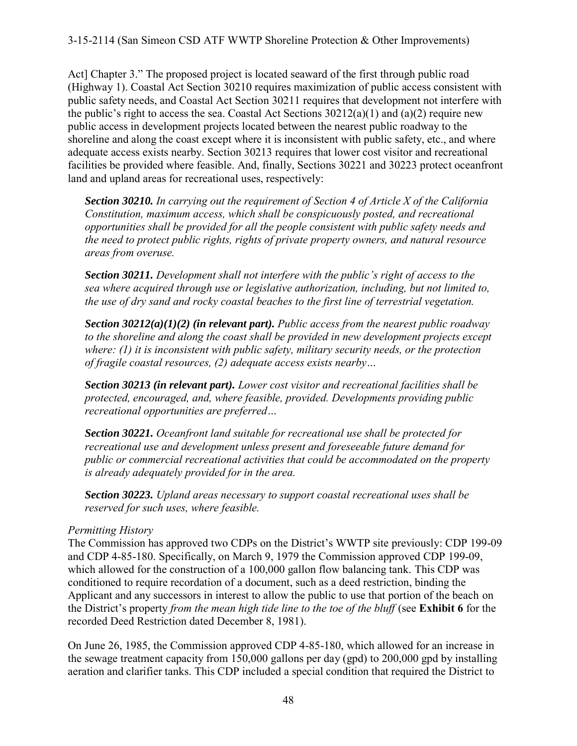Act] Chapter 3." The proposed project is located seaward of the first through public road (Highway 1). Coastal Act Section 30210 requires maximization of public access consistent with public safety needs, and Coastal Act Section 30211 requires that development not interfere with the public's right to access the sea. Coastal Act Sections 30212(a)(1) and (a)(2) require new public access in development projects located between the nearest public roadway to the shoreline and along the coast except where it is inconsistent with public safety, etc., and where adequate access exists nearby. Section 30213 requires that lower cost visitor and recreational facilities be provided where feasible. And, finally, Sections 30221 and 30223 protect oceanfront land and upland areas for recreational uses, respectively:

> ***Section 30210.*** *In carrying out the requirement of Section 4 of Article X of the California Constitution, maximum access, which shall be conspicuously posted, and recreational opportunities shall be provided for all the people consistent with public safety needs and the need to protect public rights, rights of private property owners, and natural resource areas from overuse.*
>
> ***Section 30211.*** *Development shall not interfere with the public's right of access to the sea where acquired through use or legislative authorization, including, but not limited to, the use of dry sand and rocky coastal beaches to the first line of terrestrial vegetation.*
>
> ***Section 30212(a)(1)(2) (in relevant part).*** *Public access from the nearest public roadway to the shoreline and along the coast shall be provided in new development projects except where: (1) it is inconsistent with public safety, military security needs, or the protection of fragile coastal resources, (2) adequate access exists nearby…*
>
> ***Section 30213 (in relevant part).*** *Lower cost visitor and recreational facilities shall be protected, encouraged, and, where feasible, provided. Developments providing public recreational opportunities are preferred…*
>
> ***Section 30221.*** *Oceanfront land suitable for recreational use shall be protected for recreational use and development unless present and foreseeable future demand for public or commercial recreational activities that could be accommodated on the property is already adequately provided for in the area.*
>
> ***Section 30223.*** *Upland areas necessary to support coastal recreational uses shall be reserved for such uses, where feasible.*

*Permitting History*

The Commission has approved two CDPs on the District's WWTP site previously: CDP 199-09 and CDP 4-85-180. Specifically, on March 9, 1979 the Commission approved CDP 199-09, which allowed for the construction of a 100,000 gallon flow balancing tank. This CDP was conditioned to require recordation of a document, such as a deed restriction, binding the Applicant and any successors in interest to allow the public to use that portion of the beach on the District's property *from the mean high tide line to the toe of the bluff* (see **Exhibit 6** for the recorded Deed Restriction dated December 8, 1981).

On June 26, 1985, the Commission approved CDP 4-85-180, which allowed for an increase in the sewage treatment capacity from 150,000 gallons per day (gpd) to 200,000 gpd by installing aeration and clarifier tanks. This CDP included a special condition that required the District to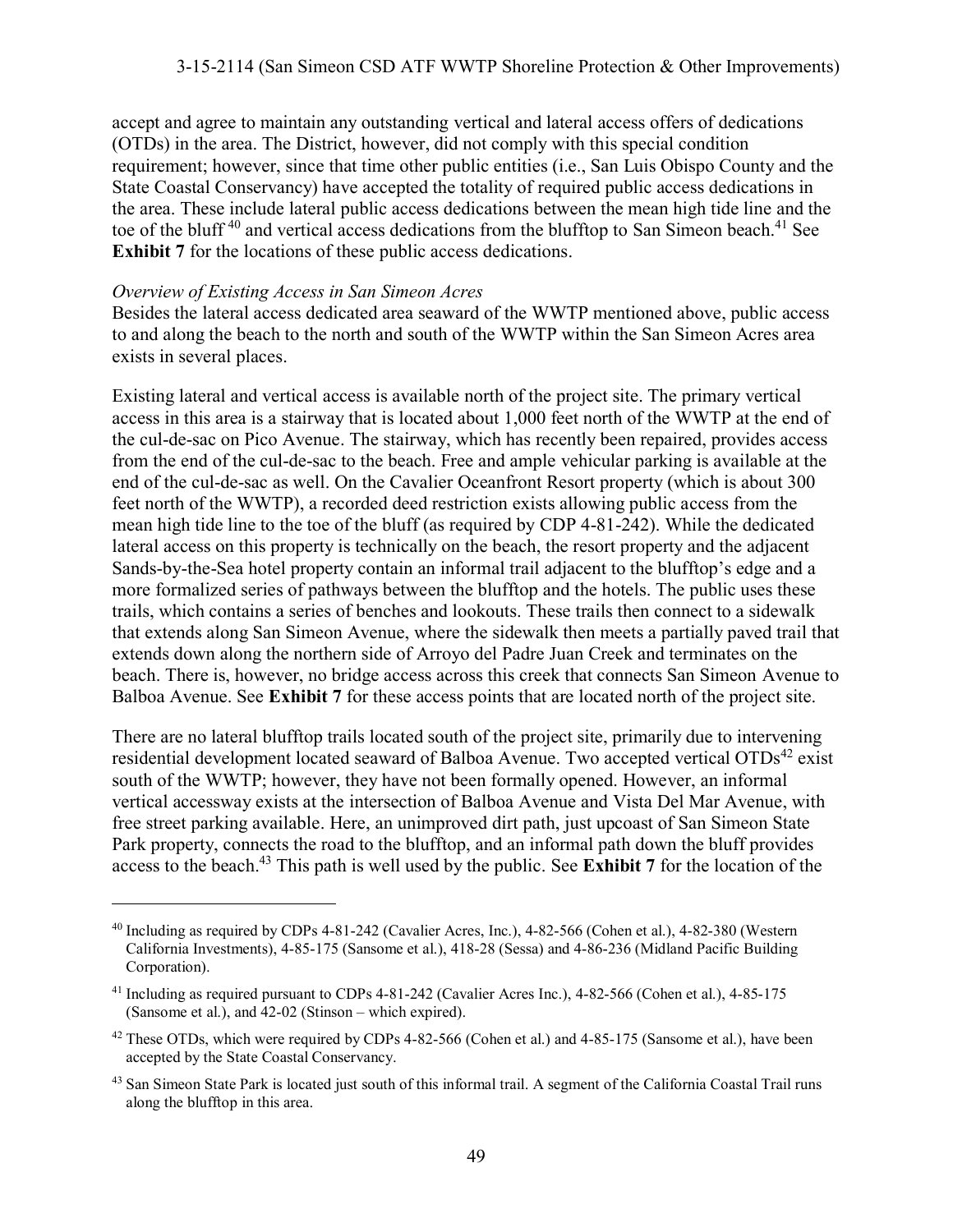accept and agree to maintain any outstanding vertical and lateral access offers of dedications (OTDs) in the area. The District, however, did not comply with this special condition requirement; however, since that time other public entities (i.e., San Luis Obispo County and the State Coastal Conservancy) have accepted the totality of required public access dedications in the area. These include lateral public access dedications between the mean high tide line and the toe of the bluff [40] and vertical access dedications from the blufftop to San Simeon beach.[41] See **Exhibit 7** for the locations of these public access dedications.

*Overview of Existing Access in San Simeon Acres*

Besides the lateral access dedicated area seaward of the WWTP mentioned above, public access to and along the beach to the north and south of the WWTP within the San Simeon Acres area exists in several places.

Existing lateral and vertical access is available north of the project site. The primary vertical access in this area is a stairway that is located about 1,000 feet north of the WWTP at the end of the cul-de-sac on Pico Avenue. The stairway, which has recently been repaired, provides access from the end of the cul-de-sac to the beach. Free and ample vehicular parking is available at the end of the cul-de-sac as well. On the Cavalier Oceanfront Resort property (which is about 300 feet north of the WWTP), a recorded deed restriction exists allowing public access from the mean high tide line to the toe of the bluff (as required by CDP 4-81-242). While the dedicated lateral access on this property is technically on the beach, the resort property and the adjacent Sands-by-the-Sea hotel property contain an informal trail adjacent to the blufftop's edge and a more formalized series of pathways between the blufftop and the hotels. The public uses these trails, which contains a series of benches and lookouts. These trails then connect to a sidewalk that extends along San Simeon Avenue, where the sidewalk then meets a partially paved trail that extends down along the northern side of Arroyo del Padre Juan Creek and terminates on the beach. There is, however, no bridge access across this creek that connects San Simeon Avenue to Balboa Avenue. See **Exhibit 7** for these access points that are located north of the project site.

There are no lateral blufftop trails located south of the project site, primarily due to intervening residential development located seaward of Balboa Avenue. Two accepted vertical OTDs[42] exist south of the WWTP; however, they have not been formally opened. However, an informal vertical accessway exists at the intersection of Balboa Avenue and Vista Del Mar Avenue, with free street parking available. Here, an unimproved dirt path, just upcoast of San Simeon State Park property, connects the road to the blufftop, and an informal path down the bluff provides access to the beach.[43] This path is well used by the public. See **Exhibit 7** for the location of the

---

[40] Including as required by CDPs 4-81-242 (Cavalier Acres, Inc.), 4-82-566 (Cohen et al.), 4-82-380 (Western California Investments), 4-85-175 (Sansome et al.), 418-28 (Sessa) and 4-86-236 (Midland Pacific Building Corporation).

[41] Including as required pursuant to CDPs 4-81-242 (Cavalier Acres Inc.), 4-82-566 (Cohen et al.), 4-85-175 (Sansome et al.), and 42-02 (Stinson – which expired).

[42] These OTDs, which were required by CDPs 4-82-566 (Cohen et al.) and 4-85-175 (Sansome et al.), have been accepted by the State Coastal Conservancy.

[43] San Simeon State Park is located just south of this informal trail. A segment of the California Coastal Trail runs along the blufftop in this area.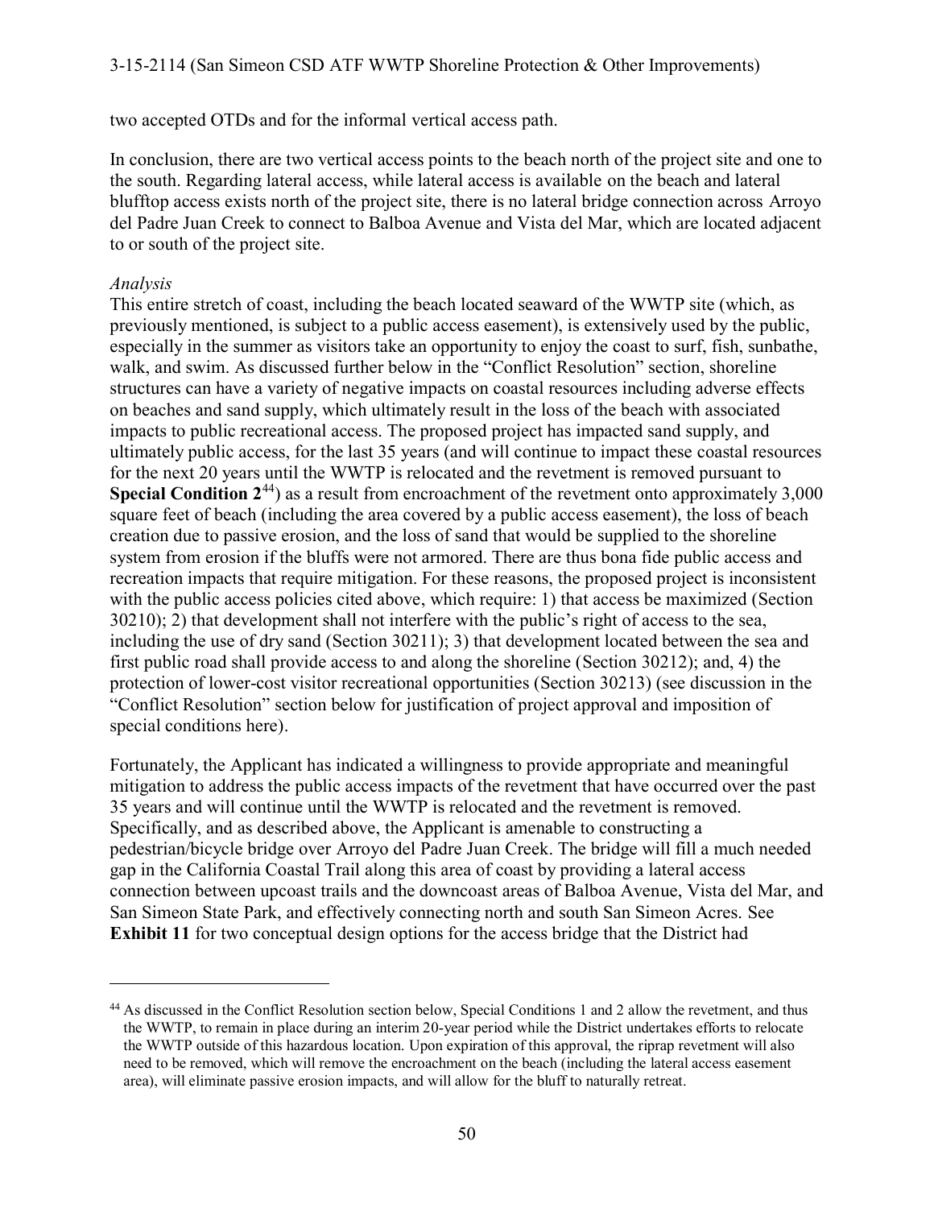two accepted OTDs and for the informal vertical access path.

In conclusion, there are two vertical access points to the beach north of the project site and one to the south. Regarding lateral access, while lateral access is available on the beach and lateral blufftop access exists north of the project site, there is no lateral bridge connection across Arroyo del Padre Juan Creek to connect to Balboa Avenue and Vista del Mar, which are located adjacent to or south of the project site.

*Analysis*

This entire stretch of coast, including the beach located seaward of the WWTP site (which, as previously mentioned, is subject to a public access easement), is extensively used by the public, especially in the summer as visitors take an opportunity to enjoy the coast to surf, fish, sunbathe, walk, and swim. As discussed further below in the "Conflict Resolution" section, shoreline structures can have a variety of negative impacts on coastal resources including adverse effects on beaches and sand supply, which ultimately result in the loss of the beach with associated impacts to public recreational access. The proposed project has impacted sand supply, and ultimately public access, for the last 35 years (and will continue to impact these coastal resources for the next 20 years until the WWTP is relocated and the revetment is removed pursuant to **Special Condition 2**[44]) as a result from encroachment of the revetment onto approximately 3,000 square feet of beach (including the area covered by a public access easement), the loss of beach creation due to passive erosion, and the loss of sand that would be supplied to the shoreline system from erosion if the bluffs were not armored. There are thus bona fide public access and recreation impacts that require mitigation. For these reasons, the proposed project is inconsistent with the public access policies cited above, which require: 1) that access be maximized (Section 30210); 2) that development shall not interfere with the public's right of access to the sea, including the use of dry sand (Section 30211); 3) that development located between the sea and first public road shall provide access to and along the shoreline (Section 30212); and, 4) the protection of lower-cost visitor recreational opportunities (Section 30213) (see discussion in the "Conflict Resolution" section below for justification of project approval and imposition of special conditions here).

Fortunately, the Applicant has indicated a willingness to provide appropriate and meaningful mitigation to address the public access impacts of the revetment that have occurred over the past 35 years and will continue until the WWTP is relocated and the revetment is removed. Specifically, and as described above, the Applicant is amenable to constructing a pedestrian/bicycle bridge over Arroyo del Padre Juan Creek. The bridge will fill a much needed gap in the California Coastal Trail along this area of coast by providing a lateral access connection between upcoast trails and the downcoast areas of Balboa Avenue, Vista del Mar, and San Simeon State Park, and effectively connecting north and south San Simeon Acres. See **Exhibit 11** for two conceptual design options for the access bridge that the District had

---

[44] As discussed in the Conflict Resolution section below, Special Conditions 1 and 2 allow the revetment, and thus the WWTP, to remain in place during an interim 20-year period while the District undertakes efforts to relocate the WWTP outside of this hazardous location. Upon expiration of this approval, the riprap revetment will also need to be removed, which will remove the encroachment on the beach (including the lateral access easement area), will eliminate passive erosion impacts, and will allow for the bluff to naturally retreat.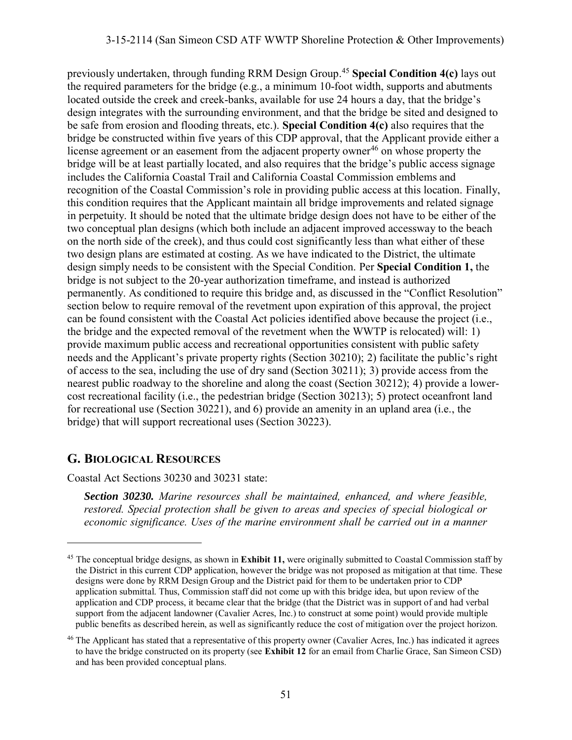previously undertaken, through funding RRM Design Group.[45] **Special Condition 4(c)** lays out the required parameters for the bridge (e.g., a minimum 10-foot width, supports and abutments located outside the creek and creek-banks, available for use 24 hours a day, that the bridge's design integrates with the surrounding environment, and that the bridge be sited and designed to be safe from erosion and flooding threats, etc.). **Special Condition 4(c)** also requires that the bridge be constructed within five years of this CDP approval, that the Applicant provide either a license agreement or an easement from the adjacent property owner[46] on whose property the bridge will be at least partially located, and also requires that the bridge's public access signage includes the California Coastal Trail and California Coastal Commission emblems and recognition of the Coastal Commission's role in providing public access at this location. Finally, this condition requires that the Applicant maintain all bridge improvements and related signage in perpetuity. It should be noted that the ultimate bridge design does not have to be either of the two conceptual plan designs (which both include an adjacent improved accessway to the beach on the north side of the creek), and thus could cost significantly less than what either of these two design plans are estimated at costing. As we have indicated to the District, the ultimate design simply needs to be consistent with the Special Condition. Per **Special Condition 1,** the bridge is not subject to the 20-year authorization timeframe, and instead is authorized permanently. As conditioned to require this bridge and, as discussed in the "Conflict Resolution" section below to require removal of the revetment upon expiration of this approval, the project can be found consistent with the Coastal Act policies identified above because the project (i.e., the bridge and the expected removal of the revetment when the WWTP is relocated) will: 1) provide maximum public access and recreational opportunities consistent with public safety needs and the Applicant's private property rights (Section 30210); 2) facilitate the public's right of access to the sea, including the use of dry sand (Section 30211); 3) provide access from the nearest public roadway to the shoreline and along the coast (Section 30212); 4) provide a lower-cost recreational facility (i.e., the pedestrian bridge (Section 30213); 5) protect oceanfront land for recreational use (Section 30221), and 6) provide an amenity in an upland area (i.e., the bridge) that will support recreational uses (Section 30223).

## G. Biological Resources

Coastal Act Sections 30230 and 30231 state:

> ***Section 30230.*** *Marine resources shall be maintained, enhanced, and where feasible, restored. Special protection shall be given to areas and species of special biological or economic significance. Uses of the marine environment shall be carried out in a manner*

---

[45] The conceptual bridge designs, as shown in **Exhibit 11,** were originally submitted to Coastal Commission staff by the District in this current CDP application, however the bridge was not proposed as mitigation at that time. These designs were done by RRM Design Group and the District paid for them to be undertaken prior to CDP application submittal. Thus, Commission staff did not come up with this bridge idea, but upon review of the application and CDP process, it became clear that the bridge (that the District was in support of and had verbal support from the adjacent landowner (Cavalier Acres, Inc.) to construct at some point) would provide multiple public benefits as described herein, as well as significantly reduce the cost of mitigation over the project horizon.

[46] The Applicant has stated that a representative of this property owner (Cavalier Acres, Inc.) has indicated it agrees to have the bridge constructed on its property (see **Exhibit 12** for an email from Charlie Grace, San Simeon CSD) and has been provided conceptual plans.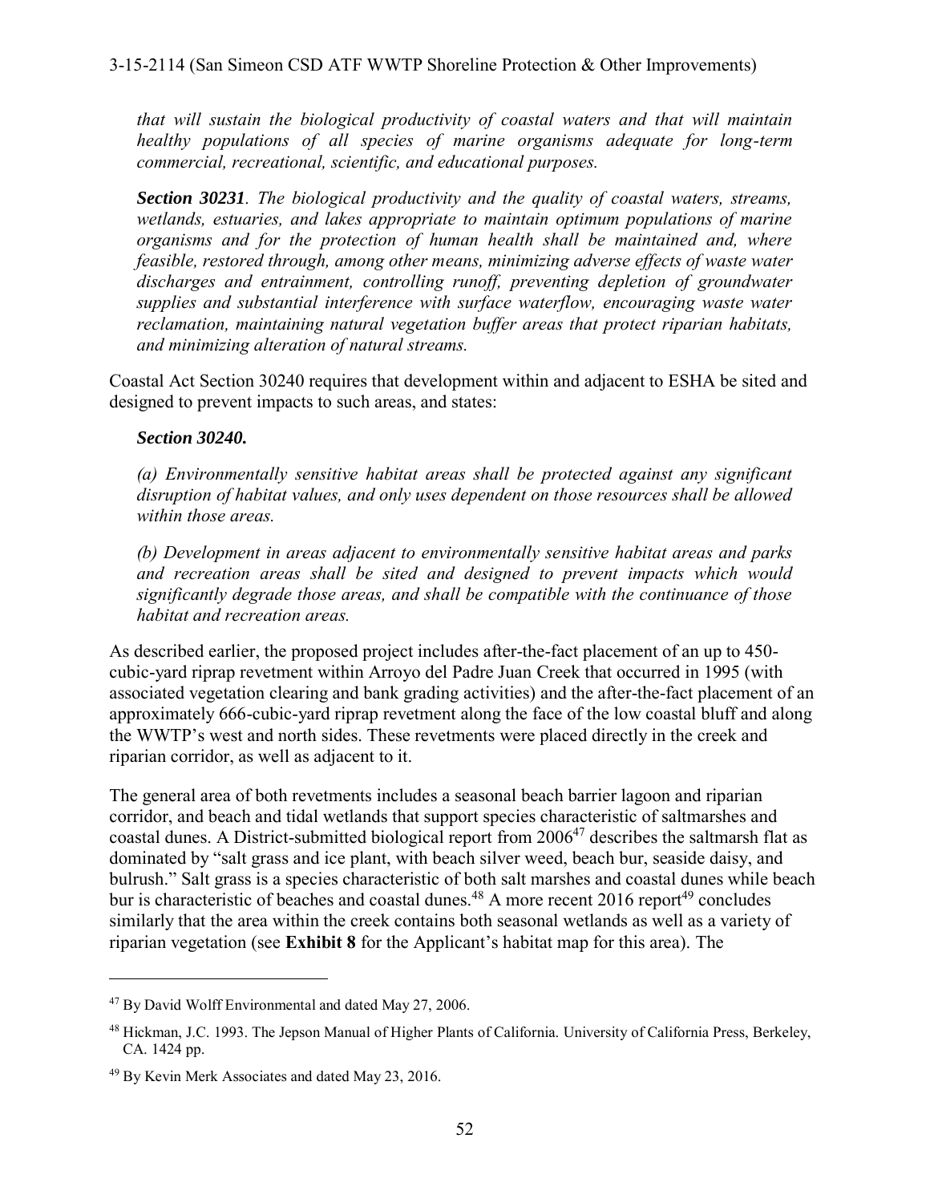*that will sustain the biological productivity of coastal waters and that will maintain healthy populations of all species of marine organisms adequate for long-term commercial, recreational, scientific, and educational purposes.*

***Section 30231**. The biological productivity and the quality of coastal waters, streams, wetlands, estuaries, and lakes appropriate to maintain optimum populations of marine organisms and for the protection of human health shall be maintained and, where feasible, restored through, among other means, minimizing adverse effects of waste water discharges and entrainment, controlling runoff, preventing depletion of groundwater supplies and substantial interference with surface waterflow, encouraging waste water reclamation, maintaining natural vegetation buffer areas that protect riparian habitats, and minimizing alteration of natural streams.*

Coastal Act Section 30240 requires that development within and adjacent to ESHA be sited and designed to prevent impacts to such areas, and states:

***Section 30240.***

*(a) Environmentally sensitive habitat areas shall be protected against any significant disruption of habitat values, and only uses dependent on those resources shall be allowed within those areas.*

*(b) Development in areas adjacent to environmentally sensitive habitat areas and parks and recreation areas shall be sited and designed to prevent impacts which would significantly degrade those areas, and shall be compatible with the continuance of those habitat and recreation areas.*

As described earlier, the proposed project includes after-the-fact placement of an up to 450-cubic-yard riprap revetment within Arroyo del Padre Juan Creek that occurred in 1995 (with associated vegetation clearing and bank grading activities) and the after-the-fact placement of an approximately 666-cubic-yard riprap revetment along the face of the low coastal bluff and along the WWTP's west and north sides. These revetments were placed directly in the creek and riparian corridor, as well as adjacent to it.

The general area of both revetments includes a seasonal beach barrier lagoon and riparian corridor, and beach and tidal wetlands that support species characteristic of saltmarshes and coastal dunes. A District-submitted biological report from 2006[47] describes the saltmarsh flat as dominated by "salt grass and ice plant, with beach silver weed, beach bur, seaside daisy, and bulrush." Salt grass is a species characteristic of both salt marshes and coastal dunes while beach bur is characteristic of beaches and coastal dunes.[48] A more recent 2016 report[49] concludes similarly that the area within the creek contains both seasonal wetlands as well as a variety of riparian vegetation (see **Exhibit 8** for the Applicant's habitat map for this area). The

---

[47] By David Wolff Environmental and dated May 27, 2006.

[48] Hickman, J.C. 1993. The Jepson Manual of Higher Plants of California. University of California Press, Berkeley, CA. 1424 pp.

[49] By Kevin Merk Associates and dated May 23, 2016.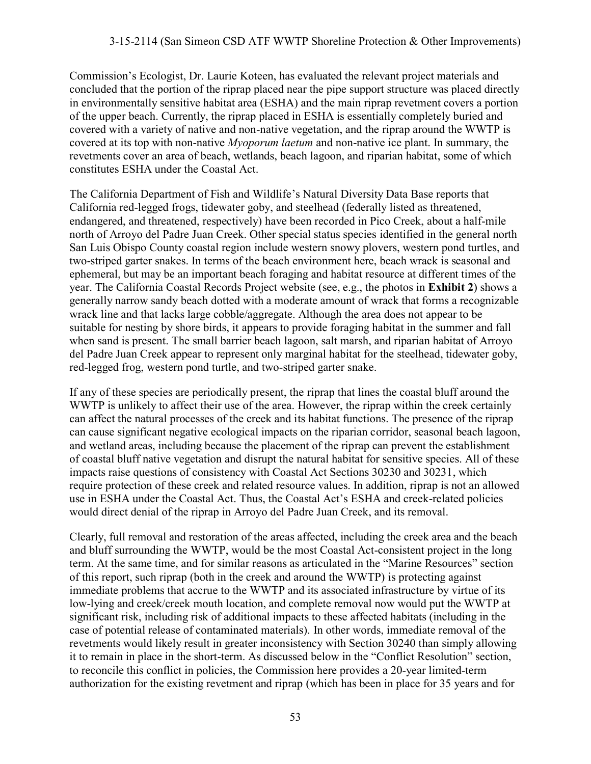Commission's Ecologist, Dr. Laurie Koteen, has evaluated the relevant project materials and concluded that the portion of the riprap placed near the pipe support structure was placed directly in environmentally sensitive habitat area (ESHA) and the main riprap revetment covers a portion of the upper beach. Currently, the riprap placed in ESHA is essentially completely buried and covered with a variety of native and non-native vegetation, and the riprap around the WWTP is covered at its top with non-native *Myoporum laetum* and non-native ice plant. In summary, the revetments cover an area of beach, wetlands, beach lagoon, and riparian habitat, some of which constitutes ESHA under the Coastal Act.

The California Department of Fish and Wildlife's Natural Diversity Data Base reports that California red-legged frogs, tidewater goby, and steelhead (federally listed as threatened, endangered, and threatened, respectively) have been recorded in Pico Creek, about a half-mile north of Arroyo del Padre Juan Creek. Other special status species identified in the general north San Luis Obispo County coastal region include western snowy plovers, western pond turtles, and two-striped garter snakes. In terms of the beach environment here, beach wrack is seasonal and ephemeral, but may be an important beach foraging and habitat resource at different times of the year. The California Coastal Records Project website (see, e.g., the photos in **Exhibit 2**) shows a generally narrow sandy beach dotted with a moderate amount of wrack that forms a recognizable wrack line and that lacks large cobble/aggregate. Although the area does not appear to be suitable for nesting by shore birds, it appears to provide foraging habitat in the summer and fall when sand is present. The small barrier beach lagoon, salt marsh, and riparian habitat of Arroyo del Padre Juan Creek appear to represent only marginal habitat for the steelhead, tidewater goby, red-legged frog, western pond turtle, and two-striped garter snake.

If any of these species are periodically present, the riprap that lines the coastal bluff around the WWTP is unlikely to affect their use of the area. However, the riprap within the creek certainly can affect the natural processes of the creek and its habitat functions. The presence of the riprap can cause significant negative ecological impacts on the riparian corridor, seasonal beach lagoon, and wetland areas, including because the placement of the riprap can prevent the establishment of coastal bluff native vegetation and disrupt the natural habitat for sensitive species. All of these impacts raise questions of consistency with Coastal Act Sections 30230 and 30231, which require protection of these creek and related resource values. In addition, riprap is not an allowed use in ESHA under the Coastal Act. Thus, the Coastal Act's ESHA and creek-related policies would direct denial of the riprap in Arroyo del Padre Juan Creek, and its removal.

Clearly, full removal and restoration of the areas affected, including the creek area and the beach and bluff surrounding the WWTP, would be the most Coastal Act-consistent project in the long term. At the same time, and for similar reasons as articulated in the "Marine Resources" section of this report, such riprap (both in the creek and around the WWTP) is protecting against immediate problems that accrue to the WWTP and its associated infrastructure by virtue of its low-lying and creek/creek mouth location, and complete removal now would put the WWTP at significant risk, including risk of additional impacts to these affected habitats (including in the case of potential release of contaminated materials). In other words, immediate removal of the revetments would likely result in greater inconsistency with Section 30240 than simply allowing it to remain in place in the short-term. As discussed below in the "Conflict Resolution" section, to reconcile this conflict in policies, the Commission here provides a 20-year limited-term authorization for the existing revetment and riprap (which has been in place for 35 years and for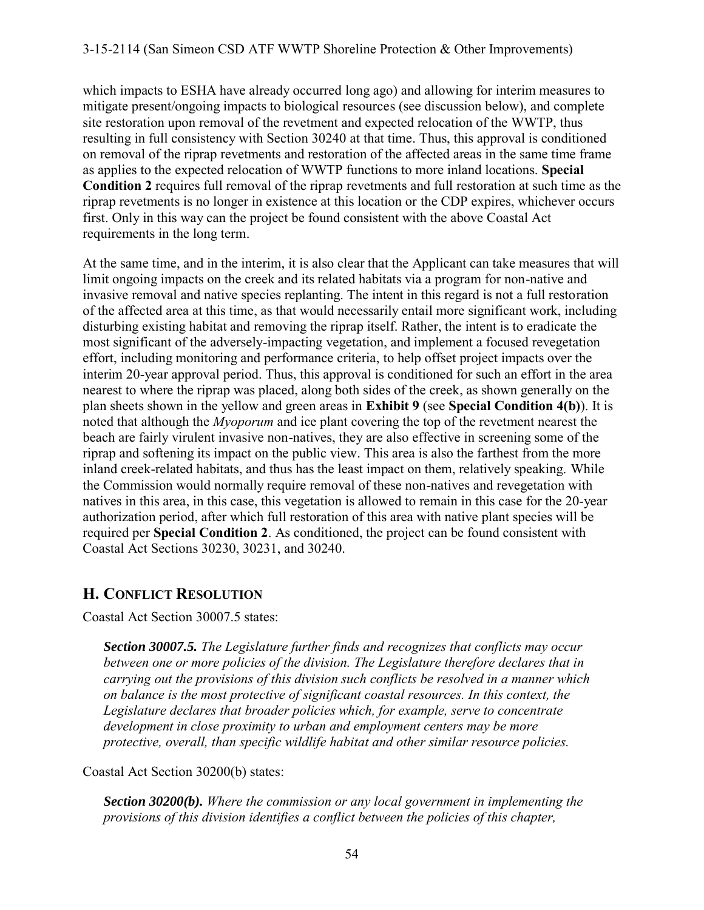which impacts to ESHA have already occurred long ago) and allowing for interim measures to mitigate present/ongoing impacts to biological resources (see discussion below), and complete site restoration upon removal of the revetment and expected relocation of the WWTP, thus resulting in full consistency with Section 30240 at that time. Thus, this approval is conditioned on removal of the riprap revetments and restoration of the affected areas in the same time frame as applies to the expected relocation of WWTP functions to more inland locations. **Special Condition 2** requires full removal of the riprap revetments and full restoration at such time as the riprap revetments is no longer in existence at this location or the CDP expires, whichever occurs first. Only in this way can the project be found consistent with the above Coastal Act requirements in the long term.

At the same time, and in the interim, it is also clear that the Applicant can take measures that will limit ongoing impacts on the creek and its related habitats via a program for non-native and invasive removal and native species replanting. The intent in this regard is not a full restoration of the affected area at this time, as that would necessarily entail more significant work, including disturbing existing habitat and removing the riprap itself. Rather, the intent is to eradicate the most significant of the adversely-impacting vegetation, and implement a focused revegetation effort, including monitoring and performance criteria, to help offset project impacts over the interim 20-year approval period. Thus, this approval is conditioned for such an effort in the area nearest to where the riprap was placed, along both sides of the creek, as shown generally on the plan sheets shown in the yellow and green areas in **Exhibit 9** (see **Special Condition 4(b)**). It is noted that although the *Myoporum* and ice plant covering the top of the revetment nearest the beach are fairly virulent invasive non-natives, they are also effective in screening some of the riprap and softening its impact on the public view. This area is also the farthest from the more inland creek-related habitats, and thus has the least impact on them, relatively speaking. While the Commission would normally require removal of these non-natives and revegetation with natives in this area, in this case, this vegetation is allowed to remain in this case for the 20-year authorization period, after which full restoration of this area with native plant species will be required per **Special Condition 2**. As conditioned, the project can be found consistent with Coastal Act Sections 30230, 30231, and 30240.

## H. CONFLICT RESOLUTION

Coastal Act Section 30007.5 states:

> ***Section 30007.5.*** *The Legislature further finds and recognizes that conflicts may occur between one or more policies of the division. The Legislature therefore declares that in carrying out the provisions of this division such conflicts be resolved in a manner which on balance is the most protective of significant coastal resources. In this context, the Legislature declares that broader policies which, for example, serve to concentrate development in close proximity to urban and employment centers may be more protective, overall, than specific wildlife habitat and other similar resource policies.*

Coastal Act Section 30200(b) states:

> ***Section 30200(b).*** *Where the commission or any local government in implementing the provisions of this division identifies a conflict between the policies of this chapter,*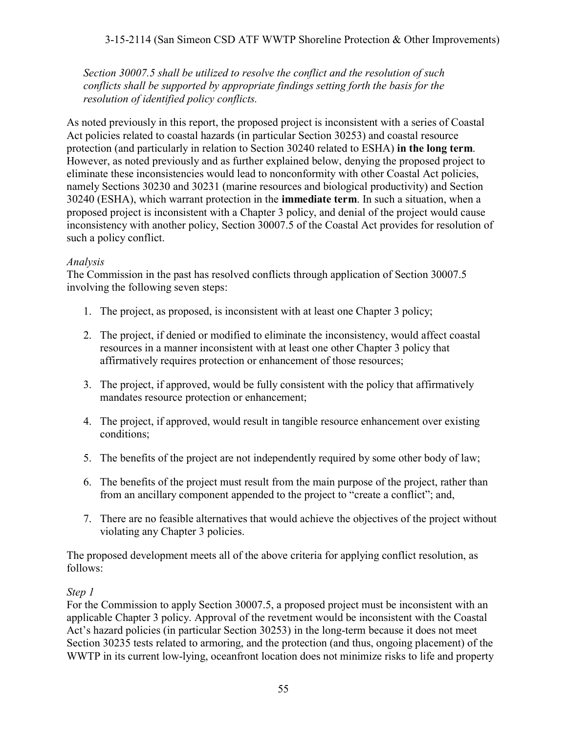*Section 30007.5 shall be utilized to resolve the conflict and the resolution of such conflicts shall be supported by appropriate findings setting forth the basis for the resolution of identified policy conflicts.*

As noted previously in this report, the proposed project is inconsistent with a series of Coastal Act policies related to coastal hazards (in particular Section 30253) and coastal resource protection (and particularly in relation to Section 30240 related to ESHA) **in the long term**. However, as noted previously and as further explained below, denying the proposed project to eliminate these inconsistencies would lead to nonconformity with other Coastal Act policies, namely Sections 30230 and 30231 (marine resources and biological productivity) and Section 30240 (ESHA), which warrant protection in the **immediate term**. In such a situation, when a proposed project is inconsistent with a Chapter 3 policy, and denial of the project would cause inconsistency with another policy, Section 30007.5 of the Coastal Act provides for resolution of such a policy conflict.

*Analysis*

The Commission in the past has resolved conflicts through application of Section 30007.5 involving the following seven steps:

1. The project, as proposed, is inconsistent with at least one Chapter 3 policy;
2. The project, if denied or modified to eliminate the inconsistency, would affect coastal resources in a manner inconsistent with at least one other Chapter 3 policy that affirmatively requires protection or enhancement of those resources;
3. The project, if approved, would be fully consistent with the policy that affirmatively mandates resource protection or enhancement;
4. The project, if approved, would result in tangible resource enhancement over existing conditions;
5. The benefits of the project are not independently required by some other body of law;
6. The benefits of the project must result from the main purpose of the project, rather than from an ancillary component appended to the project to "create a conflict"; and,
7. There are no feasible alternatives that would achieve the objectives of the project without violating any Chapter 3 policies.

The proposed development meets all of the above criteria for applying conflict resolution, as follows:

*Step 1*

For the Commission to apply Section 30007.5, a proposed project must be inconsistent with an applicable Chapter 3 policy. Approval of the revetment would be inconsistent with the Coastal Act's hazard policies (in particular Section 30253) in the long-term because it does not meet Section 30235 tests related to armoring, and the protection (and thus, ongoing placement) of the WWTP in its current low-lying, oceanfront location does not minimize risks to life and property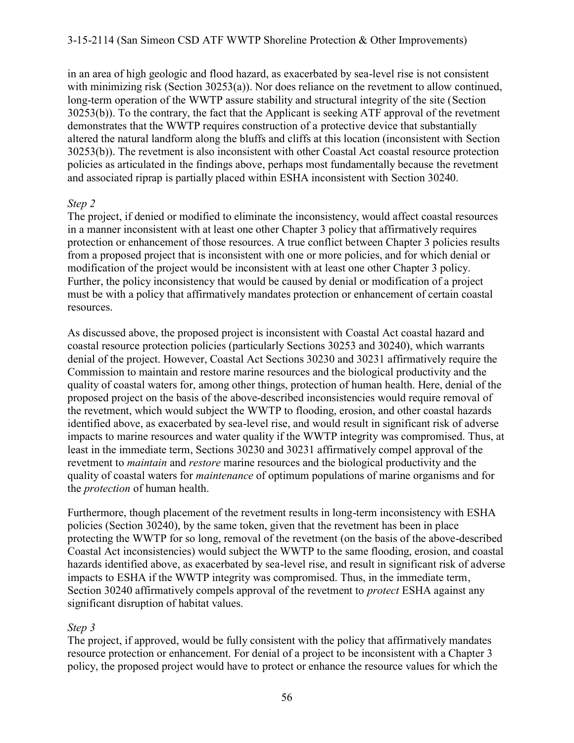in an area of high geologic and flood hazard, as exacerbated by sea-level rise is not consistent with minimizing risk (Section 30253(a)). Nor does reliance on the revetment to allow continued, long-term operation of the WWTP assure stability and structural integrity of the site (Section 30253(b)). To the contrary, the fact that the Applicant is seeking ATF approval of the revetment demonstrates that the WWTP requires construction of a protective device that substantially altered the natural landform along the bluffs and cliffs at this location (inconsistent with Section 30253(b)). The revetment is also inconsistent with other Coastal Act coastal resource protection policies as articulated in the findings above, perhaps most fundamentally because the revetment and associated riprap is partially placed within ESHA inconsistent with Section 30240.

*Step 2*

The project, if denied or modified to eliminate the inconsistency, would affect coastal resources in a manner inconsistent with at least one other Chapter 3 policy that affirmatively requires protection or enhancement of those resources. A true conflict between Chapter 3 policies results from a proposed project that is inconsistent with one or more policies, and for which denial or modification of the project would be inconsistent with at least one other Chapter 3 policy. Further, the policy inconsistency that would be caused by denial or modification of a project must be with a policy that affirmatively mandates protection or enhancement of certain coastal resources.

As discussed above, the proposed project is inconsistent with Coastal Act coastal hazard and coastal resource protection policies (particularly Sections 30253 and 30240), which warrants denial of the project. However, Coastal Act Sections 30230 and 30231 affirmatively require the Commission to maintain and restore marine resources and the biological productivity and the quality of coastal waters for, among other things, protection of human health. Here, denial of the proposed project on the basis of the above-described inconsistencies would require removal of the revetment, which would subject the WWTP to flooding, erosion, and other coastal hazards identified above, as exacerbated by sea-level rise, and would result in significant risk of adverse impacts to marine resources and water quality if the WWTP integrity was compromised. Thus, at least in the immediate term, Sections 30230 and 30231 affirmatively compel approval of the revetment to *maintain* and *restore* marine resources and the biological productivity and the quality of coastal waters for *maintenance* of optimum populations of marine organisms and for the *protection* of human health.

Furthermore, though placement of the revetment results in long-term inconsistency with ESHA policies (Section 30240), by the same token, given that the revetment has been in place protecting the WWTP for so long, removal of the revetment (on the basis of the above-described Coastal Act inconsistencies) would subject the WWTP to the same flooding, erosion, and coastal hazards identified above, as exacerbated by sea-level rise, and result in significant risk of adverse impacts to ESHA if the WWTP integrity was compromised. Thus, in the immediate term, Section 30240 affirmatively compels approval of the revetment to *protect* ESHA against any significant disruption of habitat values.

*Step 3*

The project, if approved, would be fully consistent with the policy that affirmatively mandates resource protection or enhancement. For denial of a project to be inconsistent with a Chapter 3 policy, the proposed project would have to protect or enhance the resource values for which the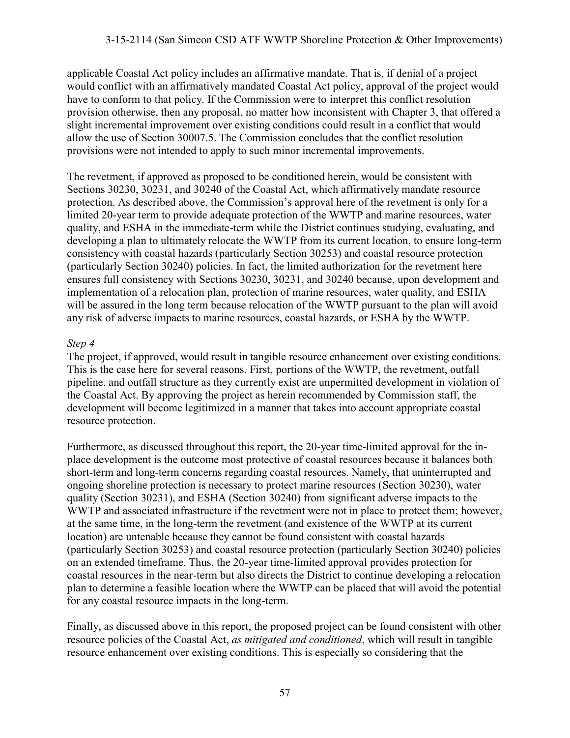applicable Coastal Act policy includes an affirmative mandate. That is, if denial of a project would conflict with an affirmatively mandated Coastal Act policy, approval of the project would have to conform to that policy. If the Commission were to interpret this conflict resolution provision otherwise, then any proposal, no matter how inconsistent with Chapter 3, that offered a slight incremental improvement over existing conditions could result in a conflict that would allow the use of Section 30007.5. The Commission concludes that the conflict resolution provisions were not intended to apply to such minor incremental improvements.

The revetment, if approved as proposed to be conditioned herein, would be consistent with Sections 30230, 30231, and 30240 of the Coastal Act, which affirmatively mandate resource protection. As described above, the Commission's approval here of the revetment is only for a limited 20-year term to provide adequate protection of the WWTP and marine resources, water quality, and ESHA in the immediate-term while the District continues studying, evaluating, and developing a plan to ultimately relocate the WWTP from its current location, to ensure long-term consistency with coastal hazards (particularly Section 30253) and coastal resource protection (particularly Section 30240) policies. In fact, the limited authorization for the revetment here ensures full consistency with Sections 30230, 30231, and 30240 because, upon development and implementation of a relocation plan, protection of marine resources, water quality, and ESHA will be assured in the long term because relocation of the WWTP pursuant to the plan will avoid any risk of adverse impacts to marine resources, coastal hazards, or ESHA by the WWTP.

*Step 4*

The project, if approved, would result in tangible resource enhancement over existing conditions. This is the case here for several reasons. First, portions of the WWTP, the revetment, outfall pipeline, and outfall structure as they currently exist are unpermitted development in violation of the Coastal Act. By approving the project as herein recommended by Commission staff, the development will become legitimized in a manner that takes into account appropriate coastal resource protection.

Furthermore, as discussed throughout this report, the 20-year time-limited approval for the in-place development is the outcome most protective of coastal resources because it balances both short-term and long-term concerns regarding coastal resources. Namely, that uninterrupted and ongoing shoreline protection is necessary to protect marine resources (Section 30230), water quality (Section 30231), and ESHA (Section 30240) from significant adverse impacts to the WWTP and associated infrastructure if the revetment were not in place to protect them; however, at the same time, in the long-term the revetment (and existence of the WWTP at its current location) are untenable because they cannot be found consistent with coastal hazards (particularly Section 30253) and coastal resource protection (particularly Section 30240) policies on an extended timeframe. Thus, the 20-year time-limited approval provides protection for coastal resources in the near-term but also directs the District to continue developing a relocation plan to determine a feasible location where the WWTP can be placed that will avoid the potential for any coastal resource impacts in the long-term.

Finally, as discussed above in this report, the proposed project can be found consistent with other resource policies of the Coastal Act, *as mitigated and conditioned*, which will result in tangible resource enhancement over existing conditions. This is especially so considering that the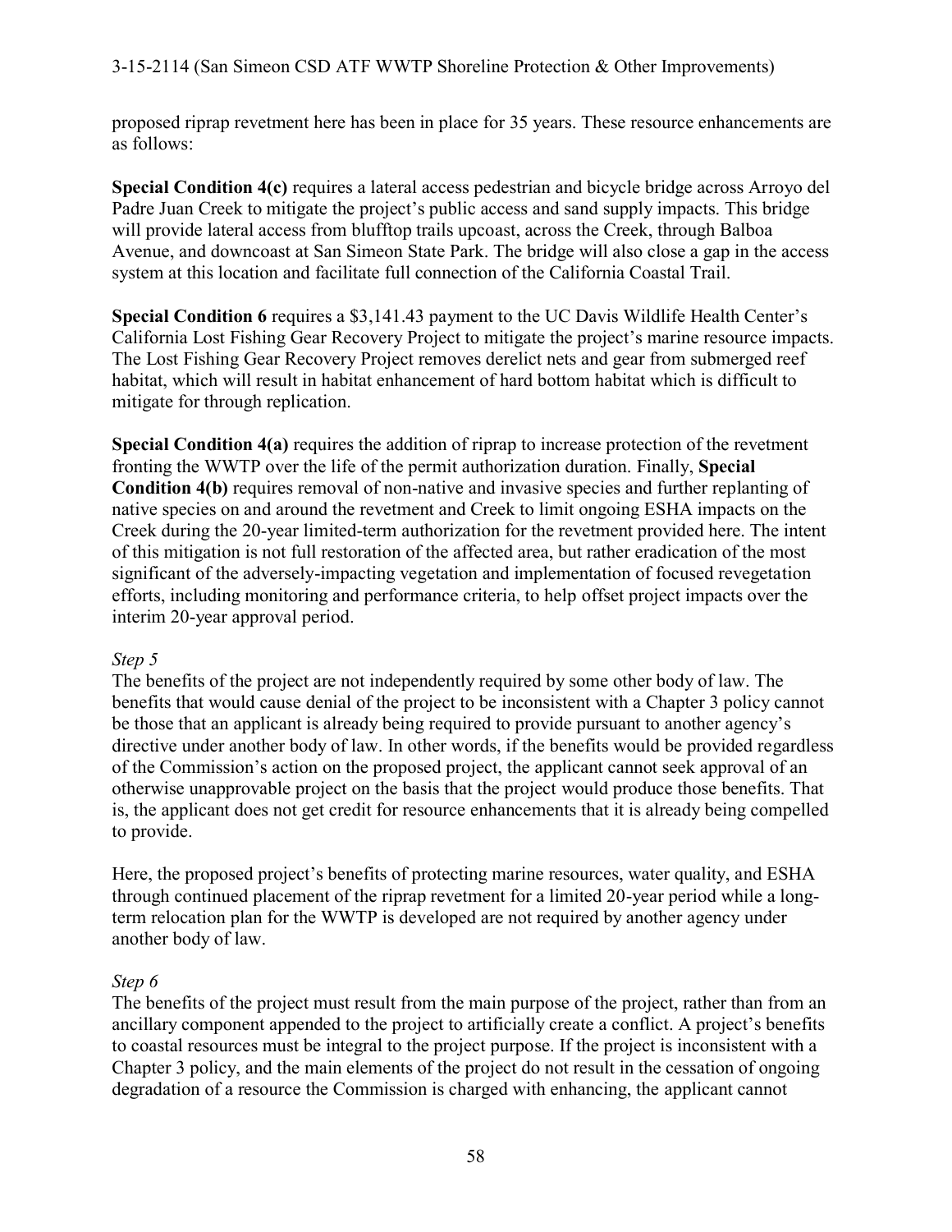proposed riprap revetment here has been in place for 35 years. These resource enhancements are as follows:

**Special Condition 4(c)** requires a lateral access pedestrian and bicycle bridge across Arroyo del Padre Juan Creek to mitigate the project's public access and sand supply impacts. This bridge will provide lateral access from blufftop trails upcoast, across the Creek, through Balboa Avenue, and downcoast at San Simeon State Park. The bridge will also close a gap in the access system at this location and facilitate full connection of the California Coastal Trail.

**Special Condition 6** requires a $3,141.43 payment to the UC Davis Wildlife Health Center's California Lost Fishing Gear Recovery Project to mitigate the project's marine resource impacts. The Lost Fishing Gear Recovery Project removes derelict nets and gear from submerged reef habitat, which will result in habitat enhancement of hard bottom habitat which is difficult to mitigate for through replication.

**Special Condition 4(a)** requires the addition of riprap to increase protection of the revetment fronting the WWTP over the life of the permit authorization duration. Finally, **Special Condition 4(b)** requires removal of non-native and invasive species and further replanting of native species on and around the revetment and Creek to limit ongoing ESHA impacts on the Creek during the 20-year limited-term authorization for the revetment provided here. The intent of this mitigation is not full restoration of the affected area, but rather eradication of the most significant of the adversely-impacting vegetation and implementation of focused revegetation efforts, including monitoring and performance criteria, to help offset project impacts over the interim 20-year approval period.

*Step 5*

The benefits of the project are not independently required by some other body of law. The benefits that would cause denial of the project to be inconsistent with a Chapter 3 policy cannot be those that an applicant is already being required to provide pursuant to another agency's directive under another body of law. In other words, if the benefits would be provided regardless of the Commission's action on the proposed project, the applicant cannot seek approval of an otherwise unapprovable project on the basis that the project would produce those benefits. That is, the applicant does not get credit for resource enhancements that it is already being compelled to provide.

Here, the proposed project's benefits of protecting marine resources, water quality, and ESHA through continued placement of the riprap revetment for a limited 20-year period while a long-term relocation plan for the WWTP is developed are not required by another agency under another body of law.

*Step 6*

The benefits of the project must result from the main purpose of the project, rather than from an ancillary component appended to the project to artificially create a conflict. A project's benefits to coastal resources must be integral to the project purpose. If the project is inconsistent with a Chapter 3 policy, and the main elements of the project do not result in the cessation of ongoing degradation of a resource the Commission is charged with enhancing, the applicant cannot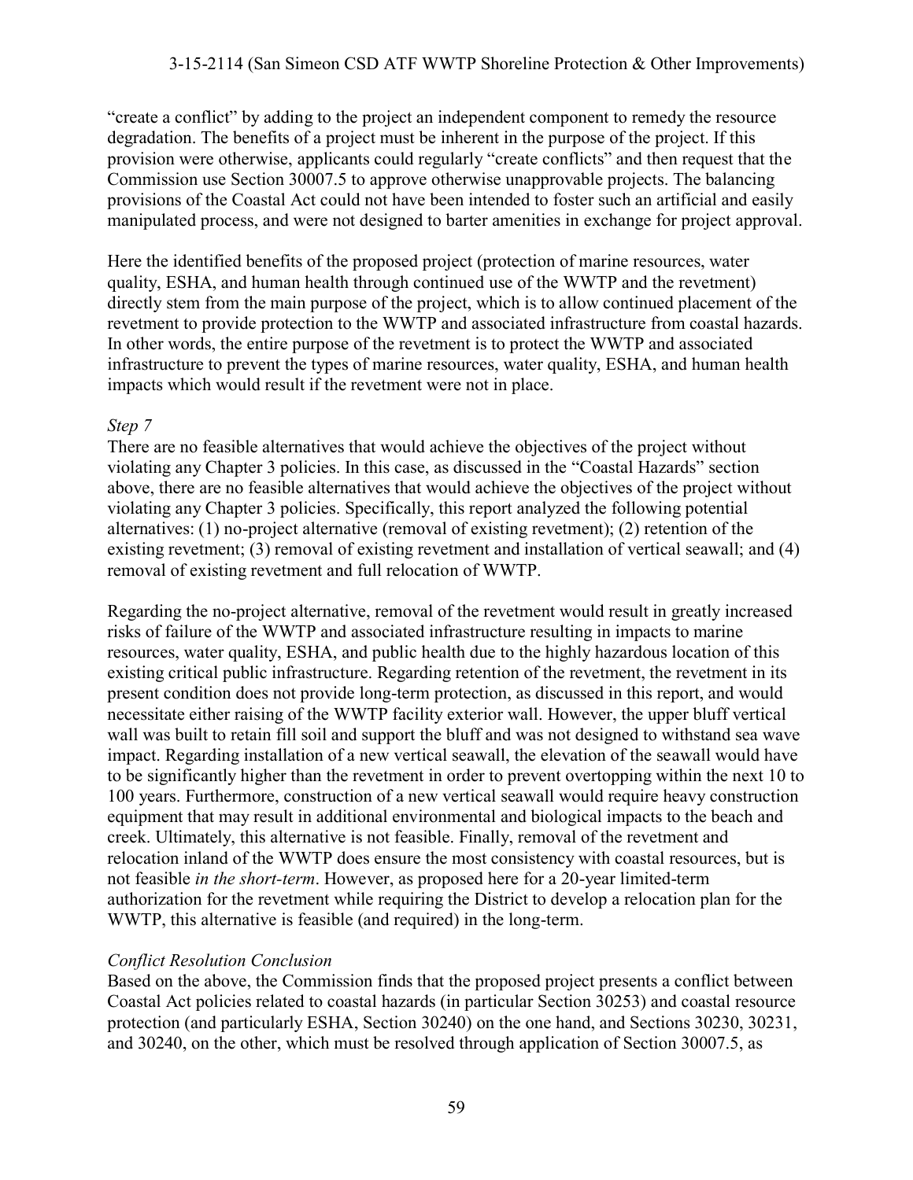"create a conflict" by adding to the project an independent component to remedy the resource degradation. The benefits of a project must be inherent in the purpose of the project. If this provision were otherwise, applicants could regularly "create conflicts" and then request that the Commission use Section 30007.5 to approve otherwise unapprovable projects. The balancing provisions of the Coastal Act could not have been intended to foster such an artificial and easily manipulated process, and were not designed to barter amenities in exchange for project approval.

Here the identified benefits of the proposed project (protection of marine resources, water quality, ESHA, and human health through continued use of the WWTP and the revetment) directly stem from the main purpose of the project, which is to allow continued placement of the revetment to provide protection to the WWTP and associated infrastructure from coastal hazards. In other words, the entire purpose of the revetment is to protect the WWTP and associated infrastructure to prevent the types of marine resources, water quality, ESHA, and human health impacts which would result if the revetment were not in place.

*Step 7*
There are no feasible alternatives that would achieve the objectives of the project without violating any Chapter 3 policies. In this case, as discussed in the "Coastal Hazards" section above, there are no feasible alternatives that would achieve the objectives of the project without violating any Chapter 3 policies. Specifically, this report analyzed the following potential alternatives: (1) no-project alternative (removal of existing revetment); (2) retention of the existing revetment; (3) removal of existing revetment and installation of vertical seawall; and (4) removal of existing revetment and full relocation of WWTP.

Regarding the no-project alternative, removal of the revetment would result in greatly increased risks of failure of the WWTP and associated infrastructure resulting in impacts to marine resources, water quality, ESHA, and public health due to the highly hazardous location of this existing critical public infrastructure. Regarding retention of the revetment, the revetment in its present condition does not provide long-term protection, as discussed in this report, and would necessitate either raising of the WWTP facility exterior wall. However, the upper bluff vertical wall was built to retain fill soil and support the bluff and was not designed to withstand sea wave impact. Regarding installation of a new vertical seawall, the elevation of the seawall would have to be significantly higher than the revetment in order to prevent overtopping within the next 10 to 100 years. Furthermore, construction of a new vertical seawall would require heavy construction equipment that may result in additional environmental and biological impacts to the beach and creek. Ultimately, this alternative is not feasible. Finally, removal of the revetment and relocation inland of the WWTP does ensure the most consistency with coastal resources, but is not feasible *in the short-term*. However, as proposed here for a 20-year limited-term authorization for the revetment while requiring the District to develop a relocation plan for the WWTP, this alternative is feasible (and required) in the long-term.

*Conflict Resolution Conclusion*
Based on the above, the Commission finds that the proposed project presents a conflict between Coastal Act policies related to coastal hazards (in particular Section 30253) and coastal resource protection (and particularly ESHA, Section 30240) on the one hand, and Sections 30230, 30231, and 30240, on the other, which must be resolved through application of Section 30007.5, as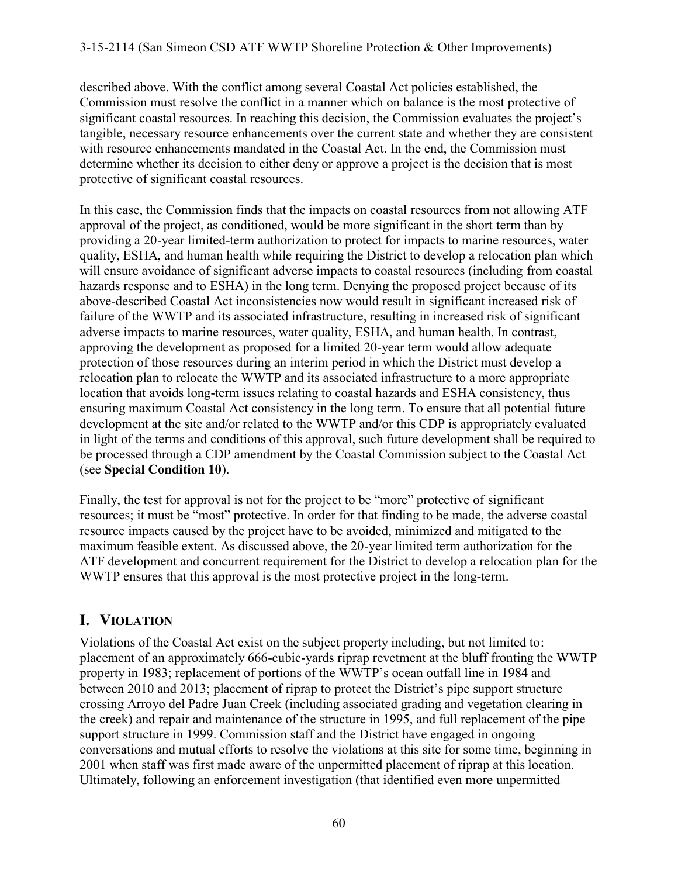described above. With the conflict among several Coastal Act policies established, the Commission must resolve the conflict in a manner which on balance is the most protective of significant coastal resources. In reaching this decision, the Commission evaluates the project's tangible, necessary resource enhancements over the current state and whether they are consistent with resource enhancements mandated in the Coastal Act. In the end, the Commission must determine whether its decision to either deny or approve a project is the decision that is most protective of significant coastal resources.

In this case, the Commission finds that the impacts on coastal resources from not allowing ATF approval of the project, as conditioned, would be more significant in the short term than by providing a 20-year limited-term authorization to protect for impacts to marine resources, water quality, ESHA, and human health while requiring the District to develop a relocation plan which will ensure avoidance of significant adverse impacts to coastal resources (including from coastal hazards response and to ESHA) in the long term. Denying the proposed project because of its above-described Coastal Act inconsistencies now would result in significant increased risk of failure of the WWTP and its associated infrastructure, resulting in increased risk of significant adverse impacts to marine resources, water quality, ESHA, and human health. In contrast, approving the development as proposed for a limited 20-year term would allow adequate protection of those resources during an interim period in which the District must develop a relocation plan to relocate the WWTP and its associated infrastructure to a more appropriate location that avoids long-term issues relating to coastal hazards and ESHA consistency, thus ensuring maximum Coastal Act consistency in the long term. To ensure that all potential future development at the site and/or related to the WWTP and/or this CDP is appropriately evaluated in light of the terms and conditions of this approval, such future development shall be required to be processed through a CDP amendment by the Coastal Commission subject to the Coastal Act (see **Special Condition 10**).

Finally, the test for approval is not for the project to be "more" protective of significant resources; it must be "most" protective. In order for that finding to be made, the adverse coastal resource impacts caused by the project have to be avoided, minimized and mitigated to the maximum feasible extent. As discussed above, the 20-year limited term authorization for the ATF development and concurrent requirement for the District to develop a relocation plan for the WWTP ensures that this approval is the most protective project in the long-term.

## I. VIOLATION

Violations of the Coastal Act exist on the subject property including, but not limited to: placement of an approximately 666-cubic-yards riprap revetment at the bluff fronting the WWTP property in 1983; replacement of portions of the WWTP's ocean outfall line in 1984 and between 2010 and 2013; placement of riprap to protect the District's pipe support structure crossing Arroyo del Padre Juan Creek (including associated grading and vegetation clearing in the creek) and repair and maintenance of the structure in 1995, and full replacement of the pipe support structure in 1999. Commission staff and the District have engaged in ongoing conversations and mutual efforts to resolve the violations at this site for some time, beginning in 2001 when staff was first made aware of the unpermitted placement of riprap at this location. Ultimately, following an enforcement investigation (that identified even more unpermitted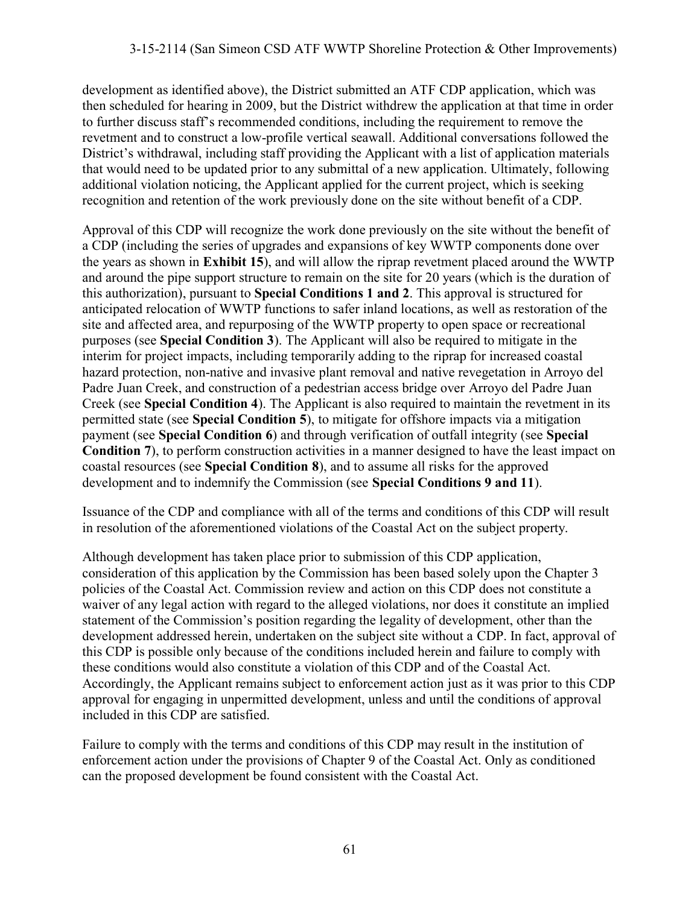development as identified above), the District submitted an ATF CDP application, which was then scheduled for hearing in 2009, but the District withdrew the application at that time in order to further discuss staff's recommended conditions, including the requirement to remove the revetment and to construct a low-profile vertical seawall. Additional conversations followed the District's withdrawal, including staff providing the Applicant with a list of application materials that would need to be updated prior to any submittal of a new application. Ultimately, following additional violation noticing, the Applicant applied for the current project, which is seeking recognition and retention of the work previously done on the site without benefit of a CDP.

Approval of this CDP will recognize the work done previously on the site without the benefit of a CDP (including the series of upgrades and expansions of key WWTP components done over the years as shown in **Exhibit 15**), and will allow the riprap revetment placed around the WWTP and around the pipe support structure to remain on the site for 20 years (which is the duration of this authorization), pursuant to **Special Conditions 1 and 2**. This approval is structured for anticipated relocation of WWTP functions to safer inland locations, as well as restoration of the site and affected area, and repurposing of the WWTP property to open space or recreational purposes (see **Special Condition 3**). The Applicant will also be required to mitigate in the interim for project impacts, including temporarily adding to the riprap for increased coastal hazard protection, non-native and invasive plant removal and native revegetation in Arroyo del Padre Juan Creek, and construction of a pedestrian access bridge over Arroyo del Padre Juan Creek (see **Special Condition 4**). The Applicant is also required to maintain the revetment in its permitted state (see **Special Condition 5**), to mitigate for offshore impacts via a mitigation payment (see **Special Condition 6**) and through verification of outfall integrity (see **Special Condition 7**), to perform construction activities in a manner designed to have the least impact on coastal resources (see **Special Condition 8**), and to assume all risks for the approved development and to indemnify the Commission (see **Special Conditions 9 and 11**).

Issuance of the CDP and compliance with all of the terms and conditions of this CDP will result in resolution of the aforementioned violations of the Coastal Act on the subject property.

Although development has taken place prior to submission of this CDP application, consideration of this application by the Commission has been based solely upon the Chapter 3 policies of the Coastal Act. Commission review and action on this CDP does not constitute a waiver of any legal action with regard to the alleged violations, nor does it constitute an implied statement of the Commission's position regarding the legality of development, other than the development addressed herein, undertaken on the subject site without a CDP. In fact, approval of this CDP is possible only because of the conditions included herein and failure to comply with these conditions would also constitute a violation of this CDP and of the Coastal Act. Accordingly, the Applicant remains subject to enforcement action just as it was prior to this CDP approval for engaging in unpermitted development, unless and until the conditions of approval included in this CDP are satisfied.

Failure to comply with the terms and conditions of this CDP may result in the institution of enforcement action under the provisions of Chapter 9 of the Coastal Act. Only as conditioned can the proposed development be found consistent with the Coastal Act.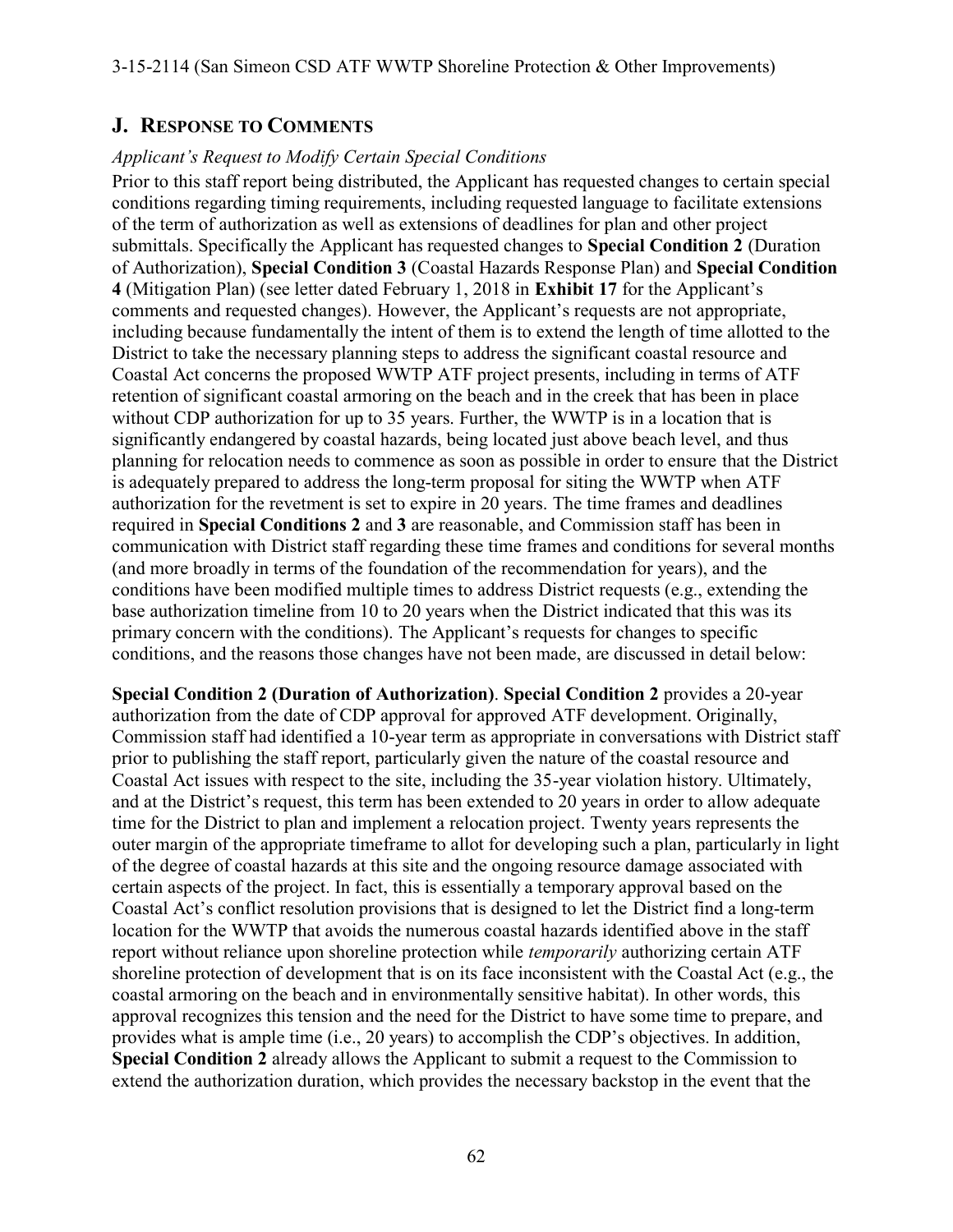## J. RESPONSE TO COMMENTS

*Applicant's Request to Modify Certain Special Conditions*

Prior to this staff report being distributed, the Applicant has requested changes to certain special conditions regarding timing requirements, including requested language to facilitate extensions of the term of authorization as well as extensions of deadlines for plan and other project submittals. Specifically the Applicant has requested changes to **Special Condition 2** (Duration of Authorization), **Special Condition 3** (Coastal Hazards Response Plan) and **Special Condition 4** (Mitigation Plan) (see letter dated February 1, 2018 in **Exhibit 17** for the Applicant's comments and requested changes). However, the Applicant's requests are not appropriate, including because fundamentally the intent of them is to extend the length of time allotted to the District to take the necessary planning steps to address the significant coastal resource and Coastal Act concerns the proposed WWTP ATF project presents, including in terms of ATF retention of significant coastal armoring on the beach and in the creek that has been in place without CDP authorization for up to 35 years. Further, the WWTP is in a location that is significantly endangered by coastal hazards, being located just above beach level, and thus planning for relocation needs to commence as soon as possible in order to ensure that the District is adequately prepared to address the long-term proposal for siting the WWTP when ATF authorization for the revetment is set to expire in 20 years. The time frames and deadlines required in **Special Conditions 2** and **3** are reasonable, and Commission staff has been in communication with District staff regarding these time frames and conditions for several months (and more broadly in terms of the foundation of the recommendation for years), and the conditions have been modified multiple times to address District requests (e.g., extending the base authorization timeline from 10 to 20 years when the District indicated that this was its primary concern with the conditions). The Applicant's requests for changes to specific conditions, and the reasons those changes have not been made, are discussed in detail below:

**Special Condition 2 (Duration of Authorization)**. **Special Condition 2** provides a 20-year authorization from the date of CDP approval for approved ATF development. Originally, Commission staff had identified a 10-year term as appropriate in conversations with District staff prior to publishing the staff report, particularly given the nature of the coastal resource and Coastal Act issues with respect to the site, including the 35-year violation history. Ultimately, and at the District's request, this term has been extended to 20 years in order to allow adequate time for the District to plan and implement a relocation project. Twenty years represents the outer margin of the appropriate timeframe to allot for developing such a plan, particularly in light of the degree of coastal hazards at this site and the ongoing resource damage associated with certain aspects of the project. In fact, this is essentially a temporary approval based on the Coastal Act's conflict resolution provisions that is designed to let the District find a long-term location for the WWTP that avoids the numerous coastal hazards identified above in the staff report without reliance upon shoreline protection while *temporarily* authorizing certain ATF shoreline protection of development that is on its face inconsistent with the Coastal Act (e.g., the coastal armoring on the beach and in environmentally sensitive habitat). In other words, this approval recognizes this tension and the need for the District to have some time to prepare, and provides what is ample time (i.e., 20 years) to accomplish the CDP's objectives. In addition, **Special Condition 2** already allows the Applicant to submit a request to the Commission to extend the authorization duration, which provides the necessary backstop in the event that the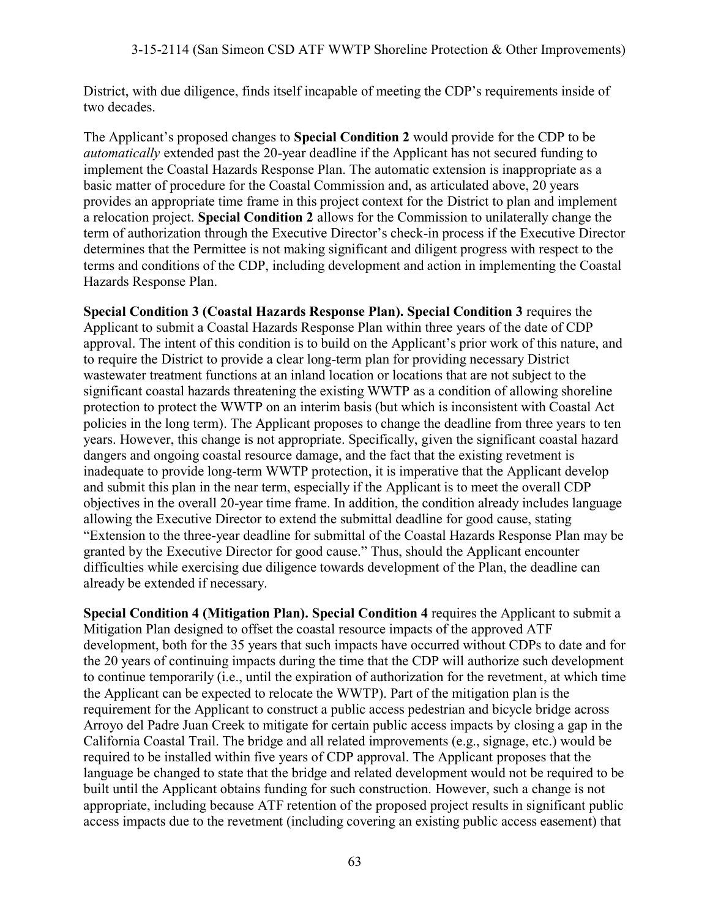District, with due diligence, finds itself incapable of meeting the CDP's requirements inside of two decades.

The Applicant's proposed changes to **Special Condition 2** would provide for the CDP to be *automatically* extended past the 20-year deadline if the Applicant has not secured funding to implement the Coastal Hazards Response Plan. The automatic extension is inappropriate as a basic matter of procedure for the Coastal Commission and, as articulated above, 20 years provides an appropriate time frame in this project context for the District to plan and implement a relocation project. **Special Condition 2** allows for the Commission to unilaterally change the term of authorization through the Executive Director's check-in process if the Executive Director determines that the Permittee is not making significant and diligent progress with respect to the terms and conditions of the CDP, including development and action in implementing the Coastal Hazards Response Plan.

**Special Condition 3 (Coastal Hazards Response Plan). Special Condition 3** requires the Applicant to submit a Coastal Hazards Response Plan within three years of the date of CDP approval. The intent of this condition is to build on the Applicant's prior work of this nature, and to require the District to provide a clear long-term plan for providing necessary District wastewater treatment functions at an inland location or locations that are not subject to the significant coastal hazards threatening the existing WWTP as a condition of allowing shoreline protection to protect the WWTP on an interim basis (but which is inconsistent with Coastal Act policies in the long term). The Applicant proposes to change the deadline from three years to ten years. However, this change is not appropriate. Specifically, given the significant coastal hazard dangers and ongoing coastal resource damage, and the fact that the existing revetment is inadequate to provide long-term WWTP protection, it is imperative that the Applicant develop and submit this plan in the near term, especially if the Applicant is to meet the overall CDP objectives in the overall 20-year time frame. In addition, the condition already includes language allowing the Executive Director to extend the submittal deadline for good cause, stating "Extension to the three-year deadline for submittal of the Coastal Hazards Response Plan may be granted by the Executive Director for good cause." Thus, should the Applicant encounter difficulties while exercising due diligence towards development of the Plan, the deadline can already be extended if necessary.

**Special Condition 4 (Mitigation Plan). Special Condition 4** requires the Applicant to submit a Mitigation Plan designed to offset the coastal resource impacts of the approved ATF development, both for the 35 years that such impacts have occurred without CDPs to date and for the 20 years of continuing impacts during the time that the CDP will authorize such development to continue temporarily (i.e., until the expiration of authorization for the revetment, at which time the Applicant can be expected to relocate the WWTP). Part of the mitigation plan is the requirement for the Applicant to construct a public access pedestrian and bicycle bridge across Arroyo del Padre Juan Creek to mitigate for certain public access impacts by closing a gap in the California Coastal Trail. The bridge and all related improvements (e.g., signage, etc.) would be required to be installed within five years of CDP approval. The Applicant proposes that the language be changed to state that the bridge and related development would not be required to be built until the Applicant obtains funding for such construction. However, such a change is not appropriate, including because ATF retention of the proposed project results in significant public access impacts due to the revetment (including covering an existing public access easement) that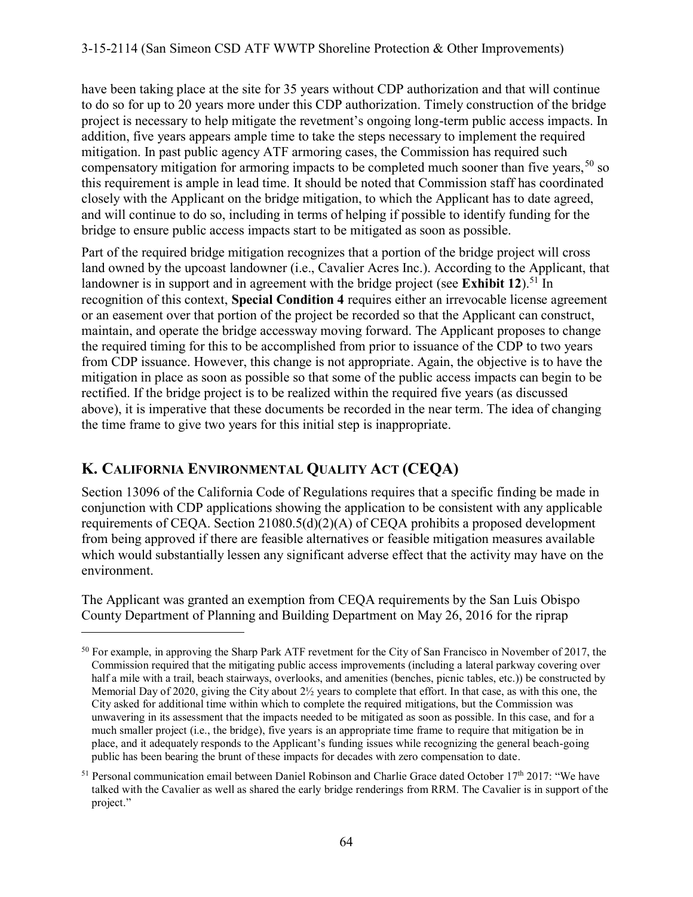have been taking place at the site for 35 years without CDP authorization and that will continue to do so for up to 20 years more under this CDP authorization. Timely construction of the bridge project is necessary to help mitigate the revetment's ongoing long-term public access impacts. In addition, five years appears ample time to take the steps necessary to implement the required mitigation. In past public agency ATF armoring cases, the Commission has required such compensatory mitigation for armoring impacts to be completed much sooner than five years,[50] so this requirement is ample in lead time. It should be noted that Commission staff has coordinated closely with the Applicant on the bridge mitigation, to which the Applicant has to date agreed, and will continue to do so, including in terms of helping if possible to identify funding for the bridge to ensure public access impacts start to be mitigated as soon as possible.

Part of the required bridge mitigation recognizes that a portion of the bridge project will cross land owned by the upcoast landowner (i.e., Cavalier Acres Inc.). According to the Applicant, that landowner is in support and in agreement with the bridge project (see **Exhibit 12**).[51] In recognition of this context, **Special Condition 4** requires either an irrevocable license agreement or an easement over that portion of the project be recorded so that the Applicant can construct, maintain, and operate the bridge accessway moving forward. The Applicant proposes to change the required timing for this to be accomplished from prior to issuance of the CDP to two years from CDP issuance. However, this change is not appropriate. Again, the objective is to have the mitigation in place as soon as possible so that some of the public access impacts can begin to be rectified. If the bridge project is to be realized within the required five years (as discussed above), it is imperative that these documents be recorded in the near term. The idea of changing the time frame to give two years for this initial step is inappropriate.

## K. California Environmental Quality Act (CEQA)

Section 13096 of the California Code of Regulations requires that a specific finding be made in conjunction with CDP applications showing the application to be consistent with any applicable requirements of CEQA. Section 21080.5(d)(2)(A) of CEQA prohibits a proposed development from being approved if there are feasible alternatives or feasible mitigation measures available which would substantially lessen any significant adverse effect that the activity may have on the environment.

The Applicant was granted an exemption from CEQA requirements by the San Luis Obispo County Department of Planning and Building Department on May 26, 2016 for the riprap

---

[50] For example, in approving the Sharp Park ATF revetment for the City of San Francisco in November of 2017, the Commission required that the mitigating public access improvements (including a lateral parkway covering over half a mile with a trail, beach stairways, overlooks, and amenities (benches, picnic tables, etc.)) be constructed by Memorial Day of 2020, giving the City about 2½ years to complete that effort. In that case, as with this one, the City asked for additional time within which to complete the required mitigations, but the Commission was unwavering in its assessment that the impacts needed to be mitigated as soon as possible. In this case, and for a much smaller project (i.e., the bridge), five years is an appropriate time frame to require that mitigation be in place, and it adequately responds to the Applicant's funding issues while recognizing the general beach-going public has been bearing the brunt of these impacts for decades with zero compensation to date.

[51] Personal communication email between Daniel Robinson and Charlie Grace dated October 17th 2017: "We have talked with the Cavalier as well as shared the early bridge renderings from RRM. The Cavalier is in support of the project."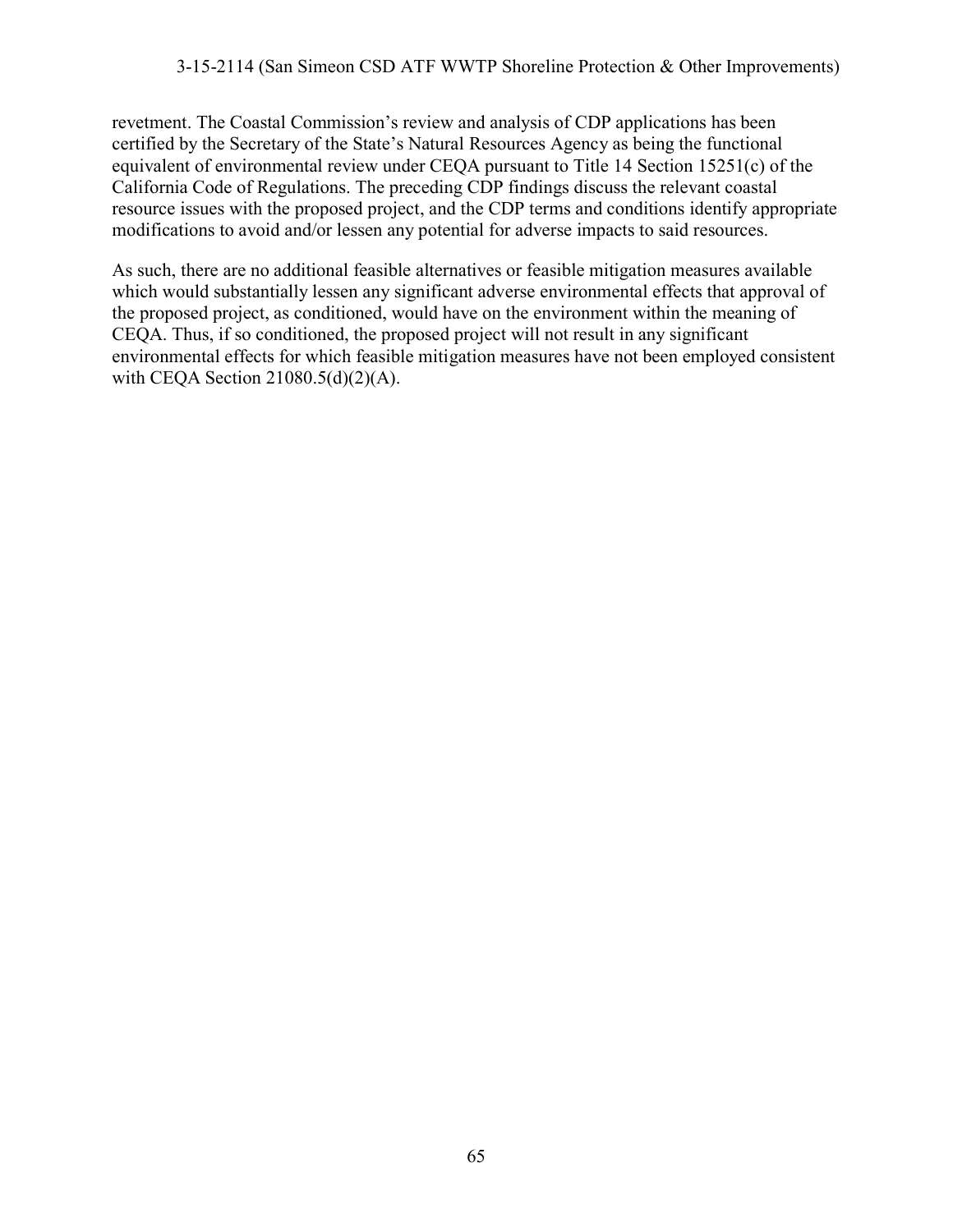revetment. The Coastal Commission's review and analysis of CDP applications has been certified by the Secretary of the State's Natural Resources Agency as being the functional equivalent of environmental review under CEQA pursuant to Title 14 Section 15251(c) of the California Code of Regulations. The preceding CDP findings discuss the relevant coastal resource issues with the proposed project, and the CDP terms and conditions identify appropriate modifications to avoid and/or lessen any potential for adverse impacts to said resources.

As such, there are no additional feasible alternatives or feasible mitigation measures available which would substantially lessen any significant adverse environmental effects that approval of the proposed project, as conditioned, would have on the environment within the meaning of CEQA. Thus, if so conditioned, the proposed project will not result in any significant environmental effects for which feasible mitigation measures have not been employed consistent with CEQA Section 21080.5(d)(2)(A).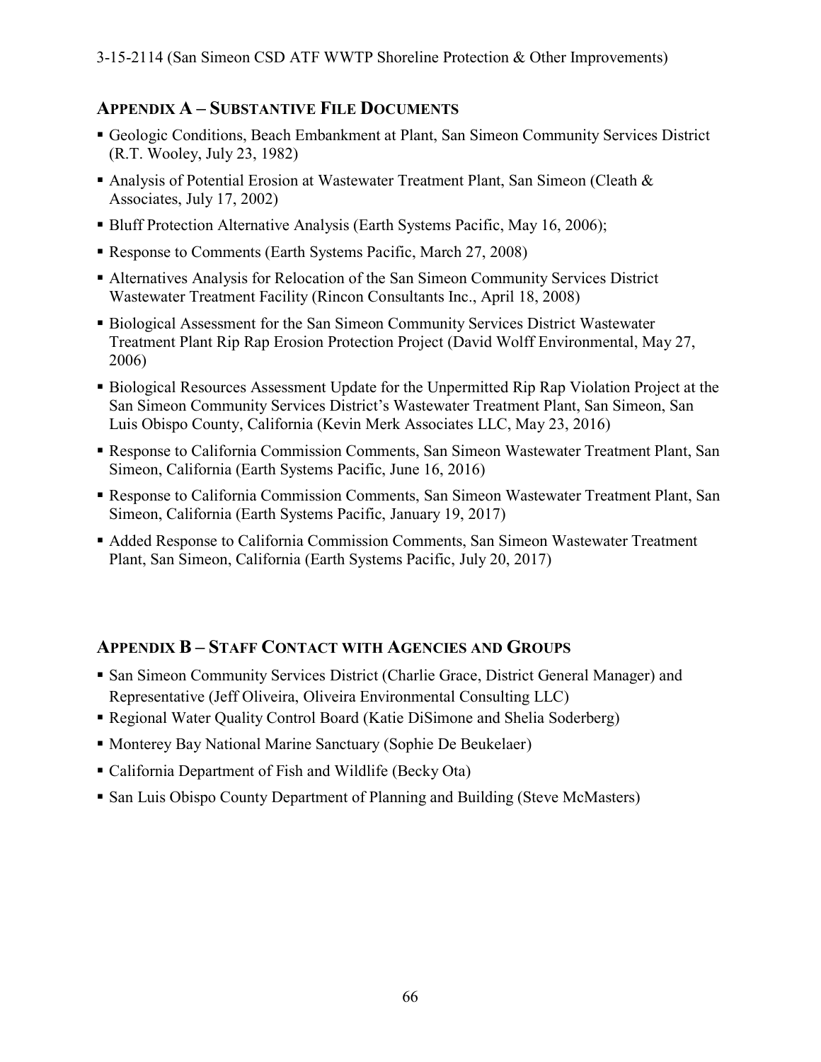## APPENDIX A – SUBSTANTIVE FILE DOCUMENTS

- Geologic Conditions, Beach Embankment at Plant, San Simeon Community Services District (R.T. Wooley, July 23, 1982)
- Analysis of Potential Erosion at Wastewater Treatment Plant, San Simeon (Cleath & Associates, July 17, 2002)
- Bluff Protection Alternative Analysis (Earth Systems Pacific, May 16, 2006);
- Response to Comments (Earth Systems Pacific, March 27, 2008)
- Alternatives Analysis for Relocation of the San Simeon Community Services District Wastewater Treatment Facility (Rincon Consultants Inc., April 18, 2008)
- Biological Assessment for the San Simeon Community Services District Wastewater Treatment Plant Rip Rap Erosion Protection Project (David Wolff Environmental, May 27, 2006)
- Biological Resources Assessment Update for the Unpermitted Rip Rap Violation Project at the San Simeon Community Services District's Wastewater Treatment Plant, San Simeon, San Luis Obispo County, California (Kevin Merk Associates LLC, May 23, 2016)
- Response to California Commission Comments, San Simeon Wastewater Treatment Plant, San Simeon, California (Earth Systems Pacific, June 16, 2016)
- Response to California Commission Comments, San Simeon Wastewater Treatment Plant, San Simeon, California (Earth Systems Pacific, January 19, 2017)
- Added Response to California Commission Comments, San Simeon Wastewater Treatment Plant, San Simeon, California (Earth Systems Pacific, July 20, 2017)

## APPENDIX B – STAFF CONTACT WITH AGENCIES AND GROUPS

- San Simeon Community Services District (Charlie Grace, District General Manager) and Representative (Jeff Oliveira, Oliveira Environmental Consulting LLC)
- Regional Water Quality Control Board (Katie DiSimone and Shelia Soderberg)
- Monterey Bay National Marine Sanctuary (Sophie De Beukelaer)
- California Department of Fish and Wildlife (Becky Ota)
- San Luis Obispo County Department of Planning and Building (Steve McMasters)